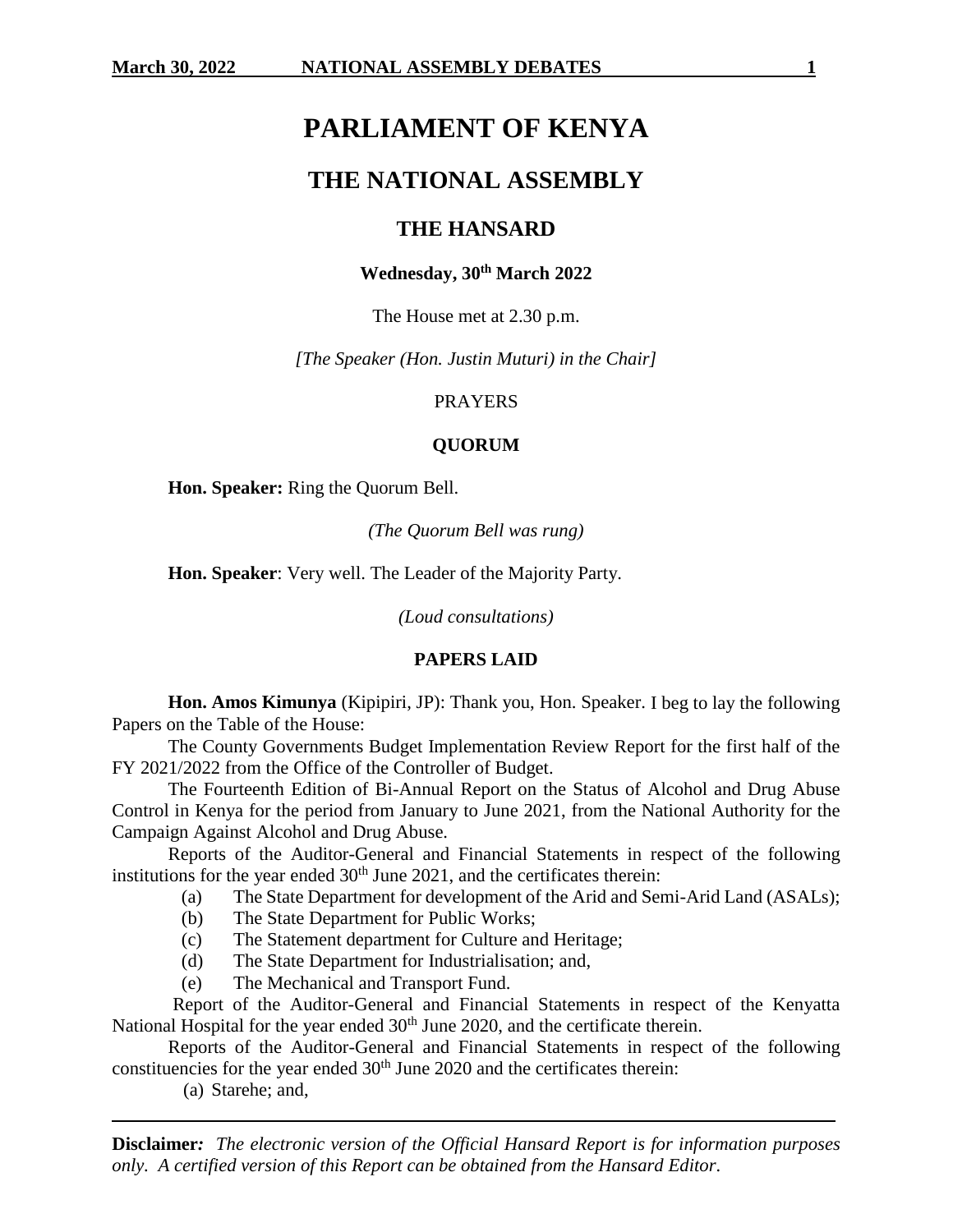# PARLIAMENT OF KENYA

## THE NATIONAL ASSEMBLY

### THE HANSARD

**Wednesday, 30th March 2022**

The House met at 2.30 p.m.

*[The Speaker (Hon. Justin Muturi) in the Chair]*

PRAYERS

**QUORUM**

**Hon. Speaker:** Ring the Quorum Bell.

*(The Quorum Bell was rung)*

**Hon. Speaker**: Very well. The Leader of the Majority Party.

*(Loud consultations)*

**PAPERS LAID**

**Hon. Amos Kimunya** (Kipipiri, JP): Thank you, Hon. Speaker. I beg to lay the following Papers on the Table of the House:

The County Governments Budget Implementation Review Report for the first half of the FY 2021/2022 from the Office of the Controller of Budget.

The Fourteenth Edition of Bi-Annual Report on the Status of Alcohol and Drug Abuse Control in Kenya for the period from January to June 2021, from the National Authority for the Campaign Against Alcohol and Drug Abuse.

Reports of the Auditor-General and Financial Statements in respect of the following institutions for the year ended 30th June 2021, and the certificates therein:

(a) The State Department for development of the Arid and Semi-Arid Land (ASALs);
(b) The State Department for Public Works;
(c) The Statement department for Culture and Heritage;
(d) The State Department for Industrialisation; and,
(e) The Mechanical and Transport Fund.

Report of the Auditor-General and Financial Statements in respect of the Kenyatta National Hospital for the year ended 30th June 2020, and the certificate therein.

Reports of the Auditor-General and Financial Statements in respect of the following constituencies for the year ended 30th June 2020 and the certificates therein:

(a) Starehe; and,

**Disclaimer***:* *The electronic version of the Official Hansard Report is for information purposes only. A certified version of this Report can be obtained from the Hansard Editor.*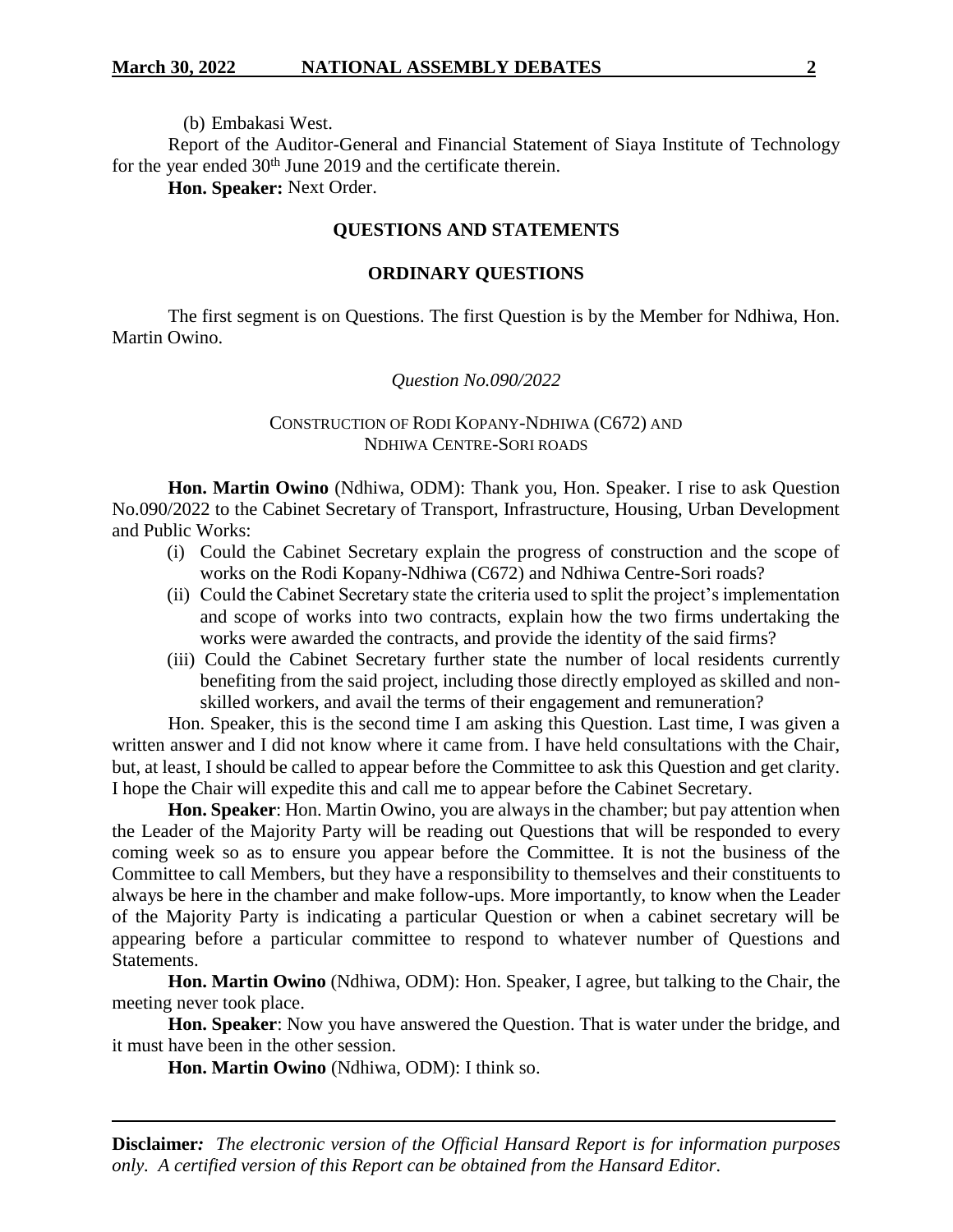(b) Embakasi West.

Report of the Auditor-General and Financial Statement of Siaya Institute of Technology for the year ended 30th June 2019 and the certificate therein.

**Hon. Speaker:** Next Order.

## QUESTIONS AND STATEMENTS

### ORDINARY QUESTIONS

The first segment is on Questions. The first Question is by the Member for Ndhiwa, Hon. Martin Owino.

*Question No.090/2022*

CONSTRUCTION OF RODI KOPANY-NDHIWA (C672) AND NDHIWA CENTRE-SORI ROADS

**Hon. Martin Owino** (Ndhiwa, ODM): Thank you, Hon. Speaker. I rise to ask Question No.090/2022 to the Cabinet Secretary of Transport, Infrastructure, Housing, Urban Development and Public Works:

(i) Could the Cabinet Secretary explain the progress of construction and the scope of works on the Rodi Kopany-Ndhiwa (C672) and Ndhiwa Centre-Sori roads?

(ii) Could the Cabinet Secretary state the criteria used to split the project's implementation and scope of works into two contracts, explain how the two firms undertaking the works were awarded the contracts, and provide the identity of the said firms?

(iii) Could the Cabinet Secretary further state the number of local residents currently benefiting from the said project, including those directly employed as skilled and non-skilled workers, and avail the terms of their engagement and remuneration?

Hon. Speaker, this is the second time I am asking this Question. Last time, I was given a written answer and I did not know where it came from. I have held consultations with the Chair, but, at least, I should be called to appear before the Committee to ask this Question and get clarity. I hope the Chair will expedite this and call me to appear before the Cabinet Secretary.

**Hon. Speaker**: Hon. Martin Owino, you are always in the chamber; but pay attention when the Leader of the Majority Party will be reading out Questions that will be responded to every coming week so as to ensure you appear before the Committee. It is not the business of the Committee to call Members, but they have a responsibility to themselves and their constituents to always be here in the chamber and make follow-ups. More importantly, to know when the Leader of the Majority Party is indicating a particular Question or when a cabinet secretary will be appearing before a particular committee to respond to whatever number of Questions and Statements.

**Hon. Martin Owino** (Ndhiwa, ODM): Hon. Speaker, I agree, but talking to the Chair, the meeting never took place.

**Hon. Speaker**: Now you have answered the Question. That is water under the bridge, and it must have been in the other session.

**Hon. Martin Owino** (Ndhiwa, ODM): I think so.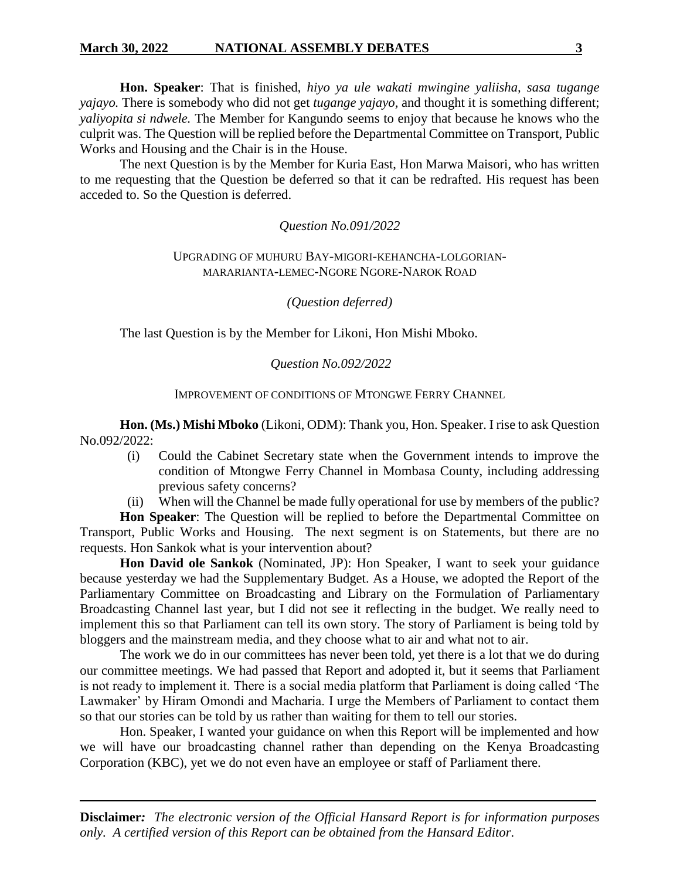**Hon. Speaker**: That is finished, *hiyo ya ule wakati mwingine yaliisha, sasa tugange yajayo.* There is somebody who did not get *tugange yajayo,* and thought it is something different; *yaliyopita si ndwele.* The Member for Kangundo seems to enjoy that because he knows who the culprit was. The Question will be replied before the Departmental Committee on Transport, Public Works and Housing and the Chair is in the House.

The next Question is by the Member for Kuria East, Hon Marwa Maisori, who has written to me requesting that the Question be deferred so that it can be redrafted. His request has been acceded to. So the Question is deferred.

*Question No.091/2022*

UPGRADING OF MUHURU BAY-MIGORI-KEHANCHA-LOLGORIAN-MARARIANTA-LEMEC-NGORE NGORE-NAROK ROAD

*(Question deferred)*

The last Question is by the Member for Likoni, Hon Mishi Mboko.

*Question No.092/2022*

IMPROVEMENT OF CONDITIONS OF MTONGWE FERRY CHANNEL

**Hon. (Ms.) Mishi Mboko** (Likoni, ODM): Thank you, Hon. Speaker. I rise to ask Question No.092/2022:

(i) Could the Cabinet Secretary state when the Government intends to improve the condition of Mtongwe Ferry Channel in Mombasa County, including addressing previous safety concerns?

(ii) When will the Channel be made fully operational for use by members of the public?

**Hon Speaker**: The Question will be replied to before the Departmental Committee on Transport, Public Works and Housing. The next segment is on Statements, but there are no requests. Hon Sankok what is your intervention about?

**Hon David ole Sankok** (Nominated, JP): Hon Speaker, I want to seek your guidance because yesterday we had the Supplementary Budget. As a House, we adopted the Report of the Parliamentary Committee on Broadcasting and Library on the Formulation of Parliamentary Broadcasting Channel last year, but I did not see it reflecting in the budget. We really need to implement this so that Parliament can tell its own story. The story of Parliament is being told by bloggers and the mainstream media, and they choose what to air and what not to air.

The work we do in our committees has never been told, yet there is a lot that we do during our committee meetings. We had passed that Report and adopted it, but it seems that Parliament is not ready to implement it. There is a social media platform that Parliament is doing called 'The Lawmaker' by Hiram Omondi and Macharia. I urge the Members of Parliament to contact them so that our stories can be told by us rather than waiting for them to tell our stories.

Hon. Speaker, I wanted your guidance on when this Report will be implemented and how we will have our broadcasting channel rather than depending on the Kenya Broadcasting Corporation (KBC), yet we do not even have an employee or staff of Parliament there.

**Disclaimer***:* *The electronic version of the Official Hansard Report is for information purposes only. A certified version of this Report can be obtained from the Hansard Editor.*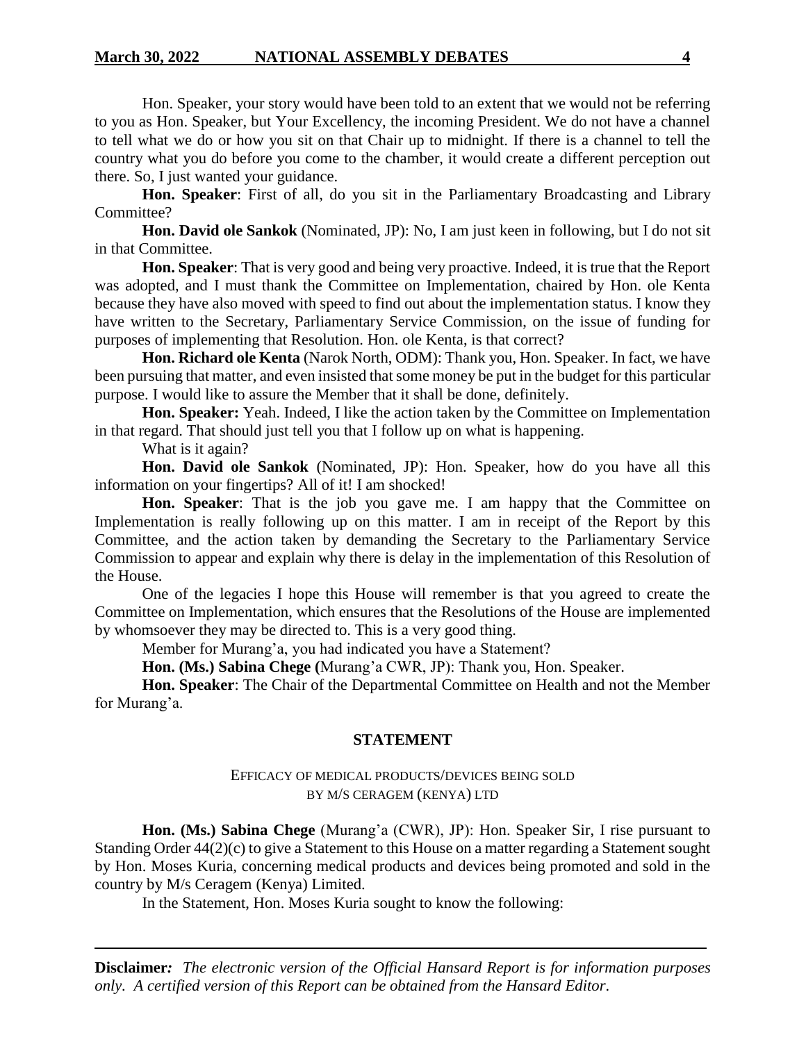Hon. Speaker, your story would have been told to an extent that we would not be referring to you as Hon. Speaker, but Your Excellency, the incoming President. We do not have a channel to tell what we do or how you sit on that Chair up to midnight. If there is a channel to tell the country what you do before you come to the chamber, it would create a different perception out there. So, I just wanted your guidance.

**Hon. Speaker**: First of all, do you sit in the Parliamentary Broadcasting and Library Committee?

**Hon. David ole Sankok** (Nominated, JP): No, I am just keen in following, but I do not sit in that Committee.

**Hon. Speaker**: That is very good and being very proactive. Indeed, it is true that the Report was adopted, and I must thank the Committee on Implementation, chaired by Hon. ole Kenta because they have also moved with speed to find out about the implementation status. I know they have written to the Secretary, Parliamentary Service Commission, on the issue of funding for purposes of implementing that Resolution. Hon. ole Kenta, is that correct?

**Hon. Richard ole Kenta** (Narok North, ODM): Thank you, Hon. Speaker. In fact, we have been pursuing that matter, and even insisted that some money be put in the budget for this particular purpose. I would like to assure the Member that it shall be done, definitely.

**Hon. Speaker:** Yeah. Indeed, I like the action taken by the Committee on Implementation in that regard. That should just tell you that I follow up on what is happening.

What is it again?

**Hon. David ole Sankok** (Nominated, JP): Hon. Speaker, how do you have all this information on your fingertips? All of it! I am shocked!

**Hon. Speaker**: That is the job you gave me. I am happy that the Committee on Implementation is really following up on this matter. I am in receipt of the Report by this Committee, and the action taken by demanding the Secretary to the Parliamentary Service Commission to appear and explain why there is delay in the implementation of this Resolution of the House.

One of the legacies I hope this House will remember is that you agreed to create the Committee on Implementation, which ensures that the Resolutions of the House are implemented by whomsoever they may be directed to. This is a very good thing.

Member for Murang'a, you had indicated you have a Statement?

**Hon. (Ms.) Sabina Chege (**Murang'a CWR, JP): Thank you, Hon. Speaker.

**Hon. Speaker**: The Chair of the Departmental Committee on Health and not the Member for Murang'a.

## STATEMENT

### EFFICACY OF MEDICAL PRODUCTS/DEVICES BEING SOLD BY M/S CERAGEM (KENYA) LTD

**Hon. (Ms.) Sabina Chege** (Murang'a (CWR), JP): Hon. Speaker Sir, I rise pursuant to Standing Order 44(2)(c) to give a Statement to this House on a matter regarding a Statement sought by Hon. Moses Kuria, concerning medical products and devices being promoted and sold in the country by M/s Ceragem (Kenya) Limited.

In the Statement, Hon. Moses Kuria sought to know the following: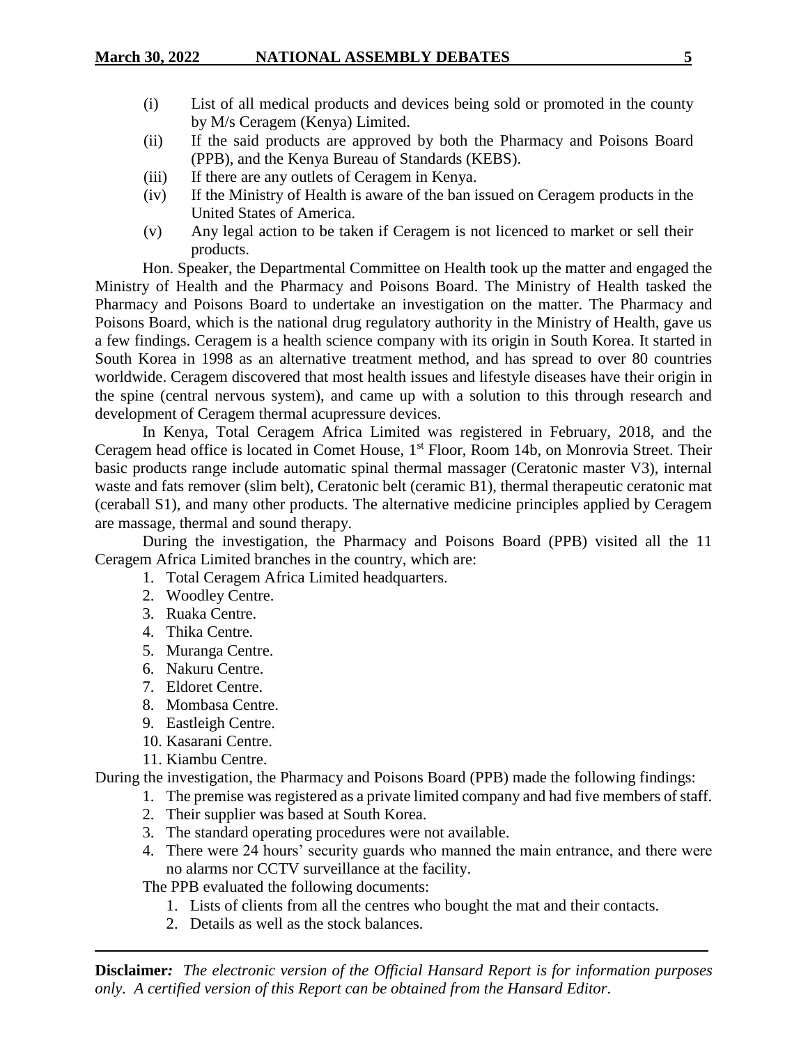(i) List of all medical products and devices being sold or promoted in the county by M/s Ceragem (Kenya) Limited.

(ii) If the said products are approved by both the Pharmacy and Poisons Board (PPB), and the Kenya Bureau of Standards (KEBS).

(iii) If there are any outlets of Ceragem in Kenya.

(iv) If the Ministry of Health is aware of the ban issued on Ceragem products in the United States of America.

(v) Any legal action to be taken if Ceragem is not licenced to market or sell their products.

Hon. Speaker, the Departmental Committee on Health took up the matter and engaged the Ministry of Health and the Pharmacy and Poisons Board. The Ministry of Health tasked the Pharmacy and Poisons Board to undertake an investigation on the matter. The Pharmacy and Poisons Board, which is the national drug regulatory authority in the Ministry of Health, gave us a few findings. Ceragem is a health science company with its origin in South Korea. It started in South Korea in 1998 as an alternative treatment method, and has spread to over 80 countries worldwide. Ceragem discovered that most health issues and lifestyle diseases have their origin in the spine (central nervous system), and came up with a solution to this through research and development of Ceragem thermal acupressure devices.

In Kenya, Total Ceragem Africa Limited was registered in February, 2018, and the Ceragem head office is located in Comet House, 1st Floor, Room 14b, on Monrovia Street. Their basic products range include automatic spinal thermal massager (Ceratonic master V3), internal waste and fats remover (slim belt), Ceratonic belt (ceramic B1), thermal therapeutic ceratonic mat (ceraball S1), and many other products. The alternative medicine principles applied by Ceragem are massage, thermal and sound therapy.

During the investigation, the Pharmacy and Poisons Board (PPB) visited all the 11 Ceragem Africa Limited branches in the country, which are:

1. Total Ceragem Africa Limited headquarters.
2. Woodley Centre.
3. Ruaka Centre.
4. Thika Centre.
5. Muranga Centre.
6. Nakuru Centre.
7. Eldoret Centre.
8. Mombasa Centre.
9. Eastleigh Centre.
10. Kasarani Centre.
11. Kiambu Centre.

During the investigation, the Pharmacy and Poisons Board (PPB) made the following findings:

1. The premise was registered as a private limited company and had five members of staff.
2. Their supplier was based at South Korea.
3. The standard operating procedures were not available.
4. There were 24 hours' security guards who manned the main entrance, and there were no alarms nor CCTV surveillance at the facility.

The PPB evaluated the following documents:

1. Lists of clients from all the centres who bought the mat and their contacts.
2. Details as well as the stock balances.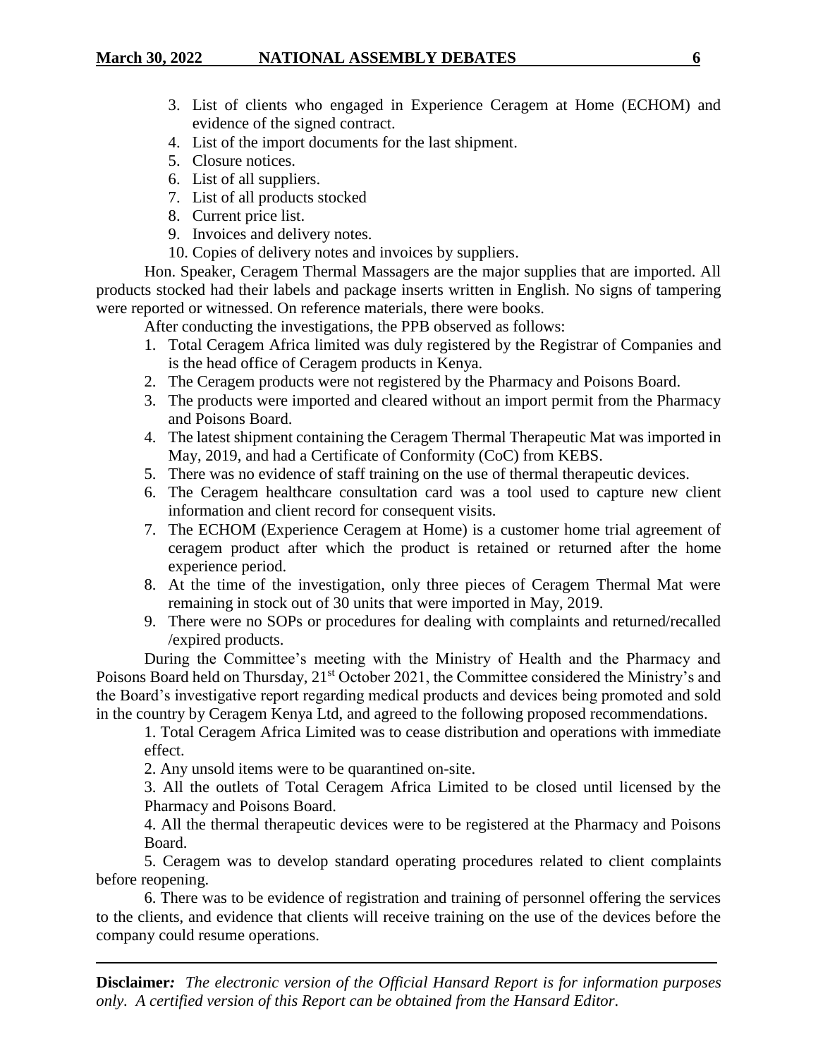3. List of clients who engaged in Experience Ceragem at Home (ECHOM) and evidence of the signed contract.
4. List of the import documents for the last shipment.
5. Closure notices.
6. List of all suppliers.
7. List of all products stocked
8. Current price list.
9. Invoices and delivery notes.
10. Copies of delivery notes and invoices by suppliers.

Hon. Speaker, Ceragem Thermal Massagers are the major supplies that are imported. All products stocked had their labels and package inserts written in English. No signs of tampering were reported or witnessed. On reference materials, there were books.

After conducting the investigations, the PPB observed as follows:

1. Total Ceragem Africa limited was duly registered by the Registrar of Companies and is the head office of Ceragem products in Kenya.
2. The Ceragem products were not registered by the Pharmacy and Poisons Board.
3. The products were imported and cleared without an import permit from the Pharmacy and Poisons Board.
4. The latest shipment containing the Ceragem Thermal Therapeutic Mat was imported in May, 2019, and had a Certificate of Conformity (CoC) from KEBS.
5. There was no evidence of staff training on the use of thermal therapeutic devices.
6. The Ceragem healthcare consultation card was a tool used to capture new client information and client record for consequent visits.
7. The ECHOM (Experience Ceragem at Home) is a customer home trial agreement of ceragem product after which the product is retained or returned after the home experience period.
8. At the time of the investigation, only three pieces of Ceragem Thermal Mat were remaining in stock out of 30 units that were imported in May, 2019.
9. There were no SOPs or procedures for dealing with complaints and returned/recalled /expired products.

During the Committee's meeting with the Ministry of Health and the Pharmacy and Poisons Board held on Thursday, 21st October 2021, the Committee considered the Ministry's and the Board's investigative report regarding medical products and devices being promoted and sold in the country by Ceragem Kenya Ltd, and agreed to the following proposed recommendations.

1. Total Ceragem Africa Limited was to cease distribution and operations with immediate effect.

2. Any unsold items were to be quarantined on-site.

3. All the outlets of Total Ceragem Africa Limited to be closed until licensed by the Pharmacy and Poisons Board.

4. All the thermal therapeutic devices were to be registered at the Pharmacy and Poisons Board.

5. Ceragem was to develop standard operating procedures related to client complaints before reopening.

6. There was to be evidence of registration and training of personnel offering the services to the clients, and evidence that clients will receive training on the use of the devices before the company could resume operations.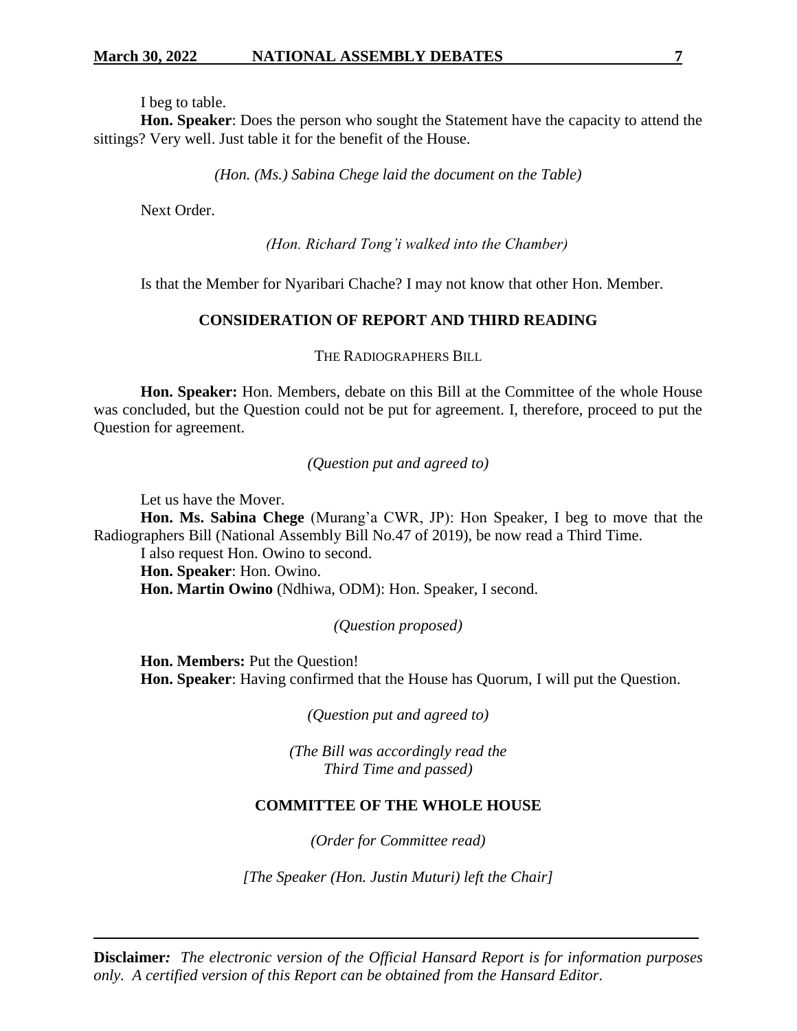I beg to table.

**Hon. Speaker**: Does the person who sought the Statement have the capacity to attend the sittings? Very well. Just table it for the benefit of the House.

*(Hon. (Ms.) Sabina Chege laid the document on the Table)*

Next Order.

*(Hon. Richard Tong'i walked into the Chamber)*

Is that the Member for Nyaribari Chache? I may not know that other Hon. Member.

## CONSIDERATION OF REPORT AND THIRD READING

THE RADIOGRAPHERS BILL

**Hon. Speaker:** Hon. Members, debate on this Bill at the Committee of the whole House was concluded, but the Question could not be put for agreement. I, therefore, proceed to put the Question for agreement.

*(Question put and agreed to)*

Let us have the Mover.

**Hon. Ms. Sabina Chege** (Murang'a CWR, JP): Hon Speaker, I beg to move that the Radiographers Bill (National Assembly Bill No.47 of 2019), be now read a Third Time.

I also request Hon. Owino to second.

**Hon. Speaker**: Hon. Owino.

**Hon. Martin Owino** (Ndhiwa, ODM): Hon. Speaker, I second.

*(Question proposed)*

**Hon. Members:** Put the Question!

**Hon. Speaker**: Having confirmed that the House has Quorum, I will put the Question.

*(Question put and agreed to)*

*(The Bill was accordingly read the Third Time and passed)*

## COMMITTEE OF THE WHOLE HOUSE

*(Order for Committee read)*

*[The Speaker (Hon. Justin Muturi) left the Chair]*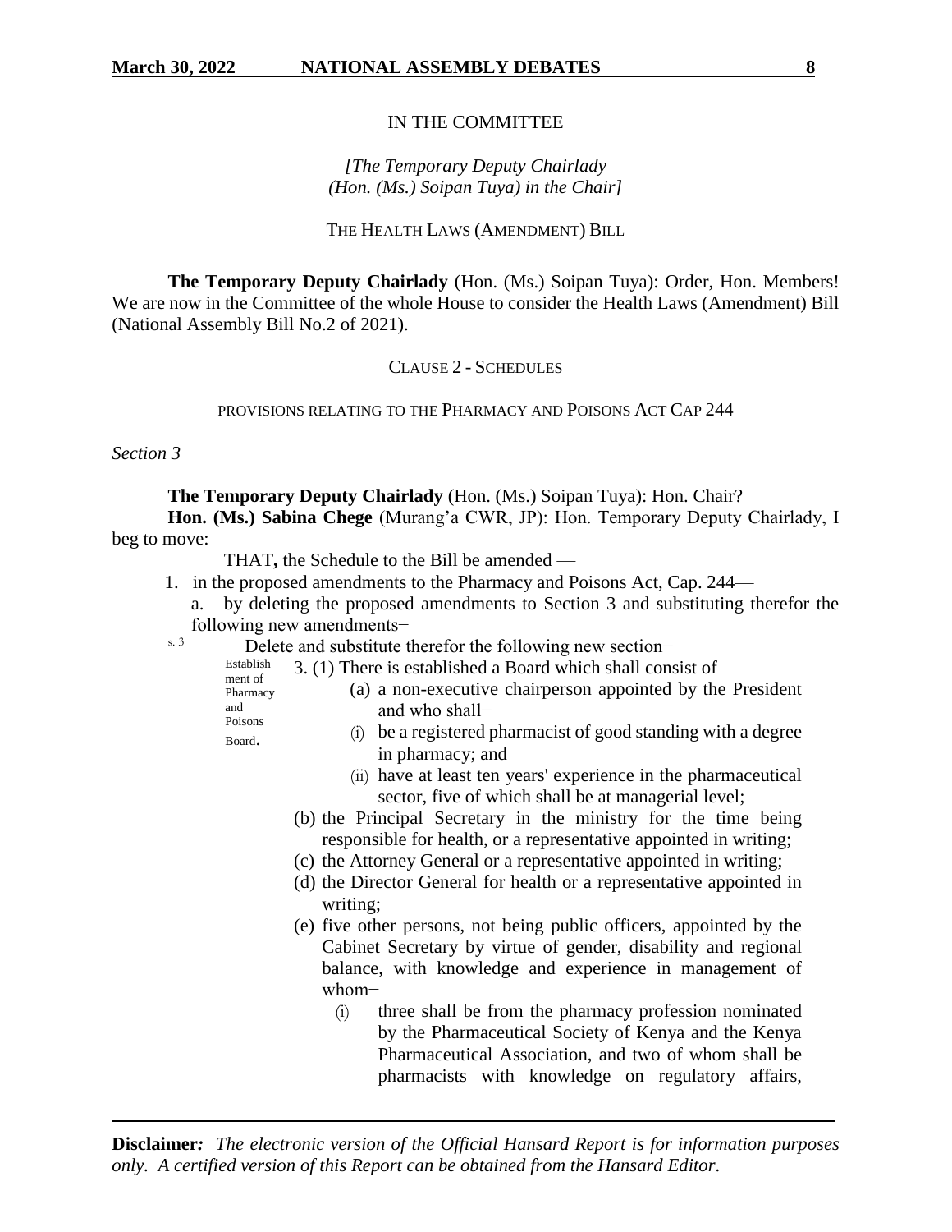IN THE COMMITTEE

*[The Temporary Deputy Chairlady (Hon. (Ms.) Soipan Tuya) in the Chair]*

THE HEALTH LAWS (AMENDMENT) BILL

**The Temporary Deputy Chairlady** (Hon. (Ms.) Soipan Tuya): Order, Hon. Members! We are now in the Committee of the whole House to consider the Health Laws (Amendment) Bill (National Assembly Bill No.2 of 2021).

CLAUSE 2 - SCHEDULES

PROVISIONS RELATING TO THE PHARMACY AND POISONS ACT CAP 244

*Section 3*

**The Temporary Deputy Chairlady** (Hon. (Ms.) Soipan Tuya): Hon. Chair?

**Hon. (Ms.) Sabina Chege** (Murang'a CWR, JP): Hon. Temporary Deputy Chairlady, I beg to move:

THAT**,** the Schedule to the Bill be amended —

1. in the proposed amendments to the Pharmacy and Poisons Act, Cap. 244—
   a. by deleting the proposed amendments to Section 3 and substituting therefor the following new amendments−

s. 3

Delete and substitute therefor the following new section−

Establishment of Pharmacy and Poisons Board.

3. (1) There is established a Board which shall consist of—
   - (a) a non-executive chairperson appointed by the President and who shall−
     - (i) be a registered pharmacist of good standing with a degree in pharmacy; and
     - (ii) have at least ten years' experience in the pharmaceutical sector, five of which shall be at managerial level;
   - (b) the Principal Secretary in the ministry for the time being responsible for health, or a representative appointed in writing;
   - (c) the Attorney General or a representative appointed in writing;
   - (d) the Director General for health or a representative appointed in writing;
   - (e) five other persons, not being public officers, appointed by the Cabinet Secretary by virtue of gender, disability and regional balance, with knowledge and experience in management of whom−
     - (i) three shall be from the pharmacy profession nominated by the Pharmaceutical Society of Kenya and the Kenya Pharmaceutical Association, and two of whom shall be pharmacists with knowledge on regulatory affairs,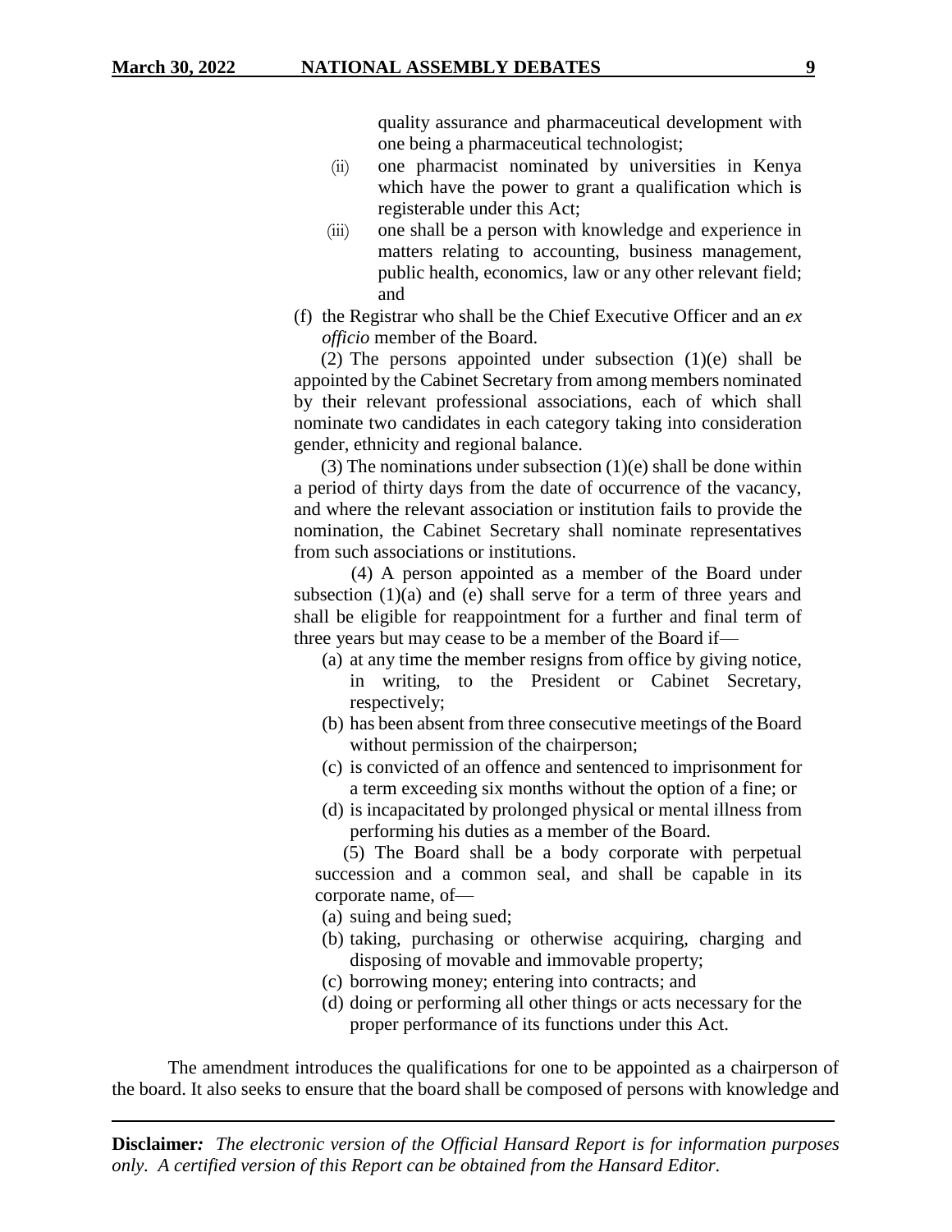quality assurance and pharmaceutical development with one being a pharmaceutical technologist;

(ii) one pharmacist nominated by universities in Kenya which have the power to grant a qualification which is registerable under this Act;

(iii) one shall be a person with knowledge and experience in matters relating to accounting, business management, public health, economics, law or any other relevant field; and

(f) the Registrar who shall be the Chief Executive Officer and an *ex officio* member of the Board.

(2) The persons appointed under subsection (1)(e) shall be appointed by the Cabinet Secretary from among members nominated by their relevant professional associations, each of which shall nominate two candidates in each category taking into consideration gender, ethnicity and regional balance.

(3) The nominations under subsection (1)(e) shall be done within a period of thirty days from the date of occurrence of the vacancy, and where the relevant association or institution fails to provide the nomination, the Cabinet Secretary shall nominate representatives from such associations or institutions.

(4) A person appointed as a member of the Board under subsection (1)(a) and (e) shall serve for a term of three years and shall be eligible for reappointment for a further and final term of three years but may cease to be a member of the Board if—

(a) at any time the member resigns from office by giving notice, in writing, to the President or Cabinet Secretary, respectively;

(b) has been absent from three consecutive meetings of the Board without permission of the chairperson;

(c) is convicted of an offence and sentenced to imprisonment for a term exceeding six months without the option of a fine; or

(d) is incapacitated by prolonged physical or mental illness from performing his duties as a member of the Board.

(5) The Board shall be a body corporate with perpetual succession and a common seal, and shall be capable in its corporate name, of—

(a) suing and being sued;

(b) taking, purchasing or otherwise acquiring, charging and disposing of movable and immovable property;

(c) borrowing money; entering into contracts; and

(d) doing or performing all other things or acts necessary for the proper performance of its functions under this Act.

The amendment introduces the qualifications for one to be appointed as a chairperson of the board. It also seeks to ensure that the board shall be composed of persons with knowledge and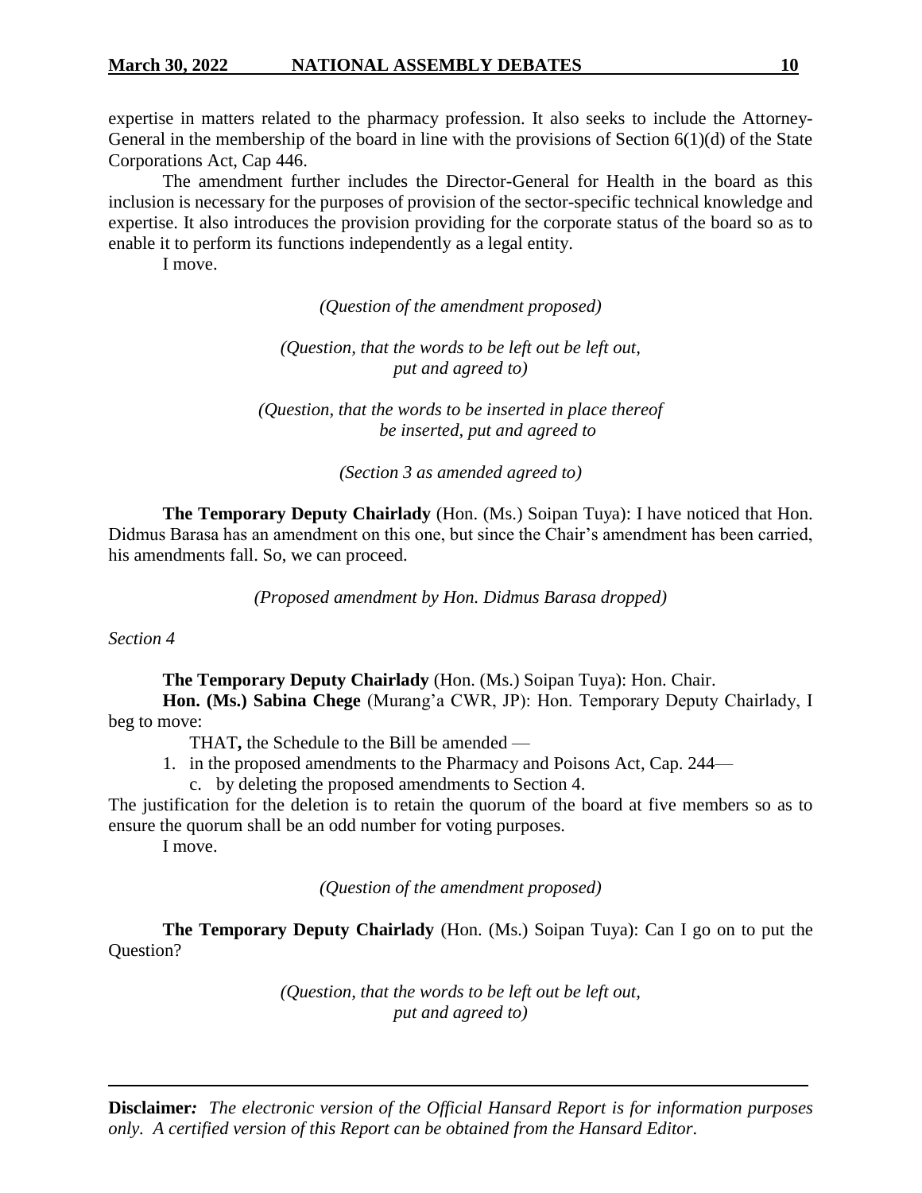expertise in matters related to the pharmacy profession. It also seeks to include the Attorney-General in the membership of the board in line with the provisions of Section 6(1)(d) of the State Corporations Act, Cap 446.

The amendment further includes the Director-General for Health in the board as this inclusion is necessary for the purposes of provision of the sector-specific technical knowledge and expertise. It also introduces the provision providing for the corporate status of the board so as to enable it to perform its functions independently as a legal entity.

I move.

*(Question of the amendment proposed)*

*(Question, that the words to be left out be left out, put and agreed to)*

*(Question, that the words to be inserted in place thereof be inserted, put and agreed to*

*(Section 3 as amended agreed to)*

**The Temporary Deputy Chairlady** (Hon. (Ms.) Soipan Tuya): I have noticed that Hon. Didmus Barasa has an amendment on this one, but since the Chair's amendment has been carried, his amendments fall. So, we can proceed.

*(Proposed amendment by Hon. Didmus Barasa dropped)*

*Section 4*

**The Temporary Deputy Chairlady** (Hon. (Ms.) Soipan Tuya): Hon. Chair.

**Hon. (Ms.) Sabina Chege** (Murang'a CWR, JP): Hon. Temporary Deputy Chairlady, I beg to move:

THAT**,** the Schedule to the Bill be amended —

1. in the proposed amendments to the Pharmacy and Poisons Act, Cap. 244—
   c. by deleting the proposed amendments to Section 4.

The justification for the deletion is to retain the quorum of the board at five members so as to ensure the quorum shall be an odd number for voting purposes.

I move.

*(Question of the amendment proposed)*

**The Temporary Deputy Chairlady** (Hon. (Ms.) Soipan Tuya): Can I go on to put the Question?

*(Question, that the words to be left out be left out, put and agreed to)*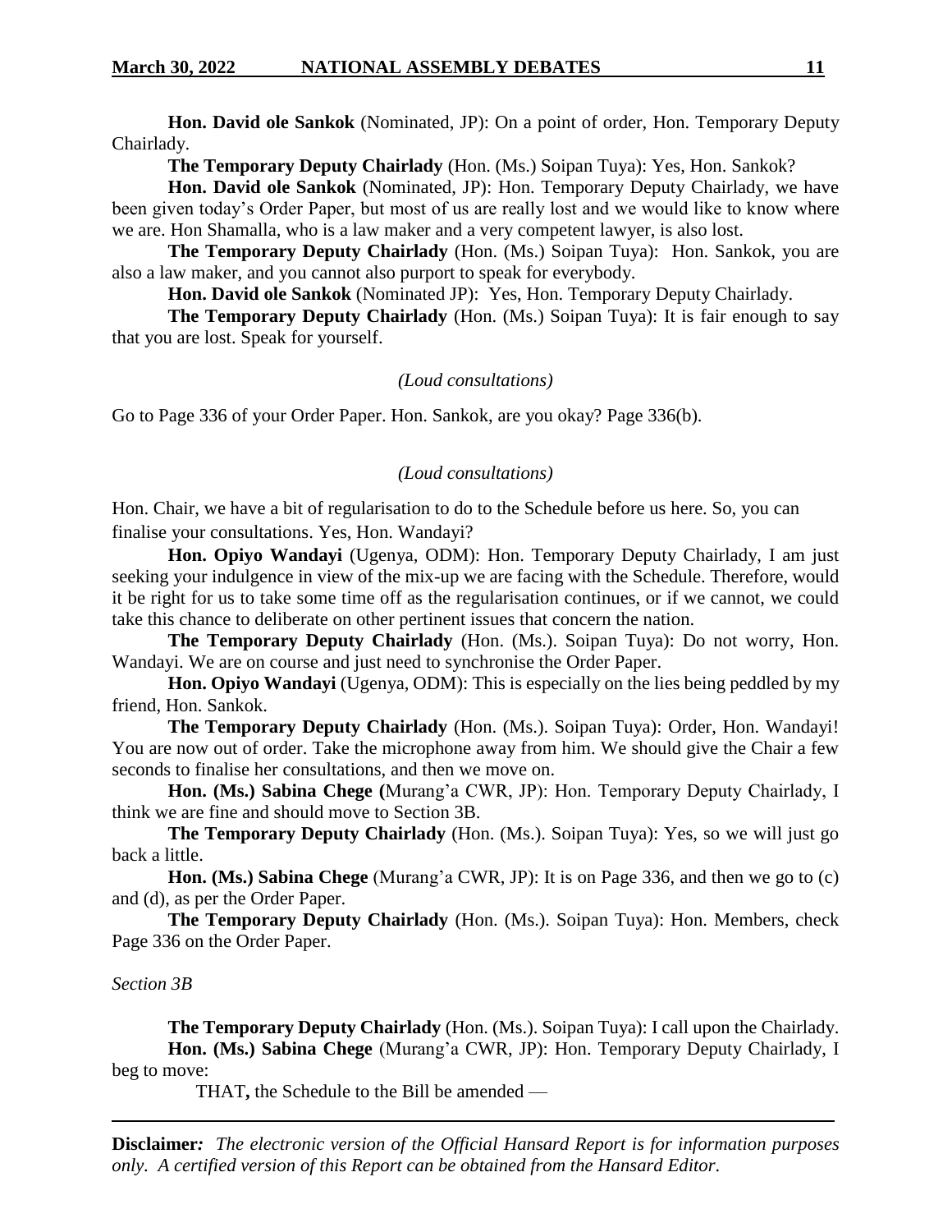**Hon. David ole Sankok** (Nominated, JP): On a point of order, Hon. Temporary Deputy Chairlady.

**The Temporary Deputy Chairlady** (Hon. (Ms.) Soipan Tuya): Yes, Hon. Sankok?

**Hon. David ole Sankok** (Nominated, JP): Hon. Temporary Deputy Chairlady, we have been given today's Order Paper, but most of us are really lost and we would like to know where we are. Hon Shamalla, who is a law maker and a very competent lawyer, is also lost.

**The Temporary Deputy Chairlady** (Hon. (Ms.) Soipan Tuya): Hon. Sankok, you are also a law maker, and you cannot also purport to speak for everybody.

**Hon. David ole Sankok** (Nominated JP): Yes, Hon. Temporary Deputy Chairlady.

**The Temporary Deputy Chairlady** (Hon. (Ms.) Soipan Tuya): It is fair enough to say that you are lost. Speak for yourself.

*(Loud consultations)*

Go to Page 336 of your Order Paper. Hon. Sankok, are you okay? Page 336(b).

*(Loud consultations)*

Hon. Chair, we have a bit of regularisation to do to the Schedule before us here. So, you can finalise your consultations. Yes, Hon. Wandayi?

**Hon. Opiyo Wandayi** (Ugenya, ODM): Hon. Temporary Deputy Chairlady, I am just seeking your indulgence in view of the mix-up we are facing with the Schedule. Therefore, would it be right for us to take some time off as the regularisation continues, or if we cannot, we could take this chance to deliberate on other pertinent issues that concern the nation.

**The Temporary Deputy Chairlady** (Hon. (Ms.). Soipan Tuya): Do not worry, Hon. Wandayi. We are on course and just need to synchronise the Order Paper.

**Hon. Opiyo Wandayi** (Ugenya, ODM): This is especially on the lies being peddled by my friend, Hon. Sankok.

**The Temporary Deputy Chairlady** (Hon. (Ms.). Soipan Tuya): Order, Hon. Wandayi! You are now out of order. Take the microphone away from him. We should give the Chair a few seconds to finalise her consultations, and then we move on.

**Hon. (Ms.) Sabina Chege (**Murang'a CWR, JP): Hon. Temporary Deputy Chairlady, I think we are fine and should move to Section 3B.

**The Temporary Deputy Chairlady** (Hon. (Ms.). Soipan Tuya): Yes, so we will just go back a little.

**Hon. (Ms.) Sabina Chege** (Murang'a CWR, JP): It is on Page 336, and then we go to (c) and (d), as per the Order Paper.

**The Temporary Deputy Chairlady** (Hon. (Ms.). Soipan Tuya): Hon. Members, check Page 336 on the Order Paper.

*Section 3B*

**The Temporary Deputy Chairlady** (Hon. (Ms.). Soipan Tuya): I call upon the Chairlady.

**Hon. (Ms.) Sabina Chege** (Murang'a CWR, JP): Hon. Temporary Deputy Chairlady, I beg to move:

THAT**,** the Schedule to the Bill be amended —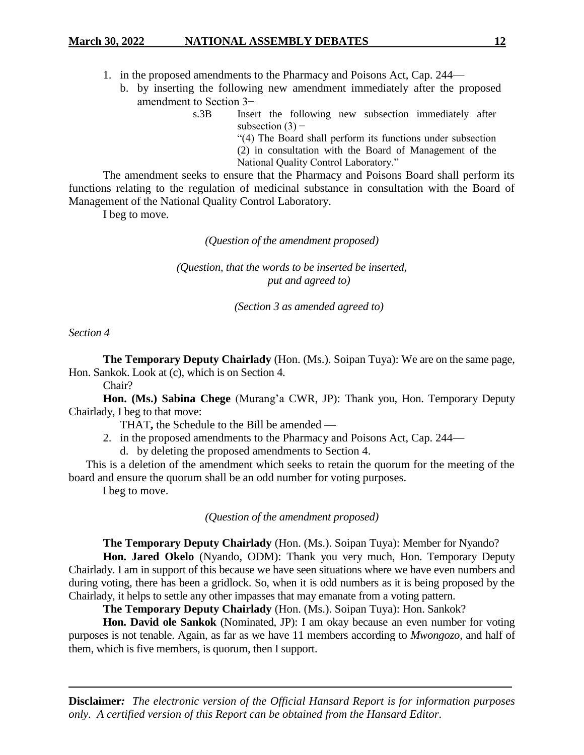1. in the proposed amendments to the Pharmacy and Poisons Act, Cap. 244—
   b. by inserting the following new amendment immediately after the proposed amendment to Section 3−

   s.3B Insert the following new subsection immediately after subsection (3) −
   "(4) The Board shall perform its functions under subsection (2) in consultation with the Board of Management of the National Quality Control Laboratory."

The amendment seeks to ensure that the Pharmacy and Poisons Board shall perform its functions relating to the regulation of medicinal substance in consultation with the Board of Management of the National Quality Control Laboratory.

I beg to move.

*(Question of the amendment proposed)*

*(Question, that the words to be inserted be inserted, put and agreed to)*

*(Section 3 as amended agreed to)*

*Section 4*

**The Temporary Deputy Chairlady** (Hon. (Ms.). Soipan Tuya): We are on the same page, Hon. Sankok. Look at (c), which is on Section 4.

Chair?

**Hon. (Ms.) Sabina Chege** (Murang'a CWR, JP): Thank you, Hon. Temporary Deputy Chairlady, I beg to that move:

THAT**,** the Schedule to the Bill be amended —

2. in the proposed amendments to the Pharmacy and Poisons Act, Cap. 244—
   d. by deleting the proposed amendments to Section 4.

This is a deletion of the amendment which seeks to retain the quorum for the meeting of the board and ensure the quorum shall be an odd number for voting purposes.

I beg to move.

*(Question of the amendment proposed)*

**The Temporary Deputy Chairlady** (Hon. (Ms.). Soipan Tuya): Member for Nyando?

**Hon. Jared Okelo** (Nyando, ODM): Thank you very much, Hon. Temporary Deputy Chairlady. I am in support of this because we have seen situations where we have even numbers and during voting, there has been a gridlock. So, when it is odd numbers as it is being proposed by the Chairlady, it helps to settle any other impasses that may emanate from a voting pattern.

**The Temporary Deputy Chairlady** (Hon. (Ms.). Soipan Tuya): Hon. Sankok?

**Hon. David ole Sankok** (Nominated, JP): I am okay because an even number for voting purposes is not tenable. Again, as far as we have 11 members according to *Mwongozo*, and half of them, which is five members, is quorum, then I support.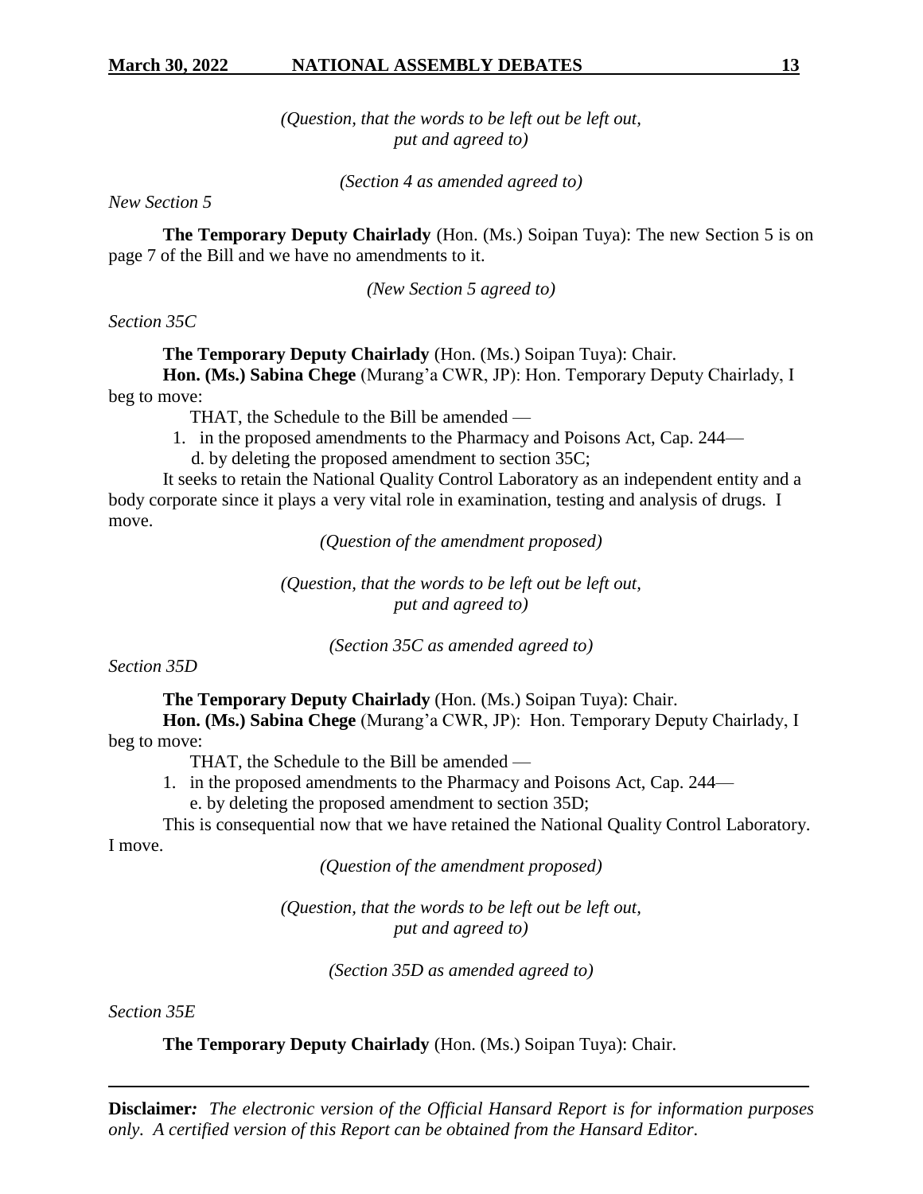*(Question, that the words to be left out be left out, put and agreed to)*

*(Section 4 as amended agreed to)*

*New Section 5*

**The Temporary Deputy Chairlady** (Hon. (Ms.) Soipan Tuya): The new Section 5 is on page 7 of the Bill and we have no amendments to it.

*(New Section 5 agreed to)*

*Section 35C*

**The Temporary Deputy Chairlady** (Hon. (Ms.) Soipan Tuya): Chair.

**Hon. (Ms.) Sabina Chege** (Murang'a CWR, JP): Hon. Temporary Deputy Chairlady, I beg to move:

THAT, the Schedule to the Bill be amended —

1. in the proposed amendments to the Pharmacy and Poisons Act, Cap. 244—

d. by deleting the proposed amendment to section 35C;

It seeks to retain the National Quality Control Laboratory as an independent entity and a body corporate since it plays a very vital role in examination, testing and analysis of drugs. I move.

*(Question of the amendment proposed)*

*(Question, that the words to be left out be left out, put and agreed to)*

*(Section 35C as amended agreed to)*

*Section 35D*

**The Temporary Deputy Chairlady** (Hon. (Ms.) Soipan Tuya): Chair.

**Hon. (Ms.) Sabina Chege** (Murang'a CWR, JP): Hon. Temporary Deputy Chairlady, I beg to move:

THAT, the Schedule to the Bill be amended —

1. in the proposed amendments to the Pharmacy and Poisons Act, Cap. 244—

e. by deleting the proposed amendment to section 35D;

This is consequential now that we have retained the National Quality Control Laboratory. I move.

*(Question of the amendment proposed)*

*(Question, that the words to be left out be left out, put and agreed to)*

*(Section 35D as amended agreed to)*

*Section 35E*

**The Temporary Deputy Chairlady** (Hon. (Ms.) Soipan Tuya): Chair.

**Disclaimer:** *The electronic version of the Official Hansard Report is for information purposes only. A certified version of this Report can be obtained from the Hansard Editor.*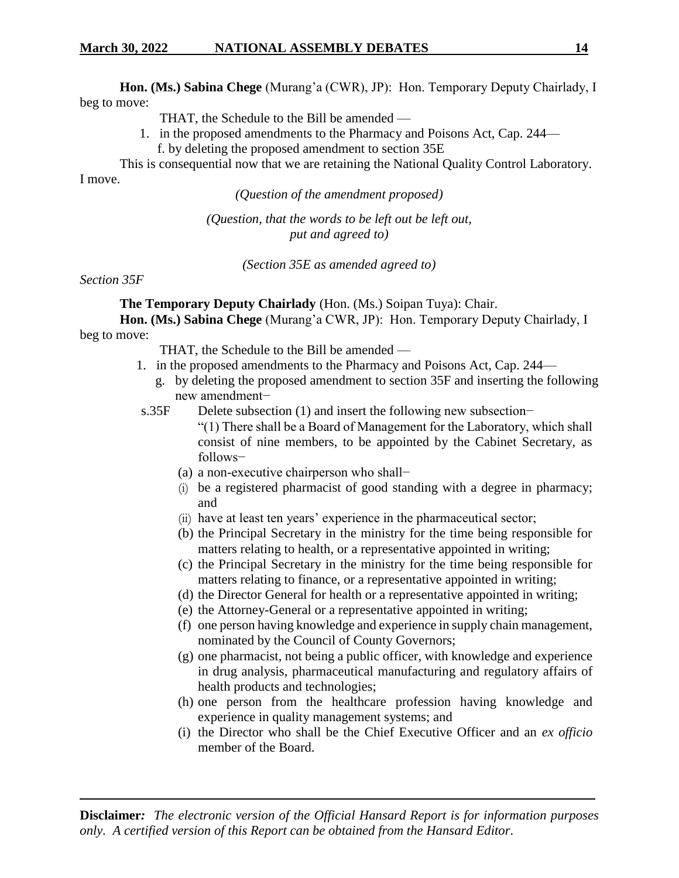**Hon. (Ms.) Sabina Chege** (Murang'a (CWR), JP): Hon. Temporary Deputy Chairlady, I beg to move:

THAT, the Schedule to the Bill be amended —

1. in the proposed amendments to the Pharmacy and Poisons Act, Cap. 244—

   f. by deleting the proposed amendment to section 35E

This is consequential now that we are retaining the National Quality Control Laboratory. I move.

*(Question of the amendment proposed)*

*(Question, that the words to be left out be left out, put and agreed to)*

*(Section 35E as amended agreed to)*

*Section 35F*

**The Temporary Deputy Chairlady** (Hon. (Ms.) Soipan Tuya): Chair.

**Hon. (Ms.) Sabina Chege** (Murang'a CWR, JP): Hon. Temporary Deputy Chairlady, I beg to move:

THAT, the Schedule to the Bill be amended —

1. in the proposed amendments to the Pharmacy and Poisons Act, Cap. 244—

   g. by deleting the proposed amendment to section 35F and inserting the following new amendment−

s.35F Delete subsection (1) and insert the following new subsection−

"(1) There shall be a Board of Management for the Laboratory, which shall consist of nine members, to be appointed by the Cabinet Secretary, as follows−

(a) a non-executive chairperson who shall−

(i) be a registered pharmacist of good standing with a degree in pharmacy; and

(ii) have at least ten years' experience in the pharmaceutical sector;

(b) the Principal Secretary in the ministry for the time being responsible for matters relating to health, or a representative appointed in writing;

(c) the Principal Secretary in the ministry for the time being responsible for matters relating to finance, or a representative appointed in writing;

(d) the Director General for health or a representative appointed in writing;

(e) the Attorney-General or a representative appointed in writing;

(f) one person having knowledge and experience in supply chain management, nominated by the Council of County Governors;

(g) one pharmacist, not being a public officer, with knowledge and experience in drug analysis, pharmaceutical manufacturing and regulatory affairs of health products and technologies;

(h) one person from the healthcare profession having knowledge and experience in quality management systems; and

(i) the Director who shall be the Chief Executive Officer and an *ex officio* member of the Board.

**Disclaimer***:* *The electronic version of the Official Hansard Report is for information purposes only. A certified version of this Report can be obtained from the Hansard Editor.*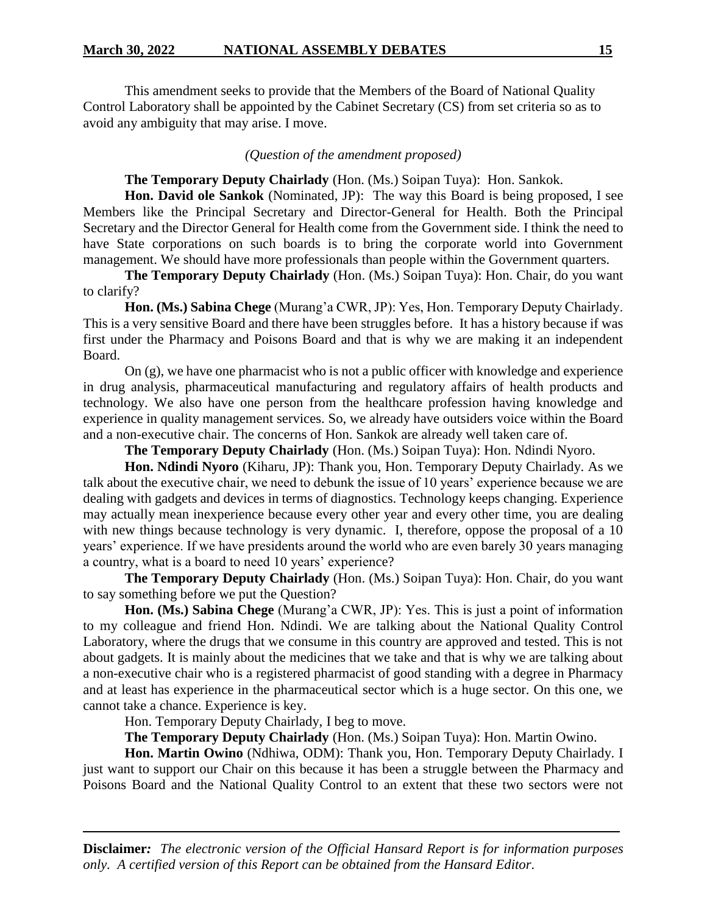This amendment seeks to provide that the Members of the Board of National Quality Control Laboratory shall be appointed by the Cabinet Secretary (CS) from set criteria so as to avoid any ambiguity that may arise. I move.

*(Question of the amendment proposed)*

**The Temporary Deputy Chairlady** (Hon. (Ms.) Soipan Tuya): Hon. Sankok.

**Hon. David ole Sankok** (Nominated, JP): The way this Board is being proposed, I see Members like the Principal Secretary and Director-General for Health. Both the Principal Secretary and the Director General for Health come from the Government side. I think the need to have State corporations on such boards is to bring the corporate world into Government management. We should have more professionals than people within the Government quarters.

**The Temporary Deputy Chairlady** (Hon. (Ms.) Soipan Tuya): Hon. Chair, do you want to clarify?

**Hon. (Ms.) Sabina Chege** (Murang'a CWR, JP): Yes, Hon. Temporary Deputy Chairlady. This is a very sensitive Board and there have been struggles before. It has a history because if was first under the Pharmacy and Poisons Board and that is why we are making it an independent Board.

On (g), we have one pharmacist who is not a public officer with knowledge and experience in drug analysis, pharmaceutical manufacturing and regulatory affairs of health products and technology. We also have one person from the healthcare profession having knowledge and experience in quality management services. So, we already have outsiders voice within the Board and a non-executive chair. The concerns of Hon. Sankok are already well taken care of.

**The Temporary Deputy Chairlady** (Hon. (Ms.) Soipan Tuya): Hon. Ndindi Nyoro.

**Hon. Ndindi Nyoro** (Kiharu, JP): Thank you, Hon. Temporary Deputy Chairlady. As we talk about the executive chair, we need to debunk the issue of 10 years' experience because we are dealing with gadgets and devices in terms of diagnostics. Technology keeps changing. Experience may actually mean inexperience because every other year and every other time, you are dealing with new things because technology is very dynamic. I, therefore, oppose the proposal of a 10 years' experience. If we have presidents around the world who are even barely 30 years managing a country, what is a board to need 10 years' experience?

**The Temporary Deputy Chairlady** (Hon. (Ms.) Soipan Tuya): Hon. Chair, do you want to say something before we put the Question?

**Hon. (Ms.) Sabina Chege** (Murang'a CWR, JP): Yes. This is just a point of information to my colleague and friend Hon. Ndindi. We are talking about the National Quality Control Laboratory, where the drugs that we consume in this country are approved and tested. This is not about gadgets. It is mainly about the medicines that we take and that is why we are talking about a non-executive chair who is a registered pharmacist of good standing with a degree in Pharmacy and at least has experience in the pharmaceutical sector which is a huge sector. On this one, we cannot take a chance. Experience is key.

Hon. Temporary Deputy Chairlady, I beg to move.

**The Temporary Deputy Chairlady** (Hon. (Ms.) Soipan Tuya): Hon. Martin Owino.

**Hon. Martin Owino** (Ndhiwa, ODM): Thank you, Hon. Temporary Deputy Chairlady. I just want to support our Chair on this because it has been a struggle between the Pharmacy and Poisons Board and the National Quality Control to an extent that these two sectors were not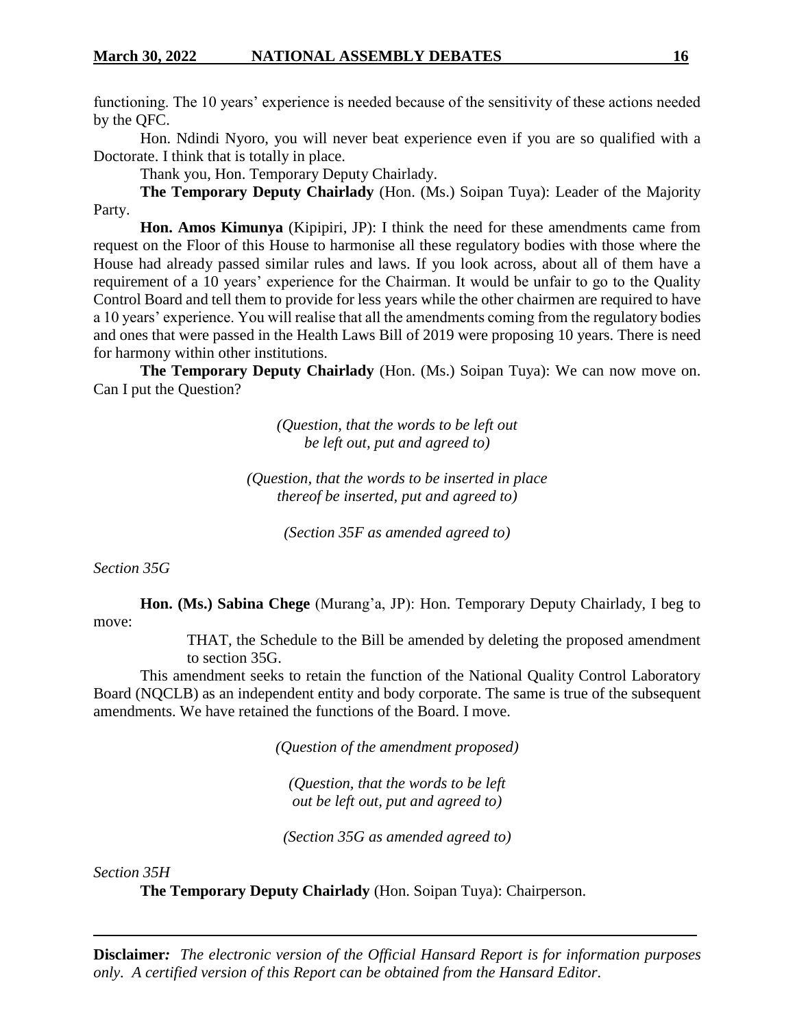functioning. The 10 years' experience is needed because of the sensitivity of these actions needed by the QFC.

Hon. Ndindi Nyoro, you will never beat experience even if you are so qualified with a Doctorate. I think that is totally in place.

Thank you, Hon. Temporary Deputy Chairlady.

**The Temporary Deputy Chairlady** (Hon. (Ms.) Soipan Tuya): Leader of the Majority Party.

**Hon. Amos Kimunya** (Kipipiri, JP): I think the need for these amendments came from request on the Floor of this House to harmonise all these regulatory bodies with those where the House had already passed similar rules and laws. If you look across, about all of them have a requirement of a 10 years' experience for the Chairman. It would be unfair to go to the Quality Control Board and tell them to provide for less years while the other chairmen are required to have a 10 years' experience. You will realise that all the amendments coming from the regulatory bodies and ones that were passed in the Health Laws Bill of 2019 were proposing 10 years. There is need for harmony within other institutions.

**The Temporary Deputy Chairlady** (Hon. (Ms.) Soipan Tuya): We can now move on. Can I put the Question?

*(Question, that the words to be left out be left out, put and agreed to)*

*(Question, that the words to be inserted in place thereof be inserted, put and agreed to)*

*(Section 35F as amended agreed to)*

*Section 35G*

**Hon. (Ms.) Sabina Chege** (Murang'a, JP): Hon. Temporary Deputy Chairlady, I beg to move:

> THAT, the Schedule to the Bill be amended by deleting the proposed amendment to section 35G.

This amendment seeks to retain the function of the National Quality Control Laboratory Board (NQCLB) as an independent entity and body corporate. The same is true of the subsequent amendments. We have retained the functions of the Board. I move.

*(Question of the amendment proposed)*

*(Question, that the words to be left out be left out, put and agreed to)*

*(Section 35G as amended agreed to)*

*Section 35H*

**The Temporary Deputy Chairlady** (Hon. Soipan Tuya): Chairperson.

**Disclaimer:** *The electronic version of the Official Hansard Report is for information purposes only. A certified version of this Report can be obtained from the Hansard Editor.*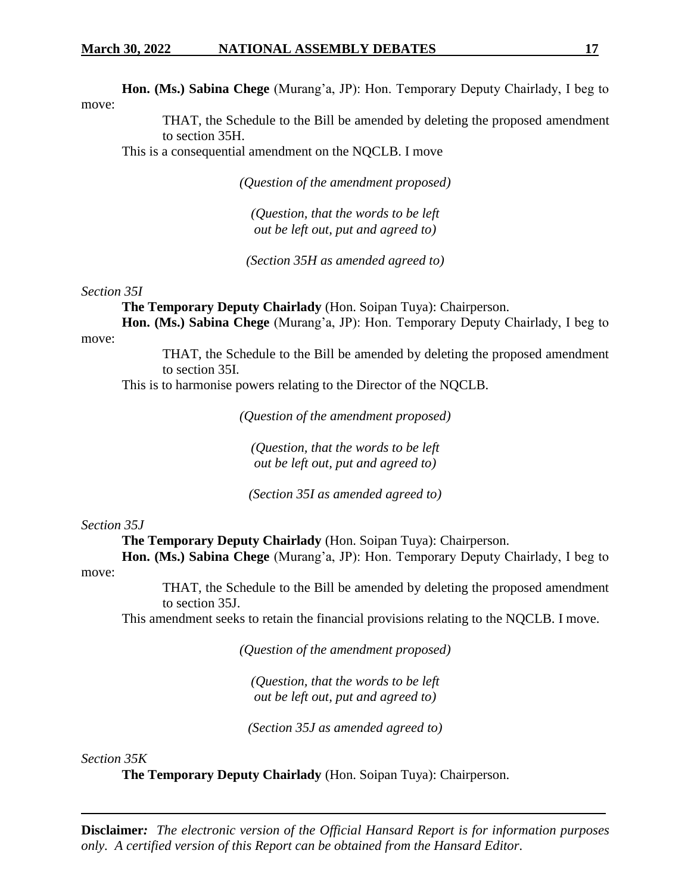**Hon. (Ms.) Sabina Chege** (Murang'a, JP): Hon. Temporary Deputy Chairlady, I beg to move:

> THAT, the Schedule to the Bill be amended by deleting the proposed amendment to section 35H.

This is a consequential amendment on the NQCLB. I move

*(Question of the amendment proposed)*

*(Question, that the words to be left out be left out, put and agreed to)*

*(Section 35H as amended agreed to)*

*Section 35I*

**The Temporary Deputy Chairlady** (Hon. Soipan Tuya): Chairperson.

**Hon. (Ms.) Sabina Chege** (Murang'a, JP): Hon. Temporary Deputy Chairlady, I beg to move:

> THAT, the Schedule to the Bill be amended by deleting the proposed amendment to section 35I.

This is to harmonise powers relating to the Director of the NQCLB.

*(Question of the amendment proposed)*

*(Question, that the words to be left out be left out, put and agreed to)*

*(Section 35I as amended agreed to)*

*Section 35J*

**The Temporary Deputy Chairlady** (Hon. Soipan Tuya): Chairperson.

**Hon. (Ms.) Sabina Chege** (Murang'a, JP): Hon. Temporary Deputy Chairlady, I beg to move:

> THAT, the Schedule to the Bill be amended by deleting the proposed amendment to section 35J.

This amendment seeks to retain the financial provisions relating to the NQCLB. I move.

*(Question of the amendment proposed)*

*(Question, that the words to be left out be left out, put and agreed to)*

*(Section 35J as amended agreed to)*

*Section 35K*

**The Temporary Deputy Chairlady** (Hon. Soipan Tuya): Chairperson.

**Disclaimer***:* *The electronic version of the Official Hansard Report is for information purposes only. A certified version of this Report can be obtained from the Hansard Editor.*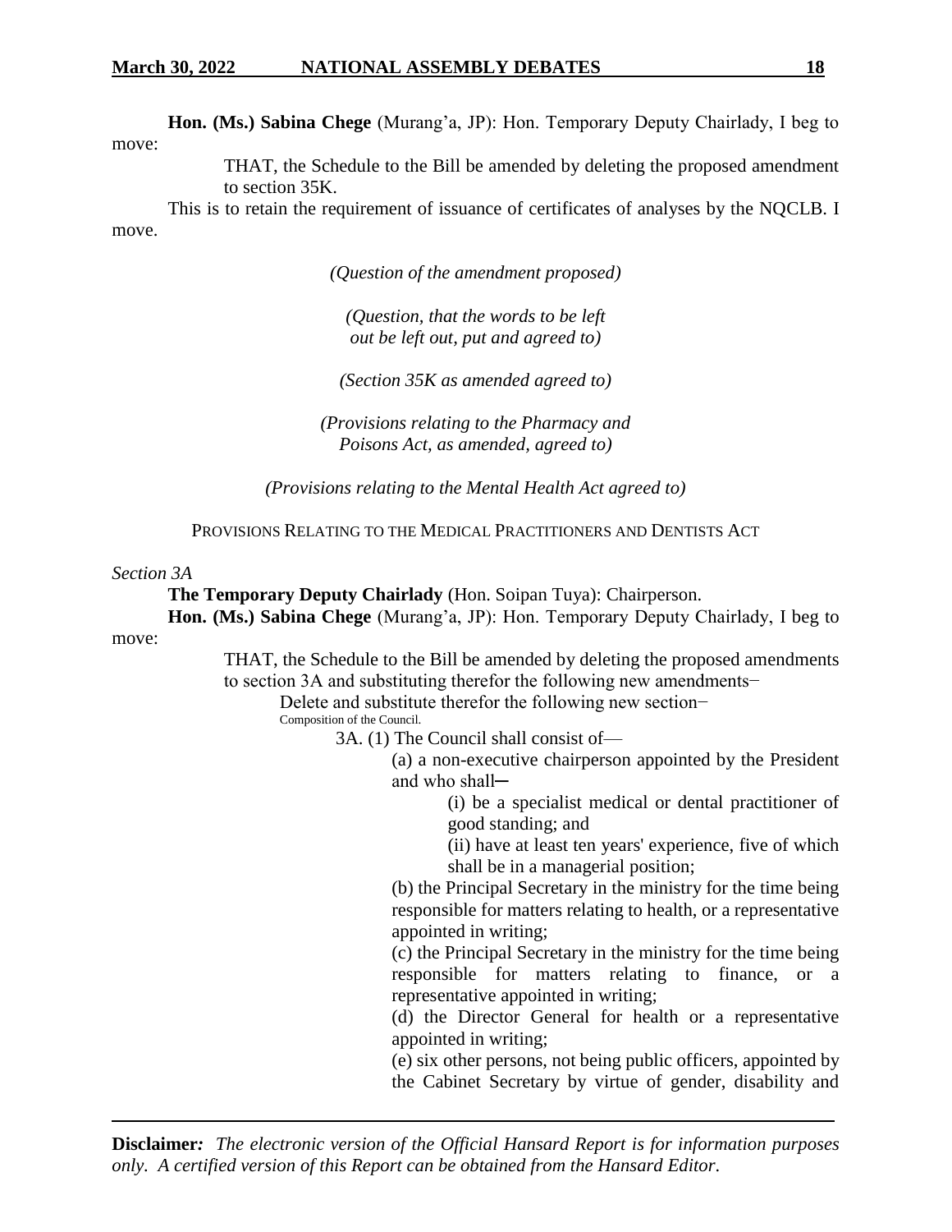**Hon. (Ms.) Sabina Chege** (Murang'a, JP): Hon. Temporary Deputy Chairlady, I beg to move:

> THAT, the Schedule to the Bill be amended by deleting the proposed amendment to section 35K.

This is to retain the requirement of issuance of certificates of analyses by the NQCLB. I move.

*(Question of the amendment proposed)*

*(Question, that the words to be left out be left out, put and agreed to)*

*(Section 35K as amended agreed to)*

*(Provisions relating to the Pharmacy and Poisons Act, as amended, agreed to)*

*(Provisions relating to the Mental Health Act agreed to)*

PROVISIONS RELATING TO THE MEDICAL PRACTITIONERS AND DENTISTS ACT

*Section 3A*

**The Temporary Deputy Chairlady** (Hon. Soipan Tuya): Chairperson.

**Hon. (Ms.) Sabina Chege** (Murang'a, JP): Hon. Temporary Deputy Chairlady, I beg to move:

> THAT, the Schedule to the Bill be amended by deleting the proposed amendments to section 3A and substituting therefor the following new amendments−
>
> Delete and substitute therefor the following new section−
>
> Composition of the Council.
>
> 3A. (1) The Council shall consist of—
>
> (a) a non-executive chairperson appointed by the President and who shall─
>
> (i) be a specialist medical or dental practitioner of good standing; and
>
> (ii) have at least ten years' experience, five of which shall be in a managerial position;
>
> (b) the Principal Secretary in the ministry for the time being responsible for matters relating to health, or a representative appointed in writing;
>
> (c) the Principal Secretary in the ministry for the time being responsible for matters relating to finance, or a representative appointed in writing;
>
> (d) the Director General for health or a representative appointed in writing;
>
> (e) six other persons, not being public officers, appointed by the Cabinet Secretary by virtue of gender, disability and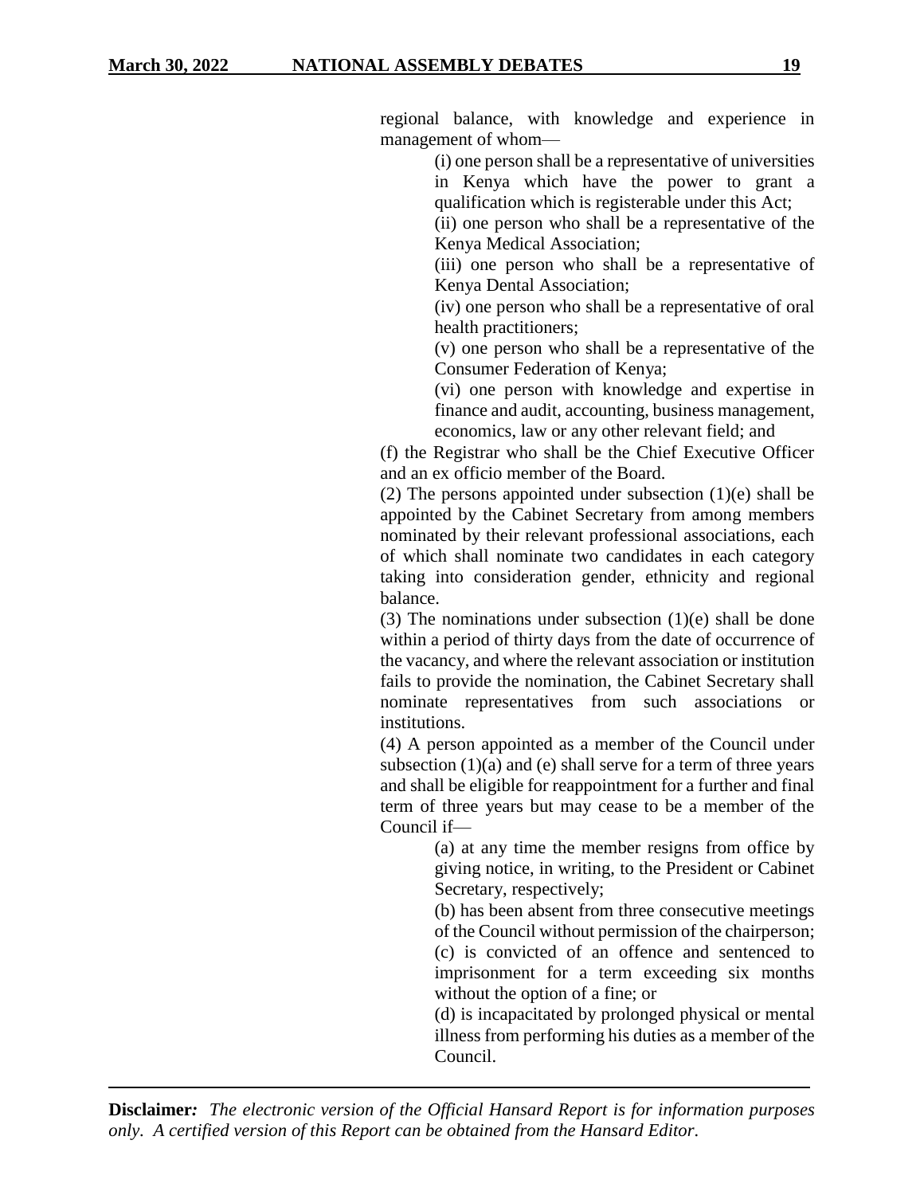regional balance, with knowledge and experience in management of whom—

(i) one person shall be a representative of universities in Kenya which have the power to grant a qualification which is registerable under this Act;

(ii) one person who shall be a representative of the Kenya Medical Association;

(iii) one person who shall be a representative of Kenya Dental Association;

(iv) one person who shall be a representative of oral health practitioners;

(v) one person who shall be a representative of the Consumer Federation of Kenya;

(vi) one person with knowledge and expertise in finance and audit, accounting, business management, economics, law or any other relevant field; and

(f) the Registrar who shall be the Chief Executive Officer and an ex officio member of the Board.

(2) The persons appointed under subsection (1)(e) shall be appointed by the Cabinet Secretary from among members nominated by their relevant professional associations, each of which shall nominate two candidates in each category taking into consideration gender, ethnicity and regional balance.

(3) The nominations under subsection (1)(e) shall be done within a period of thirty days from the date of occurrence of the vacancy, and where the relevant association or institution fails to provide the nomination, the Cabinet Secretary shall nominate representatives from such associations or institutions.

(4) A person appointed as a member of the Council under subsection (1)(a) and (e) shall serve for a term of three years and shall be eligible for reappointment for a further and final term of three years but may cease to be a member of the Council if—

(a) at any time the member resigns from office by giving notice, in writing, to the President or Cabinet Secretary, respectively;

(b) has been absent from three consecutive meetings of the Council without permission of the chairperson;

(c) is convicted of an offence and sentenced to imprisonment for a term exceeding six months without the option of a fine; or

(d) is incapacitated by prolonged physical or mental illness from performing his duties as a member of the Council.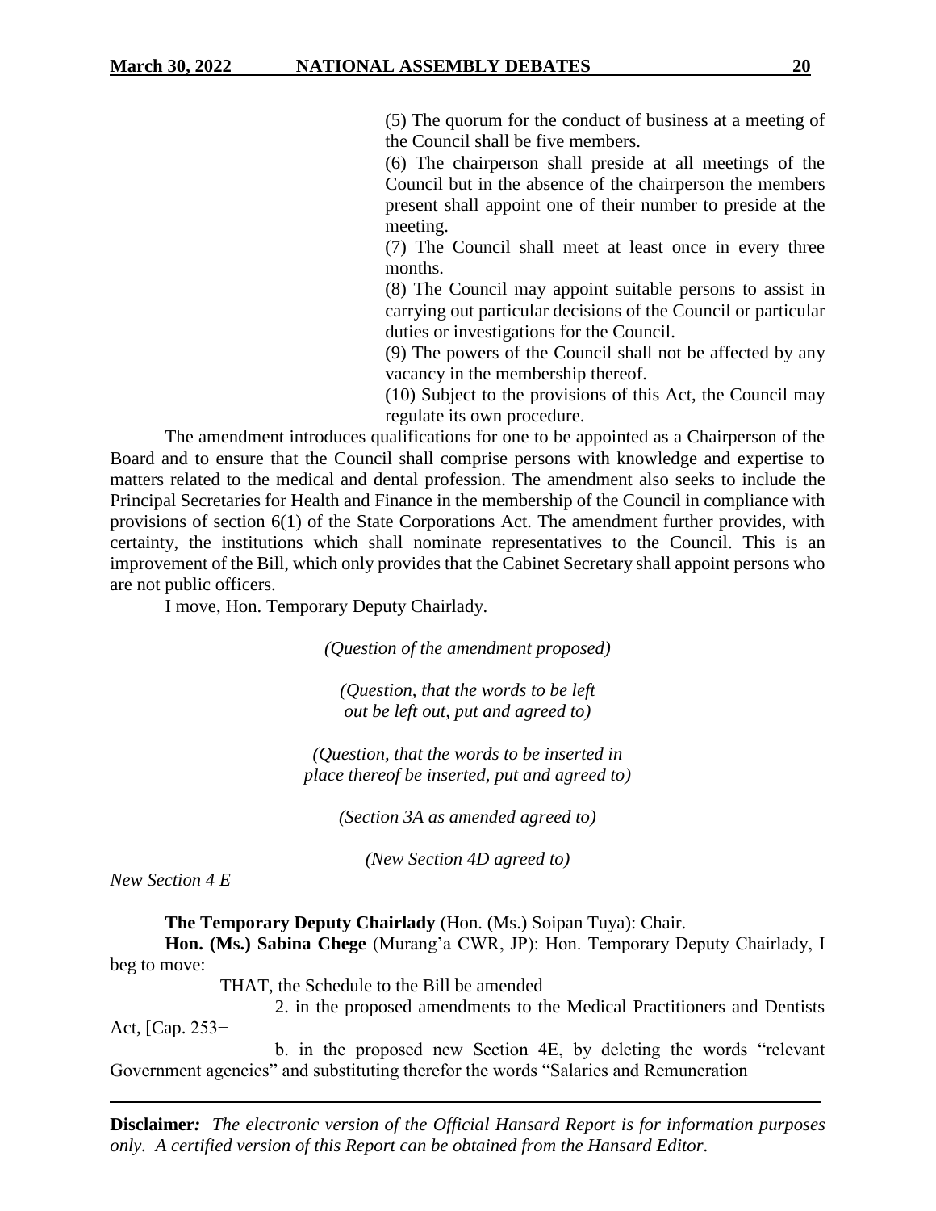(5) The quorum for the conduct of business at a meeting of the Council shall be five members.

(6) The chairperson shall preside at all meetings of the Council but in the absence of the chairperson the members present shall appoint one of their number to preside at the meeting.

(7) The Council shall meet at least once in every three months.

(8) The Council may appoint suitable persons to assist in carrying out particular decisions of the Council or particular duties or investigations for the Council.

(9) The powers of the Council shall not be affected by any vacancy in the membership thereof.

(10) Subject to the provisions of this Act, the Council may regulate its own procedure.

The amendment introduces qualifications for one to be appointed as a Chairperson of the Board and to ensure that the Council shall comprise persons with knowledge and expertise to matters related to the medical and dental profession. The amendment also seeks to include the Principal Secretaries for Health and Finance in the membership of the Council in compliance with provisions of section 6(1) of the State Corporations Act. The amendment further provides, with certainty, the institutions which shall nominate representatives to the Council. This is an improvement of the Bill, which only provides that the Cabinet Secretary shall appoint persons who are not public officers.

I move, Hon. Temporary Deputy Chairlady.

*(Question of the amendment proposed)*

*(Question, that the words to be left out be left out, put and agreed to)*

*(Question, that the words to be inserted in place thereof be inserted, put and agreed to)*

*(Section 3A as amended agreed to)*

*(New Section 4D agreed to)*

*New Section 4 E*

**The Temporary Deputy Chairlady** (Hon. (Ms.) Soipan Tuya): Chair.

**Hon. (Ms.) Sabina Chege** (Murang'a CWR, JP): Hon. Temporary Deputy Chairlady, I beg to move:

THAT, the Schedule to the Bill be amended —

2. in the proposed amendments to the Medical Practitioners and Dentists Act, [Cap. 253−

b. in the proposed new Section 4E, by deleting the words "relevant Government agencies" and substituting therefor the words "Salaries and Remuneration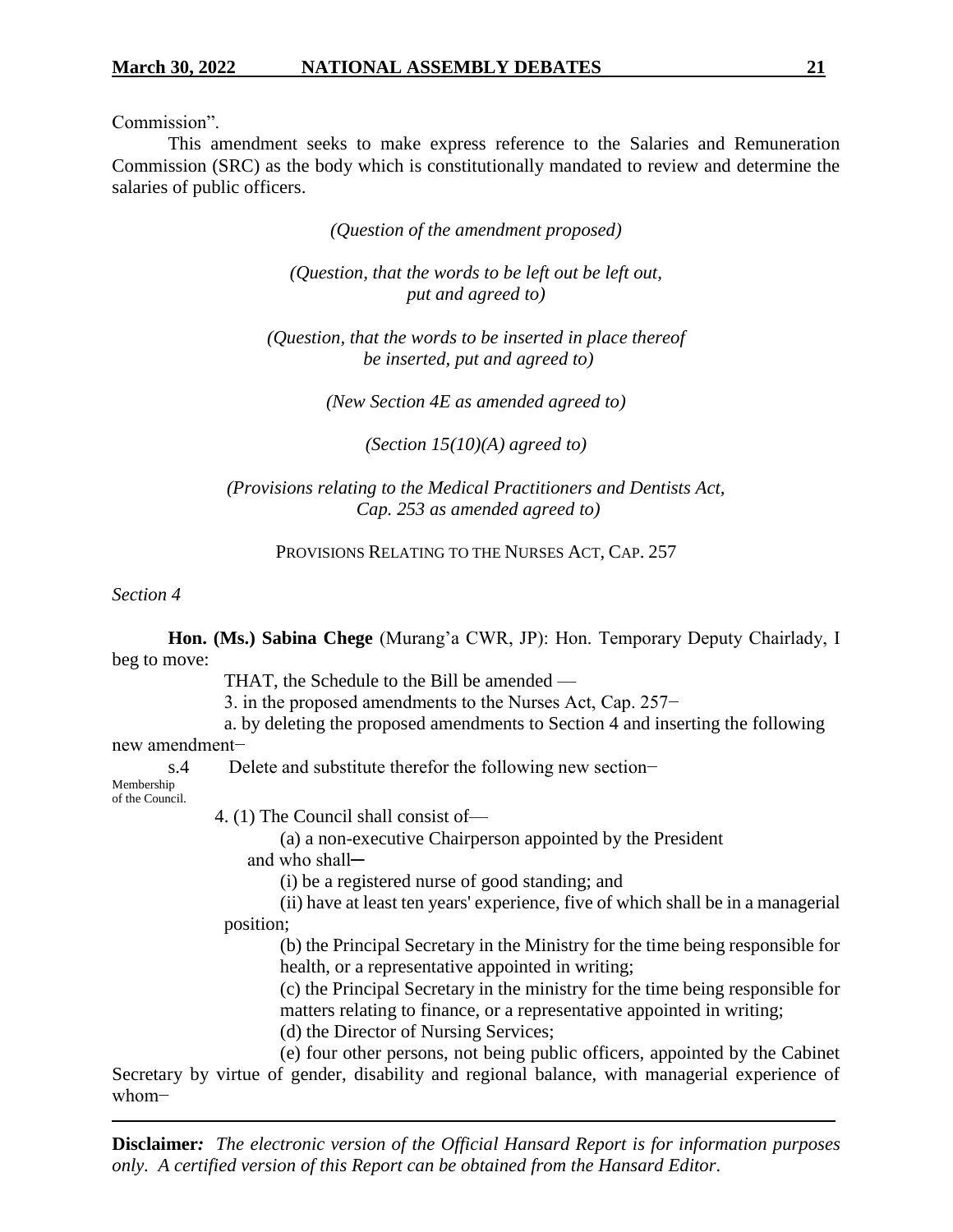Commission".

This amendment seeks to make express reference to the Salaries and Remuneration Commission (SRC) as the body which is constitutionally mandated to review and determine the salaries of public officers.

*(Question of the amendment proposed)*

*(Question, that the words to be left out be left out, put and agreed to)*

*(Question, that the words to be inserted in place thereof be inserted, put and agreed to)*

*(New Section 4E as amended agreed to)*

*(Section 15(10)(A) agreed to)*

*(Provisions relating to the Medical Practitioners and Dentists Act, Cap. 253 as amended agreed to)*

PROVISIONS RELATING TO THE NURSES ACT, CAP. 257

*Section 4*

**Hon. (Ms.) Sabina Chege** (Murang'a CWR, JP): Hon. Temporary Deputy Chairlady, I beg to move:

THAT, the Schedule to the Bill be amended —

3. in the proposed amendments to the Nurses Act, Cap. 257−

a. by deleting the proposed amendments to Section 4 and inserting the following new amendment−

s.4 Delete and substitute therefor the following new section−

Membership of the Council.

4. (1) The Council shall consist of—

(a) a non-executive Chairperson appointed by the President and who shall─

(i) be a registered nurse of good standing; and

(ii) have at least ten years' experience, five of which shall be in a managerial position;

(b) the Principal Secretary in the Ministry for the time being responsible for health, or a representative appointed in writing;

(c) the Principal Secretary in the ministry for the time being responsible for matters relating to finance, or a representative appointed in writing;

(d) the Director of Nursing Services;

(e) four other persons, not being public officers, appointed by the Cabinet Secretary by virtue of gender, disability and regional balance, with managerial experience of whom−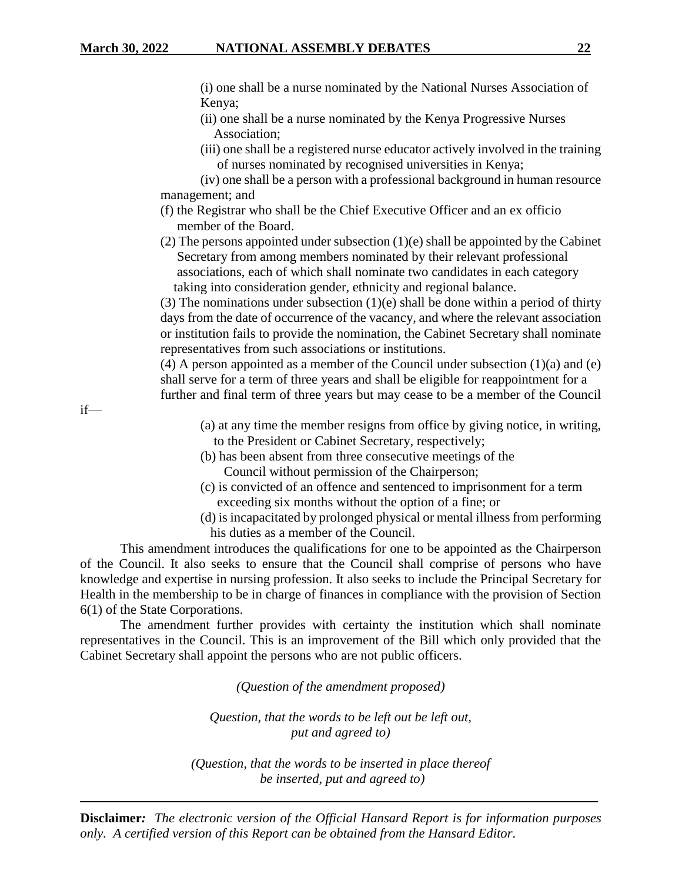(i) one shall be a nurse nominated by the National Nurses Association of Kenya;

(ii) one shall be a nurse nominated by the Kenya Progressive Nurses Association;

(iii) one shall be a registered nurse educator actively involved in the training of nurses nominated by recognised universities in Kenya;

(iv) one shall be a person with a professional background in human resource management; and

(f) the Registrar who shall be the Chief Executive Officer and an ex officio member of the Board.

(2) The persons appointed under subsection (1)(e) shall be appointed by the Cabinet Secretary from among members nominated by their relevant professional associations, each of which shall nominate two candidates in each category taking into consideration gender, ethnicity and regional balance.

(3) The nominations under subsection (1)(e) shall be done within a period of thirty days from the date of occurrence of the vacancy, and where the relevant association or institution fails to provide the nomination, the Cabinet Secretary shall nominate representatives from such associations or institutions.

(4) A person appointed as a member of the Council under subsection (1)(a) and (e) shall serve for a term of three years and shall be eligible for reappointment for a further and final term of three years but may cease to be a member of the Council if—

(a) at any time the member resigns from office by giving notice, in writing, to the President or Cabinet Secretary, respectively;

(b) has been absent from three consecutive meetings of the Council without permission of the Chairperson;

(c) is convicted of an offence and sentenced to imprisonment for a term exceeding six months without the option of a fine; or

(d) is incapacitated by prolonged physical or mental illness from performing his duties as a member of the Council.

This amendment introduces the qualifications for one to be appointed as the Chairperson of the Council. It also seeks to ensure that the Council shall comprise of persons who have knowledge and expertise in nursing profession. It also seeks to include the Principal Secretary for Health in the membership to be in charge of finances in compliance with the provision of Section 6(1) of the State Corporations.

The amendment further provides with certainty the institution which shall nominate representatives in the Council. This is an improvement of the Bill which only provided that the Cabinet Secretary shall appoint the persons who are not public officers.

*(Question of the amendment proposed)*

*Question, that the words to be left out be left out, put and agreed to)*

*(Question, that the words to be inserted in place thereof be inserted, put and agreed to)*

**Disclaimer***:* *The electronic version of the Official Hansard Report is for information purposes only. A certified version of this Report can be obtained from the Hansard Editor.*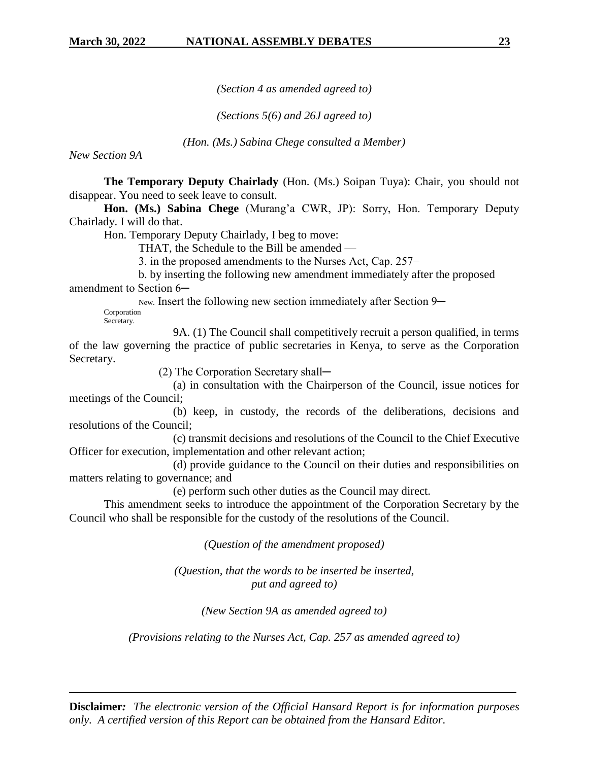*(Section 4 as amended agreed to)*

*(Sections 5(6) and 26J agreed to)*

*(Hon. (Ms.) Sabina Chege consulted a Member)*

*New Section 9A*

**The Temporary Deputy Chairlady** (Hon. (Ms.) Soipan Tuya): Chair, you should not disappear. You need to seek leave to consult.

**Hon. (Ms.) Sabina Chege** (Murang'a CWR, JP): Sorry, Hon. Temporary Deputy Chairlady. I will do that.

Hon. Temporary Deputy Chairlady, I beg to move:

THAT, the Schedule to the Bill be amended —

3. in the proposed amendments to the Nurses Act, Cap. 257−

b. by inserting the following new amendment immediately after the proposed amendment to Section 6─

New. Insert the following new section immediately after Section 9─

Corporation Secretary.

9A. (1) The Council shall competitively recruit a person qualified, in terms of the law governing the practice of public secretaries in Kenya, to serve as the Corporation Secretary.

(2) The Corporation Secretary shall─

(a) in consultation with the Chairperson of the Council, issue notices for meetings of the Council;

(b) keep, in custody, the records of the deliberations, decisions and resolutions of the Council;

(c) transmit decisions and resolutions of the Council to the Chief Executive Officer for execution, implementation and other relevant action;

(d) provide guidance to the Council on their duties and responsibilities on matters relating to governance; and

(e) perform such other duties as the Council may direct.

This amendment seeks to introduce the appointment of the Corporation Secretary by the Council who shall be responsible for the custody of the resolutions of the Council.

*(Question of the amendment proposed)*

*(Question, that the words to be inserted be inserted, put and agreed to)*

*(New Section 9A as amended agreed to)*

*(Provisions relating to the Nurses Act, Cap. 257 as amended agreed to)*

**Disclaimer***: The electronic version of the Official Hansard Report is for information purposes only. A certified version of this Report can be obtained from the Hansard Editor.*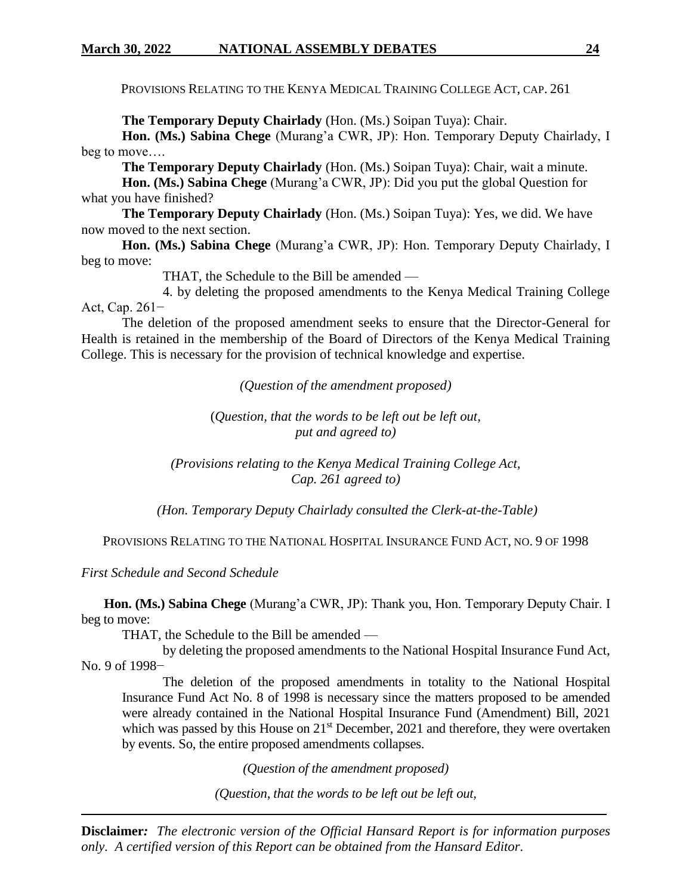PROVISIONS RELATING TO THE KENYA MEDICAL TRAINING COLLEGE ACT, CAP. 261

**The Temporary Deputy Chairlady** (Hon. (Ms.) Soipan Tuya): Chair.

**Hon. (Ms.) Sabina Chege** (Murang'a CWR, JP): Hon. Temporary Deputy Chairlady, I beg to move….

**The Temporary Deputy Chairlady** (Hon. (Ms.) Soipan Tuya): Chair, wait a minute.

**Hon. (Ms.) Sabina Chege** (Murang'a CWR, JP): Did you put the global Question for what you have finished?

**The Temporary Deputy Chairlady** (Hon. (Ms.) Soipan Tuya): Yes, we did. We have now moved to the next section.

**Hon. (Ms.) Sabina Chege** (Murang'a CWR, JP): Hon. Temporary Deputy Chairlady, I beg to move:

THAT, the Schedule to the Bill be amended —

4. by deleting the proposed amendments to the Kenya Medical Training College Act, Cap. 261−

The deletion of the proposed amendment seeks to ensure that the Director-General for Health is retained in the membership of the Board of Directors of the Kenya Medical Training College. This is necessary for the provision of technical knowledge and expertise.

*(Question of the amendment proposed)*

*(Question, that the words to be left out be left out, put and agreed to)*

*(Provisions relating to the Kenya Medical Training College Act, Cap. 261 agreed to)*

*(Hon. Temporary Deputy Chairlady consulted the Clerk-at-the-Table)*

PROVISIONS RELATING TO THE NATIONAL HOSPITAL INSURANCE FUND ACT, NO. 9 OF 1998

*First Schedule and Second Schedule*

**Hon. (Ms.) Sabina Chege** (Murang'a CWR, JP): Thank you, Hon. Temporary Deputy Chair. I beg to move:

THAT, the Schedule to the Bill be amended —

by deleting the proposed amendments to the National Hospital Insurance Fund Act, No. 9 of 1998−

The deletion of the proposed amendments in totality to the National Hospital Insurance Fund Act No. 8 of 1998 is necessary since the matters proposed to be amended were already contained in the National Hospital Insurance Fund (Amendment) Bill, 2021 which was passed by this House on 21st December, 2021 and therefore, they were overtaken by events. So, the entire proposed amendments collapses.

*(Question of the amendment proposed)*

*(Question, that the words to be left out be left out,*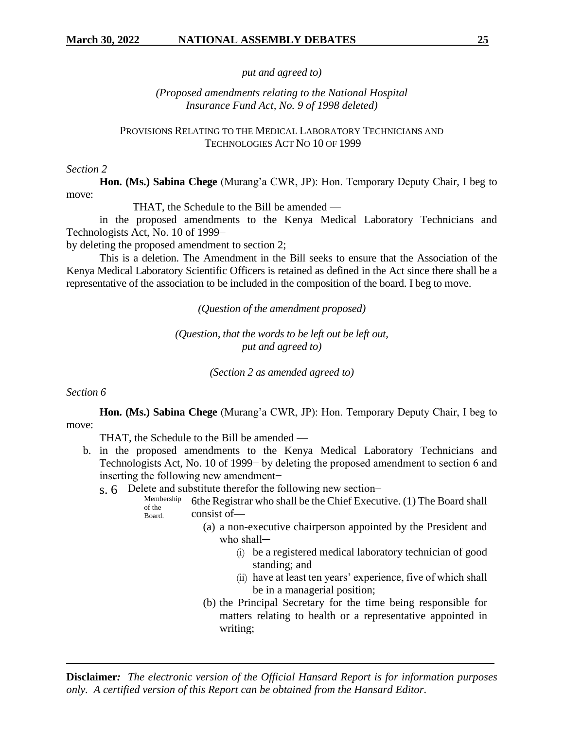*put and agreed to)*

*(Proposed amendments relating to the National Hospital Insurance Fund Act, No. 9 of 1998 deleted)*

PROVISIONS RELATING TO THE MEDICAL LABORATORY TECHNICIANS AND TECHNOLOGIES ACT NO 10 OF 1999

*Section 2*

**Hon. (Ms.) Sabina Chege** (Murang'a CWR, JP): Hon. Temporary Deputy Chair, I beg to move:

THAT, the Schedule to the Bill be amended —

in the proposed amendments to the Kenya Medical Laboratory Technicians and Technologists Act, No. 10 of 1999−

by deleting the proposed amendment to section 2;

This is a deletion. The Amendment in the Bill seeks to ensure that the Association of the Kenya Medical Laboratory Scientific Officers is retained as defined in the Act since there shall be a representative of the association to be included in the composition of the board. I beg to move.

*(Question of the amendment proposed)*

*(Question, that the words to be left out be left out, put and agreed to)*

*(Section 2 as amended agreed to)*

*Section 6*

**Hon. (Ms.) Sabina Chege** (Murang'a CWR, JP): Hon. Temporary Deputy Chair, I beg to move:

THAT, the Schedule to the Bill be amended —

b. in the proposed amendments to the Kenya Medical Laboratory Technicians and Technologists Act, No. 10 of 1999− by deleting the proposed amendment to section 6 and inserting the following new amendment−

s. 6 Delete and substitute therefor the following new section−

Membership of the Board.

6the Registrar who shall be the Chief Executive. (1) The Board shall consist of—

(a) a non-executive chairperson appointed by the President and who shall─
   (i) be a registered medical laboratory technician of good standing; and
   (ii) have at least ten years' experience, five of which shall be in a managerial position;

(b) the Principal Secretary for the time being responsible for matters relating to health or a representative appointed in writing;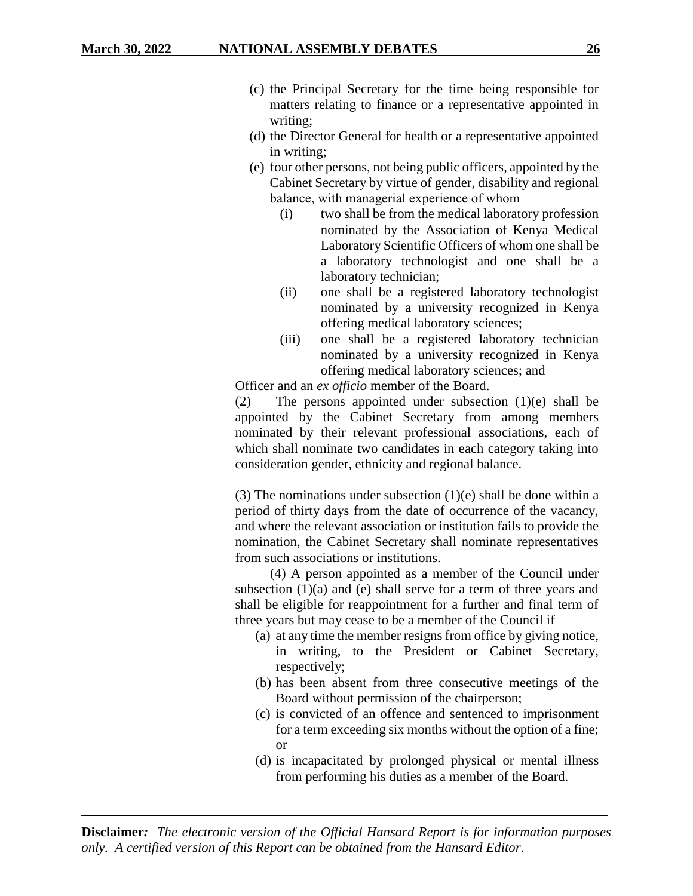(c) the Principal Secretary for the time being responsible for matters relating to finance or a representative appointed in writing;

(d) the Director General for health or a representative appointed in writing;

(e) four other persons, not being public officers, appointed by the Cabinet Secretary by virtue of gender, disability and regional balance, with managerial experience of whom−

   (i) two shall be from the medical laboratory profession nominated by the Association of Kenya Medical Laboratory Scientific Officers of whom one shall be a laboratory technologist and one shall be a laboratory technician;

   (ii) one shall be a registered laboratory technologist nominated by a university recognized in Kenya offering medical laboratory sciences;

   (iii) one shall be a registered laboratory technician nominated by a university recognized in Kenya offering medical laboratory sciences; and

Officer and an *ex officio* member of the Board.

(2) The persons appointed under subsection (1)(e) shall be appointed by the Cabinet Secretary from among members nominated by their relevant professional associations, each of which shall nominate two candidates in each category taking into consideration gender, ethnicity and regional balance.

(3) The nominations under subsection (1)(e) shall be done within a period of thirty days from the date of occurrence of the vacancy, and where the relevant association or institution fails to provide the nomination, the Cabinet Secretary shall nominate representatives from such associations or institutions.

(4) A person appointed as a member of the Council under subsection (1)(a) and (e) shall serve for a term of three years and shall be eligible for reappointment for a further and final term of three years but may cease to be a member of the Council if—

(a) at any time the member resigns from office by giving notice, in writing, to the President or Cabinet Secretary, respectively;

(b) has been absent from three consecutive meetings of the Board without permission of the chairperson;

(c) is convicted of an offence and sentenced to imprisonment for a term exceeding six months without the option of a fine; or

(d) is incapacitated by prolonged physical or mental illness from performing his duties as a member of the Board.

**Disclaimer:** *The electronic version of the Official Hansard Report is for information purposes only. A certified version of this Report can be obtained from the Hansard Editor.*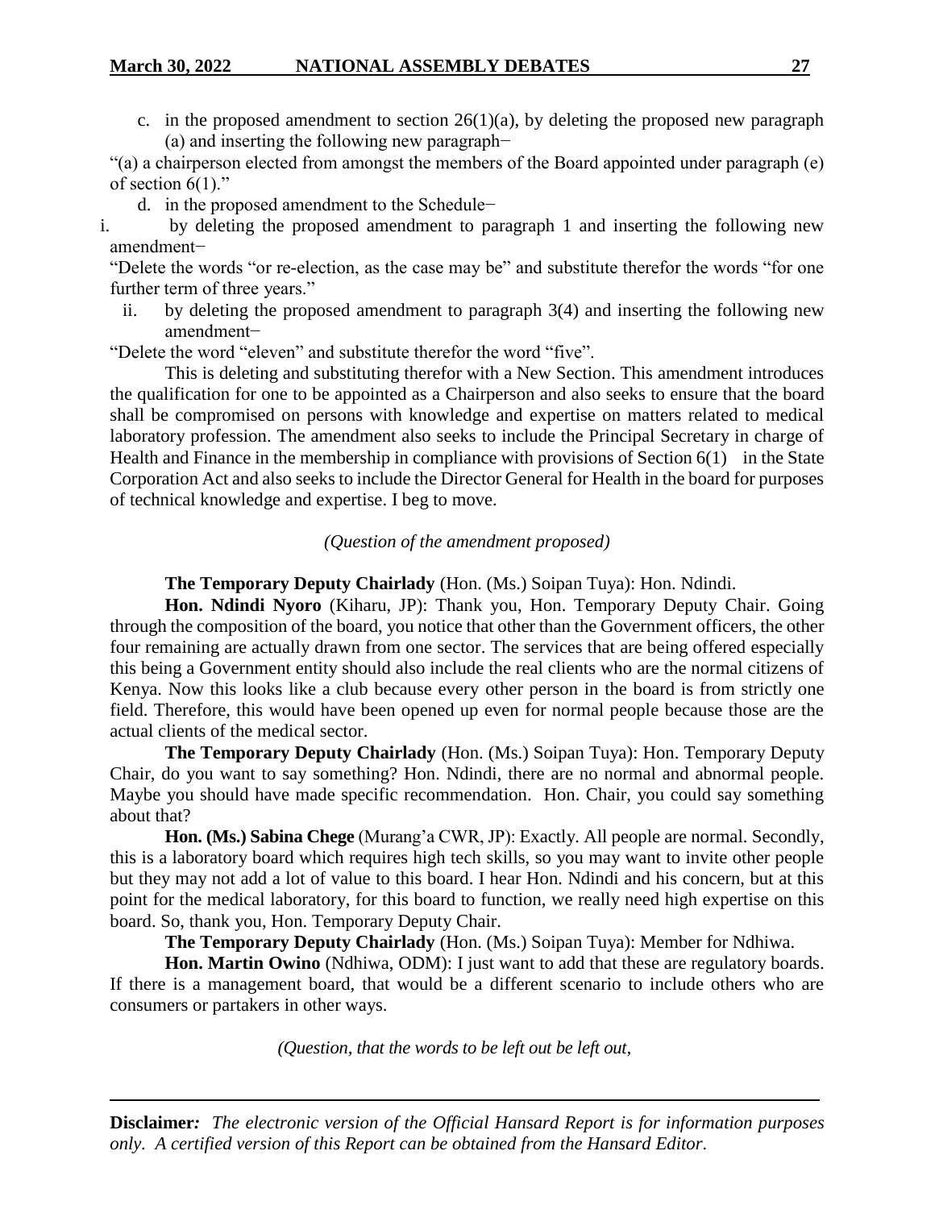c. in the proposed amendment to section 26(1)(a), by deleting the proposed new paragraph (a) and inserting the following new paragraph−

"(a) a chairperson elected from amongst the members of the Board appointed under paragraph (e) of section 6(1)."

d. in the proposed amendment to the Schedule−

i. by deleting the proposed amendment to paragraph 1 and inserting the following new amendment−

"Delete the words "or re-election, as the case may be" and substitute therefor the words "for one further term of three years."

ii. by deleting the proposed amendment to paragraph 3(4) and inserting the following new amendment−

"Delete the word "eleven" and substitute therefor the word "five".

This is deleting and substituting therefor with a New Section. This amendment introduces the qualification for one to be appointed as a Chairperson and also seeks to ensure that the board shall be compromised on persons with knowledge and expertise on matters related to medical laboratory profession. The amendment also seeks to include the Principal Secretary in charge of Health and Finance in the membership in compliance with provisions of Section 6(1) in the State Corporation Act and also seeks to include the Director General for Health in the board for purposes of technical knowledge and expertise. I beg to move.

*(Question of the amendment proposed)*

**The Temporary Deputy Chairlady** (Hon. (Ms.) Soipan Tuya): Hon. Ndindi.

**Hon. Ndindi Nyoro** (Kiharu, JP): Thank you, Hon. Temporary Deputy Chair. Going through the composition of the board, you notice that other than the Government officers, the other four remaining are actually drawn from one sector. The services that are being offered especially this being a Government entity should also include the real clients who are the normal citizens of Kenya. Now this looks like a club because every other person in the board is from strictly one field. Therefore, this would have been opened up even for normal people because those are the actual clients of the medical sector.

**The Temporary Deputy Chairlady** (Hon. (Ms.) Soipan Tuya): Hon. Temporary Deputy Chair, do you want to say something? Hon. Ndindi, there are no normal and abnormal people. Maybe you should have made specific recommendation. Hon. Chair, you could say something about that?

**Hon. (Ms.) Sabina Chege** (Murang'a CWR, JP): Exactly. All people are normal. Secondly, this is a laboratory board which requires high tech skills, so you may want to invite other people but they may not add a lot of value to this board. I hear Hon. Ndindi and his concern, but at this point for the medical laboratory, for this board to function, we really need high expertise on this board. So, thank you, Hon. Temporary Deputy Chair.

**The Temporary Deputy Chairlady** (Hon. (Ms.) Soipan Tuya): Member for Ndhiwa.

**Hon. Martin Owino** (Ndhiwa, ODM): I just want to add that these are regulatory boards. If there is a management board, that would be a different scenario to include others who are consumers or partakers in other ways.

*(Question, that the words to be left out be left out,*

**Disclaimer***: The electronic version of the Official Hansard Report is for information purposes only. A certified version of this Report can be obtained from the Hansard Editor.*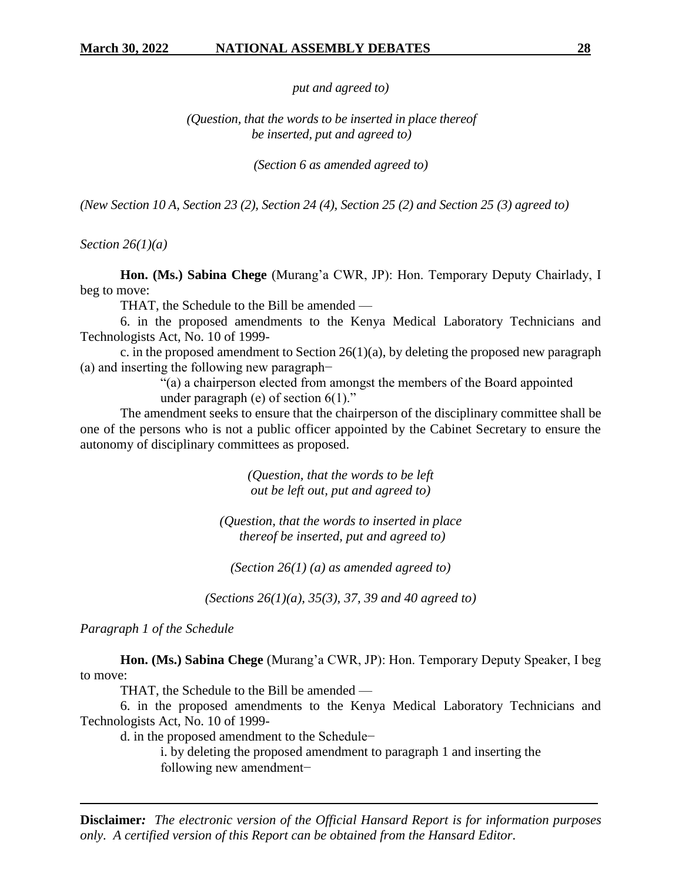*put and agreed to)*

*(Question, that the words to be inserted in place thereof be inserted, put and agreed to)*

*(Section 6 as amended agreed to)*

*(New Section 10 A, Section 23 (2), Section 24 (4), Section 25 (2) and Section 25 (3) agreed to)*

*Section 26(1)(a)*

**Hon. (Ms.) Sabina Chege** (Murang'a CWR, JP): Hon. Temporary Deputy Chairlady, I beg to move:

THAT, the Schedule to the Bill be amended —

6. in the proposed amendments to the Kenya Medical Laboratory Technicians and Technologists Act, No. 10 of 1999-

c. in the proposed amendment to Section 26(1)(a), by deleting the proposed new paragraph (a) and inserting the following new paragraph−

"(a) a chairperson elected from amongst the members of the Board appointed under paragraph (e) of section 6(1)."

The amendment seeks to ensure that the chairperson of the disciplinary committee shall be one of the persons who is not a public officer appointed by the Cabinet Secretary to ensure the autonomy of disciplinary committees as proposed.

*(Question, that the words to be left out be left out, put and agreed to)*

*(Question, that the words to inserted in place thereof be inserted, put and agreed to)*

*(Section 26(1) (a) as amended agreed to)*

*(Sections 26(1)(a), 35(3), 37, 39 and 40 agreed to)*

*Paragraph 1 of the Schedule*

**Hon. (Ms.) Sabina Chege** (Murang'a CWR, JP): Hon. Temporary Deputy Speaker, I beg to move:

THAT, the Schedule to the Bill be amended —

6. in the proposed amendments to the Kenya Medical Laboratory Technicians and Technologists Act, No. 10 of 1999-

d. in the proposed amendment to the Schedule−

i. by deleting the proposed amendment to paragraph 1 and inserting the following new amendment−

**Disclaimer***:* *The electronic version of the Official Hansard Report is for information purposes only. A certified version of this Report can be obtained from the Hansard Editor.*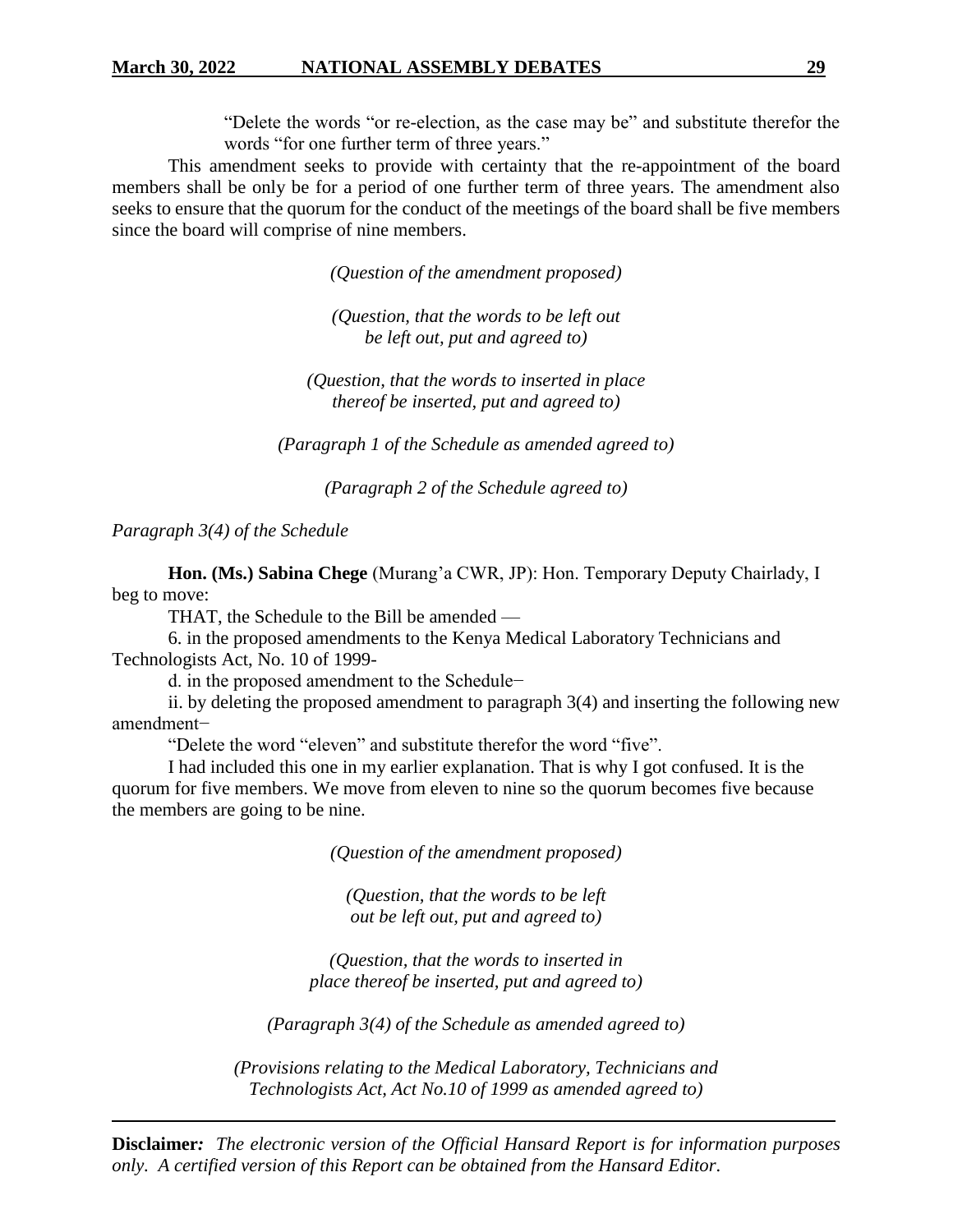"Delete the words "or re-election, as the case may be" and substitute therefor the words "for one further term of three years."

This amendment seeks to provide with certainty that the re-appointment of the board members shall be only be for a period of one further term of three years. The amendment also seeks to ensure that the quorum for the conduct of the meetings of the board shall be five members since the board will comprise of nine members.

*(Question of the amendment proposed)*

*(Question, that the words to be left out be left out, put and agreed to)*

*(Question, that the words to inserted in place thereof be inserted, put and agreed to)*

*(Paragraph 1 of the Schedule as amended agreed to)*

*(Paragraph 2 of the Schedule agreed to)*

*Paragraph 3(4) of the Schedule*

**Hon. (Ms.) Sabina Chege** (Murang'a CWR, JP): Hon. Temporary Deputy Chairlady, I beg to move:

THAT, the Schedule to the Bill be amended —

6. in the proposed amendments to the Kenya Medical Laboratory Technicians and Technologists Act, No. 10 of 1999-

d. in the proposed amendment to the Schedule−

ii. by deleting the proposed amendment to paragraph 3(4) and inserting the following new amendment−

"Delete the word "eleven" and substitute therefor the word "five".

I had included this one in my earlier explanation. That is why I got confused. It is the quorum for five members. We move from eleven to nine so the quorum becomes five because the members are going to be nine.

*(Question of the amendment proposed)*

*(Question, that the words to be left out be left out, put and agreed to)*

*(Question, that the words to inserted in place thereof be inserted, put and agreed to)*

*(Paragraph 3(4) of the Schedule as amended agreed to)*

*(Provisions relating to the Medical Laboratory, Technicians and Technologists Act, Act No.10 of 1999 as amended agreed to)*

---

**Disclaimer***:* *The electronic version of the Official Hansard Report is for information purposes only. A certified version of this Report can be obtained from the Hansard Editor.*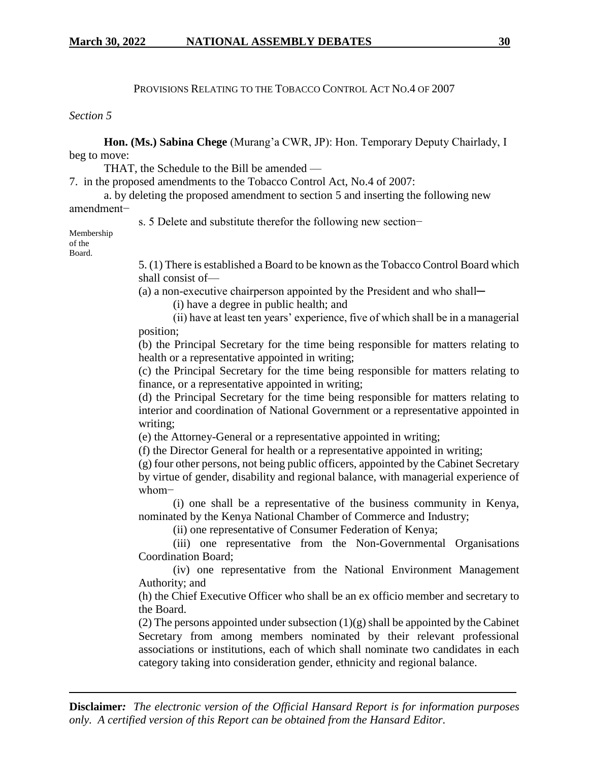PROVISIONS RELATING TO THE TOBACCO CONTROL ACT NO.4 OF 2007

*Section 5*

**Hon. (Ms.) Sabina Chege** (Murang'a CWR, JP): Hon. Temporary Deputy Chairlady, I beg to move:

THAT, the Schedule to the Bill be amended —

7. in the proposed amendments to the Tobacco Control Act, No.4 of 2007:

a. by deleting the proposed amendment to section 5 and inserting the following new amendment−

s. 5 Delete and substitute therefor the following new section−

Membership of the Board.

5. (1) There is established a Board to be known as the Tobacco Control Board which shall consist of—

(a) a non-executive chairperson appointed by the President and who shall─

(i) have a degree in public health; and

(ii) have at least ten years' experience, five of which shall be in a managerial position;

(b) the Principal Secretary for the time being responsible for matters relating to health or a representative appointed in writing;

(c) the Principal Secretary for the time being responsible for matters relating to finance, or a representative appointed in writing;

(d) the Principal Secretary for the time being responsible for matters relating to interior and coordination of National Government or a representative appointed in writing;

(e) the Attorney-General or a representative appointed in writing;

(f) the Director General for health or a representative appointed in writing;

(g) four other persons, not being public officers, appointed by the Cabinet Secretary by virtue of gender, disability and regional balance, with managerial experience of whom−

(i) one shall be a representative of the business community in Kenya, nominated by the Kenya National Chamber of Commerce and Industry;

(ii) one representative of Consumer Federation of Kenya;

(iii) one representative from the Non-Governmental Organisations Coordination Board;

(iv) one representative from the National Environment Management Authority; and

(h) the Chief Executive Officer who shall be an ex officio member and secretary to the Board.

(2) The persons appointed under subsection (1)(g) shall be appointed by the Cabinet Secretary from among members nominated by their relevant professional associations or institutions, each of which shall nominate two candidates in each category taking into consideration gender, ethnicity and regional balance.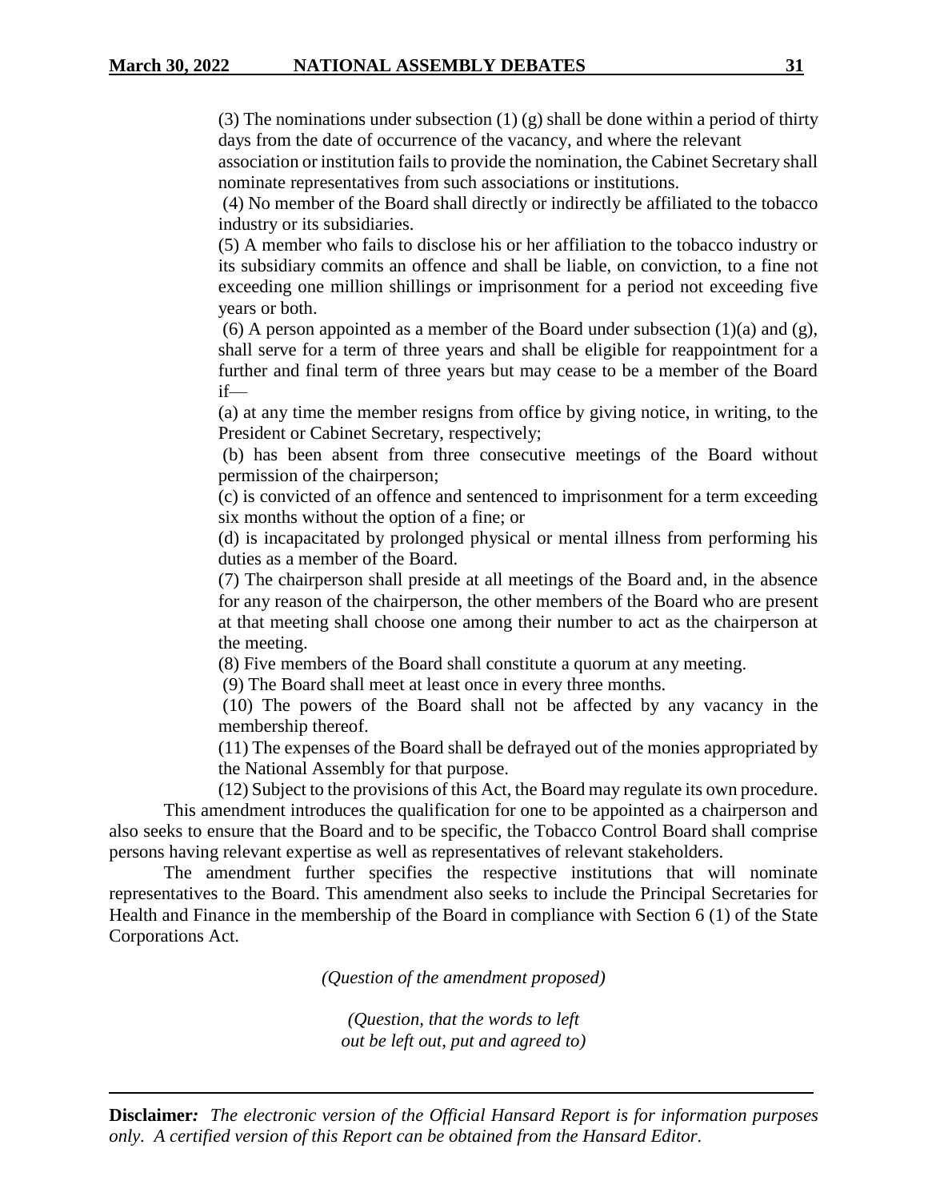(3) The nominations under subsection (1) (g) shall be done within a period of thirty days from the date of occurrence of the vacancy, and where the relevant association or institution fails to provide the nomination, the Cabinet Secretary shall nominate representatives from such associations or institutions.

(4) No member of the Board shall directly or indirectly be affiliated to the tobacco industry or its subsidiaries.

(5) A member who fails to disclose his or her affiliation to the tobacco industry or its subsidiary commits an offence and shall be liable, on conviction, to a fine not exceeding one million shillings or imprisonment for a period not exceeding five years or both.

(6) A person appointed as a member of the Board under subsection (1)(a) and (g), shall serve for a term of three years and shall be eligible for reappointment for a further and final term of three years but may cease to be a member of the Board if—

(a) at any time the member resigns from office by giving notice, in writing, to the President or Cabinet Secretary, respectively;

(b) has been absent from three consecutive meetings of the Board without permission of the chairperson;

(c) is convicted of an offence and sentenced to imprisonment for a term exceeding six months without the option of a fine; or

(d) is incapacitated by prolonged physical or mental illness from performing his duties as a member of the Board.

(7) The chairperson shall preside at all meetings of the Board and, in the absence for any reason of the chairperson, the other members of the Board who are present at that meeting shall choose one among their number to act as the chairperson at the meeting.

(8) Five members of the Board shall constitute a quorum at any meeting.

(9) The Board shall meet at least once in every three months.

(10) The powers of the Board shall not be affected by any vacancy in the membership thereof.

(11) The expenses of the Board shall be defrayed out of the monies appropriated by the National Assembly for that purpose.

(12) Subject to the provisions of this Act, the Board may regulate its own procedure.

This amendment introduces the qualification for one to be appointed as a chairperson and also seeks to ensure that the Board and to be specific, the Tobacco Control Board shall comprise persons having relevant expertise as well as representatives of relevant stakeholders.

The amendment further specifies the respective institutions that will nominate representatives to the Board. This amendment also seeks to include the Principal Secretaries for Health and Finance in the membership of the Board in compliance with Section 6 (1) of the State Corporations Act.

*(Question of the amendment proposed)*

*(Question, that the words to left out be left out, put and agreed to)*

**Disclaimer:** *The electronic version of the Official Hansard Report is for information purposes only. A certified version of this Report can be obtained from the Hansard Editor.*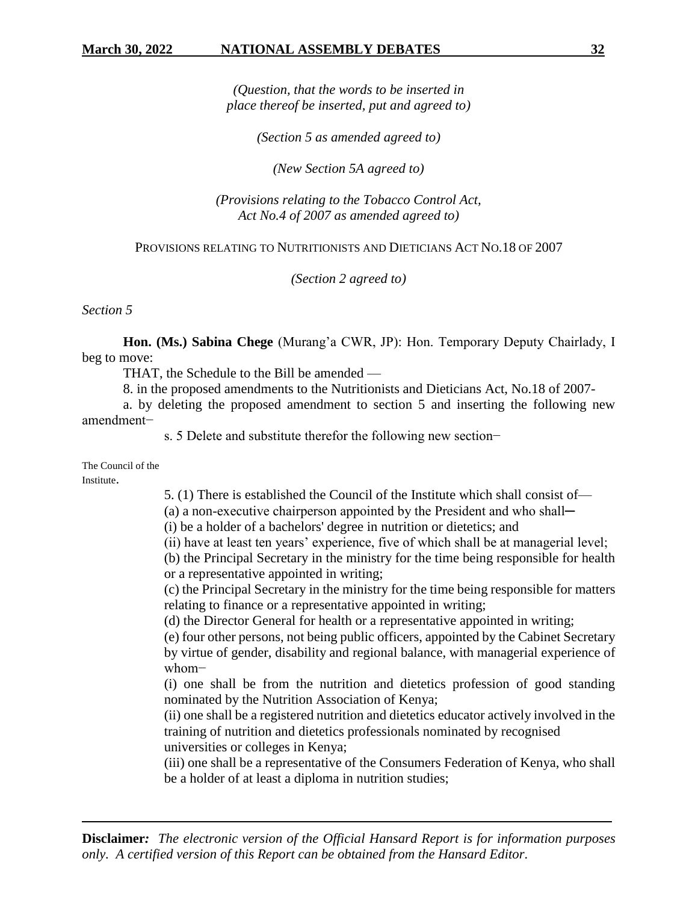*(Question, that the words to be inserted in place thereof be inserted, put and agreed to)*

*(Section 5 as amended agreed to)*

*(New Section 5A agreed to)*

*(Provisions relating to the Tobacco Control Act, Act No.4 of 2007 as amended agreed to)*

PROVISIONS RELATING TO NUTRITIONISTS AND DIETICIANS ACT NO.18 OF 2007

*(Section 2 agreed to)*

*Section 5*

**Hon. (Ms.) Sabina Chege** (Murang'a CWR, JP): Hon. Temporary Deputy Chairlady, I beg to move:

THAT, the Schedule to the Bill be amended —

8. in the proposed amendments to the Nutritionists and Dieticians Act, No.18 of 2007-

a. by deleting the proposed amendment to section 5 and inserting the following new amendment−

s. 5 Delete and substitute therefor the following new section−

The Council of the Institute.

5. (1) There is established the Council of the Institute which shall consist of—

(a) a non-executive chairperson appointed by the President and who shall─

(i) be a holder of a bachelors' degree in nutrition or dietetics; and

(ii) have at least ten years' experience, five of which shall be at managerial level;

(b) the Principal Secretary in the ministry for the time being responsible for health or a representative appointed in writing;

(c) the Principal Secretary in the ministry for the time being responsible for matters relating to finance or a representative appointed in writing;

(d) the Director General for health or a representative appointed in writing;

(e) four other persons, not being public officers, appointed by the Cabinet Secretary by virtue of gender, disability and regional balance, with managerial experience of whom−

(i) one shall be from the nutrition and dietetics profession of good standing nominated by the Nutrition Association of Kenya;

(ii) one shall be a registered nutrition and dietetics educator actively involved in the training of nutrition and dietetics professionals nominated by recognised universities or colleges in Kenya;

(iii) one shall be a representative of the Consumers Federation of Kenya, who shall be a holder of at least a diploma in nutrition studies;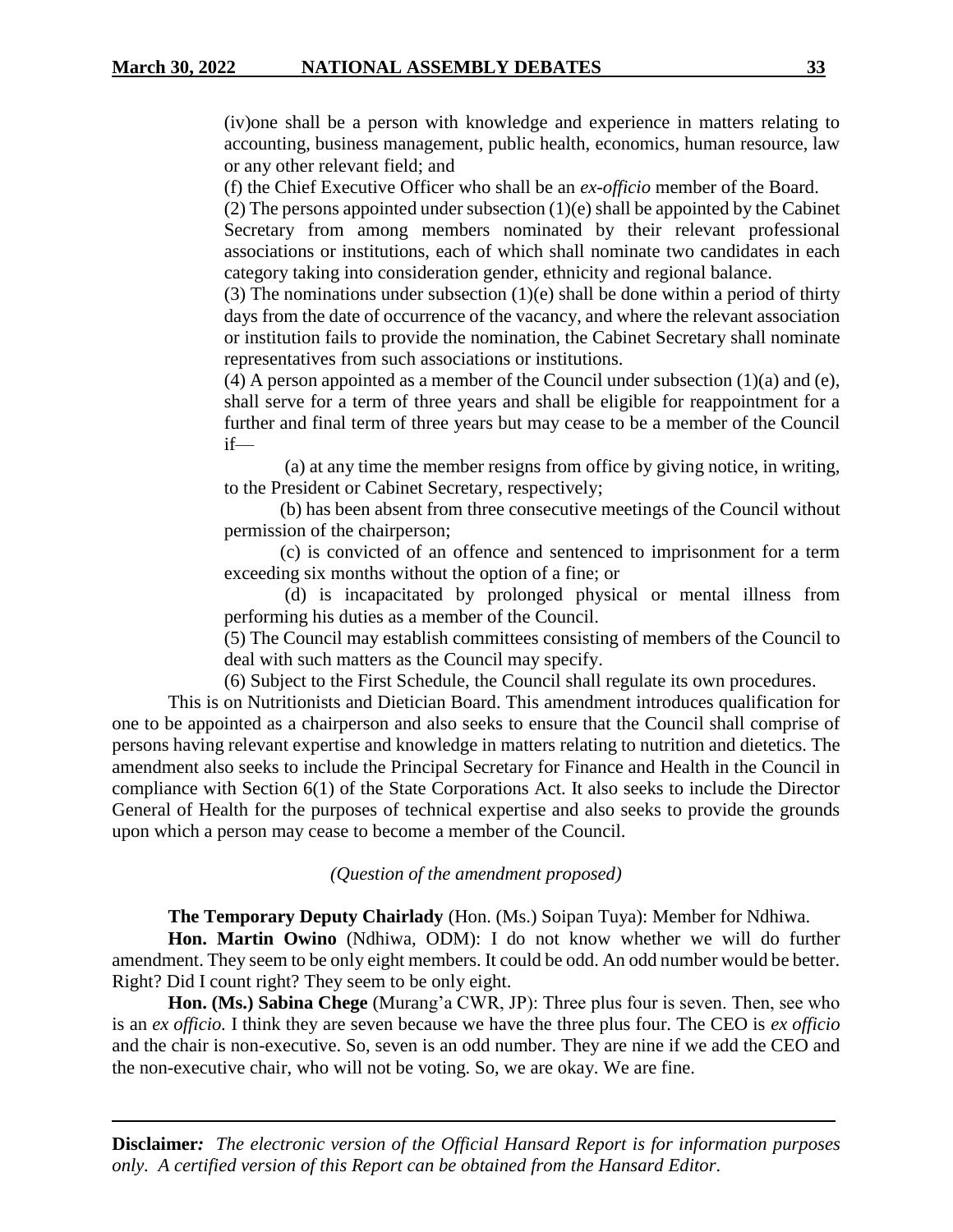(iv)one shall be a person with knowledge and experience in matters relating to accounting, business management, public health, economics, human resource, law or any other relevant field; and

(f) the Chief Executive Officer who shall be an *ex-officio* member of the Board.

(2) The persons appointed under subsection (1)(e) shall be appointed by the Cabinet Secretary from among members nominated by their relevant professional associations or institutions, each of which shall nominate two candidates in each category taking into consideration gender, ethnicity and regional balance.

(3) The nominations under subsection (1)(e) shall be done within a period of thirty days from the date of occurrence of the vacancy, and where the relevant association or institution fails to provide the nomination, the Cabinet Secretary shall nominate representatives from such associations or institutions.

(4) A person appointed as a member of the Council under subsection (1)(a) and (e), shall serve for a term of three years and shall be eligible for reappointment for a further and final term of three years but may cease to be a member of the Council if—

(a) at any time the member resigns from office by giving notice, in writing, to the President or Cabinet Secretary, respectively;

(b) has been absent from three consecutive meetings of the Council without permission of the chairperson;

(c) is convicted of an offence and sentenced to imprisonment for a term exceeding six months without the option of a fine; or

(d) is incapacitated by prolonged physical or mental illness from performing his duties as a member of the Council.

(5) The Council may establish committees consisting of members of the Council to deal with such matters as the Council may specify.

(6) Subject to the First Schedule, the Council shall regulate its own procedures.

This is on Nutritionists and Dietician Board. This amendment introduces qualification for one to be appointed as a chairperson and also seeks to ensure that the Council shall comprise of persons having relevant expertise and knowledge in matters relating to nutrition and dietetics. The amendment also seeks to include the Principal Secretary for Finance and Health in the Council in compliance with Section 6(1) of the State Corporations Act. It also seeks to include the Director General of Health for the purposes of technical expertise and also seeks to provide the grounds upon which a person may cease to become a member of the Council.

*(Question of the amendment proposed)*

**The Temporary Deputy Chairlady** (Hon. (Ms.) Soipan Tuya): Member for Ndhiwa.

**Hon. Martin Owino** (Ndhiwa, ODM): I do not know whether we will do further amendment. They seem to be only eight members. It could be odd. An odd number would be better. Right? Did I count right? They seem to be only eight.

**Hon. (Ms.) Sabina Chege** (Murang'a CWR, JP): Three plus four is seven. Then, see who is an *ex officio.* I think they are seven because we have the three plus four. The CEO is *ex officio* and the chair is non-executive. So, seven is an odd number. They are nine if we add the CEO and the non-executive chair, who will not be voting. So, we are okay. We are fine.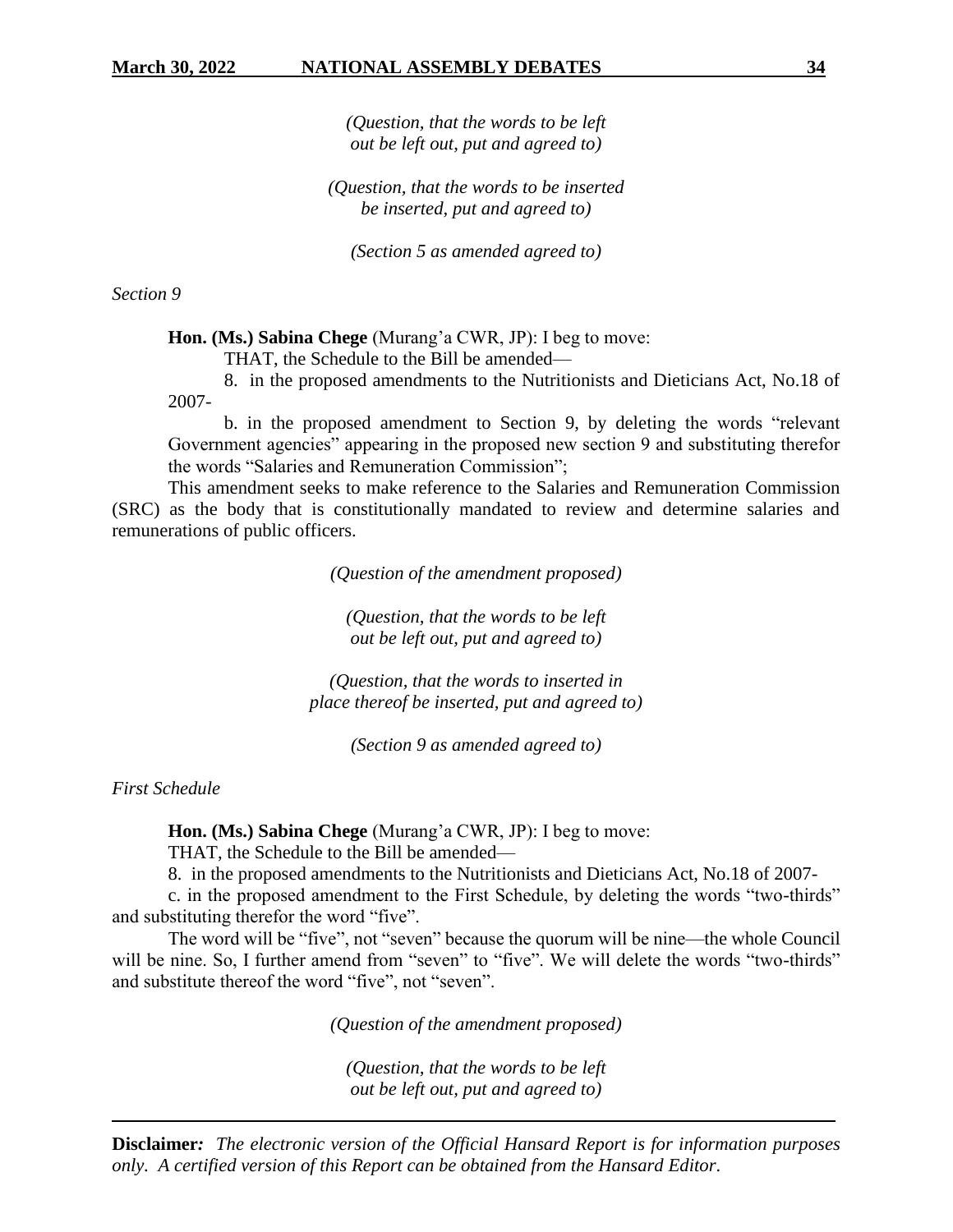*(Question, that the words to be left out be left out, put and agreed to)*

*(Question, that the words to be inserted be inserted, put and agreed to)*

*(Section 5 as amended agreed to)*

*Section 9*

**Hon. (Ms.) Sabina Chege** (Murang'a CWR, JP): I beg to move:

THAT, the Schedule to the Bill be amended—

8. in the proposed amendments to the Nutritionists and Dieticians Act, No.18 of 2007-

b. in the proposed amendment to Section 9, by deleting the words "relevant Government agencies" appearing in the proposed new section 9 and substituting therefor the words "Salaries and Remuneration Commission";

This amendment seeks to make reference to the Salaries and Remuneration Commission (SRC) as the body that is constitutionally mandated to review and determine salaries and remunerations of public officers.

*(Question of the amendment proposed)*

*(Question, that the words to be left out be left out, put and agreed to)*

*(Question, that the words to inserted in place thereof be inserted, put and agreed to)*

*(Section 9 as amended agreed to)*

*First Schedule*

**Hon. (Ms.) Sabina Chege** (Murang'a CWR, JP): I beg to move:

THAT, the Schedule to the Bill be amended—

8. in the proposed amendments to the Nutritionists and Dieticians Act, No.18 of 2007-

c. in the proposed amendment to the First Schedule, by deleting the words "two-thirds" and substituting therefor the word "five".

The word will be "five", not "seven" because the quorum will be nine—the whole Council will be nine. So, I further amend from "seven" to "five". We will delete the words "two-thirds" and substitute thereof the word "five", not "seven".

*(Question of the amendment proposed)*

*(Question, that the words to be left out be left out, put and agreed to)*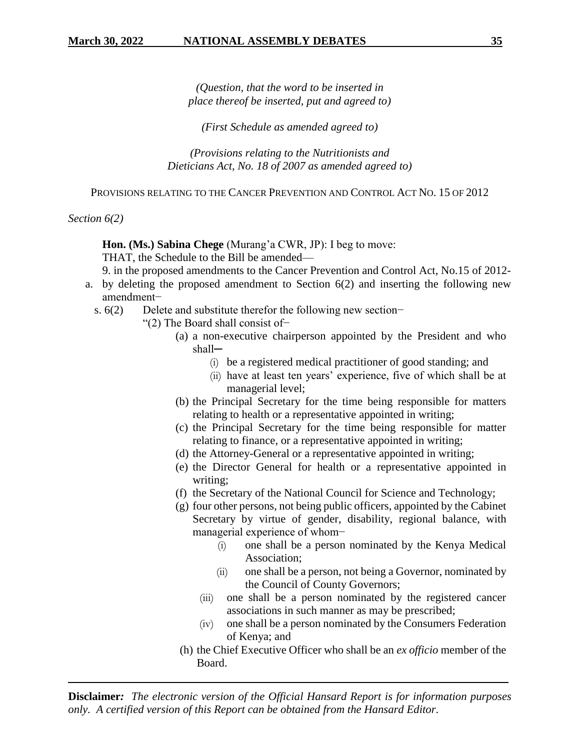*(Question, that the word to be inserted in place thereof be inserted, put and agreed to)*

*(First Schedule as amended agreed to)*

*(Provisions relating to the Nutritionists and Dieticians Act, No. 18 of 2007 as amended agreed to)*

PROVISIONS RELATING TO THE CANCER PREVENTION AND CONTROL ACT NO. 15 OF 2012

*Section 6(2)*

**Hon. (Ms.) Sabina Chege** (Murang'a CWR, JP): I beg to move:

THAT, the Schedule to the Bill be amended—

9. in the proposed amendments to the Cancer Prevention and Control Act, No.15 of 2012-

a. by deleting the proposed amendment to Section 6(2) and inserting the following new amendment−

s. 6(2) Delete and substitute therefor the following new section−

"(2) The Board shall consist of−

(a) a non-executive chairperson appointed by the President and who shall─
   - (i) be a registered medical practitioner of good standing; and
   - (ii) have at least ten years' experience, five of which shall be at managerial level;

(b) the Principal Secretary for the time being responsible for matters relating to health or a representative appointed in writing;

(c) the Principal Secretary for the time being responsible for matter relating to finance, or a representative appointed in writing;

(d) the Attorney-General or a representative appointed in writing;

(e) the Director General for health or a representative appointed in writing;

(f) the Secretary of the National Council for Science and Technology;

(g) four other persons, not being public officers, appointed by the Cabinet Secretary by virtue of gender, disability, regional balance, with managerial experience of whom−
   - (i) one shall be a person nominated by the Kenya Medical Association;
   - (ii) one shall be a person, not being a Governor, nominated by the Council of County Governors;
   - (iii) one shall be a person nominated by the registered cancer associations in such manner as may be prescribed;
   - (iv) one shall be a person nominated by the Consumers Federation of Kenya; and

(h) the Chief Executive Officer who shall be an *ex officio* member of the Board.

**Disclaimer***:* *The electronic version of the Official Hansard Report is for information purposes only. A certified version of this Report can be obtained from the Hansard Editor.*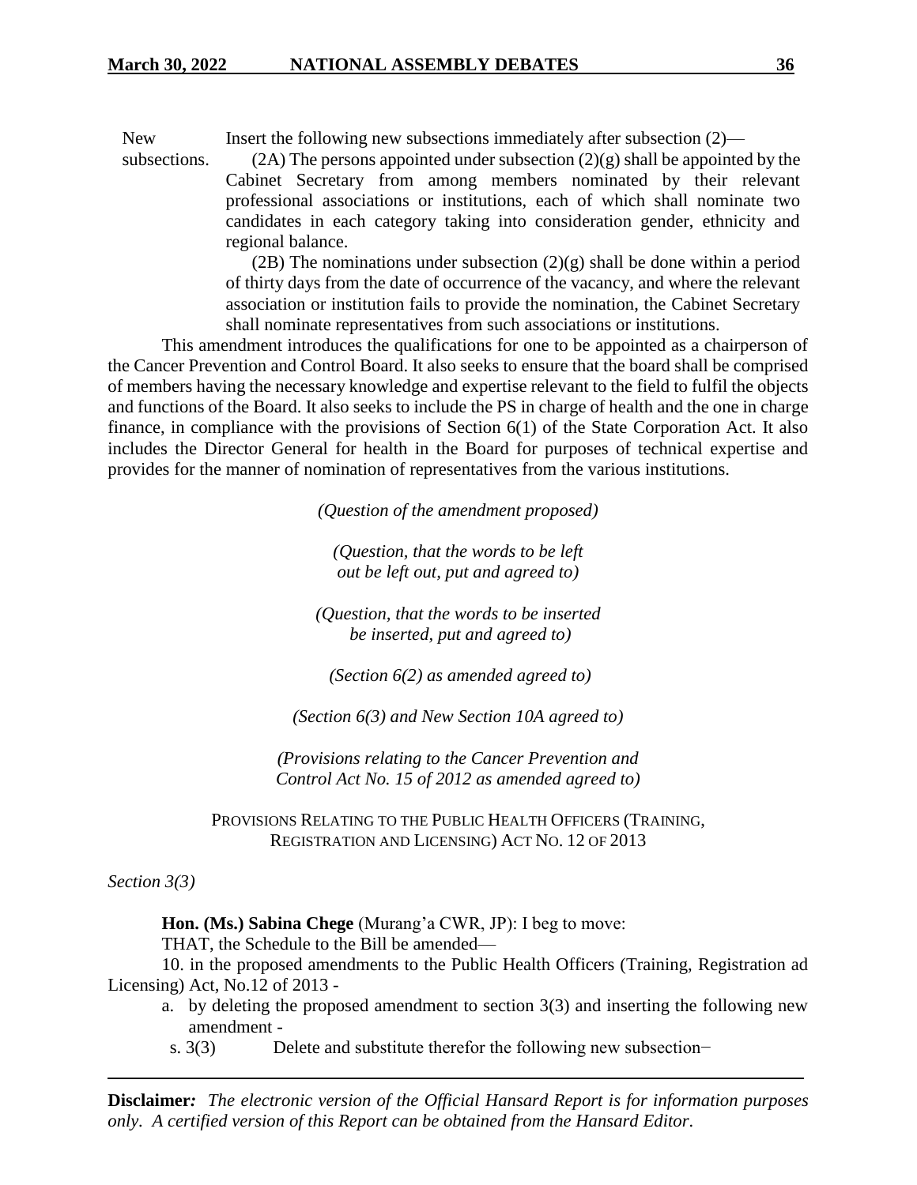New subsections. Insert the following new subsections immediately after subsection (2)—

(2A) The persons appointed under subsection (2)(g) shall be appointed by the Cabinet Secretary from among members nominated by their relevant professional associations or institutions, each of which shall nominate two candidates in each category taking into consideration gender, ethnicity and regional balance.

(2B) The nominations under subsection (2)(g) shall be done within a period of thirty days from the date of occurrence of the vacancy, and where the relevant association or institution fails to provide the nomination, the Cabinet Secretary shall nominate representatives from such associations or institutions.

This amendment introduces the qualifications for one to be appointed as a chairperson of the Cancer Prevention and Control Board. It also seeks to ensure that the board shall be comprised of members having the necessary knowledge and expertise relevant to the field to fulfil the objects and functions of the Board. It also seeks to include the PS in charge of health and the one in charge finance, in compliance with the provisions of Section 6(1) of the State Corporation Act. It also includes the Director General for health in the Board for purposes of technical expertise and provides for the manner of nomination of representatives from the various institutions.

*(Question of the amendment proposed)*

*(Question, that the words to be left out be left out, put and agreed to)*

*(Question, that the words to be inserted be inserted, put and agreed to)*

*(Section 6(2) as amended agreed to)*

*(Section 6(3) and New Section 10A agreed to)*

*(Provisions relating to the Cancer Prevention and Control Act No. 15 of 2012 as amended agreed to)*

PROVISIONS RELATING TO THE PUBLIC HEALTH OFFICERS (TRAINING, REGISTRATION AND LICENSING) ACT NO. 12 OF 2013

*Section 3(3)*

**Hon. (Ms.) Sabina Chege** (Murang'a CWR, JP): I beg to move:

THAT, the Schedule to the Bill be amended—

10. in the proposed amendments to the Public Health Officers (Training, Registration ad Licensing) Act, No.12 of 2013 -

a. by deleting the proposed amendment to section 3(3) and inserting the following new amendment -

s. 3(3) Delete and substitute therefor the following new subsection−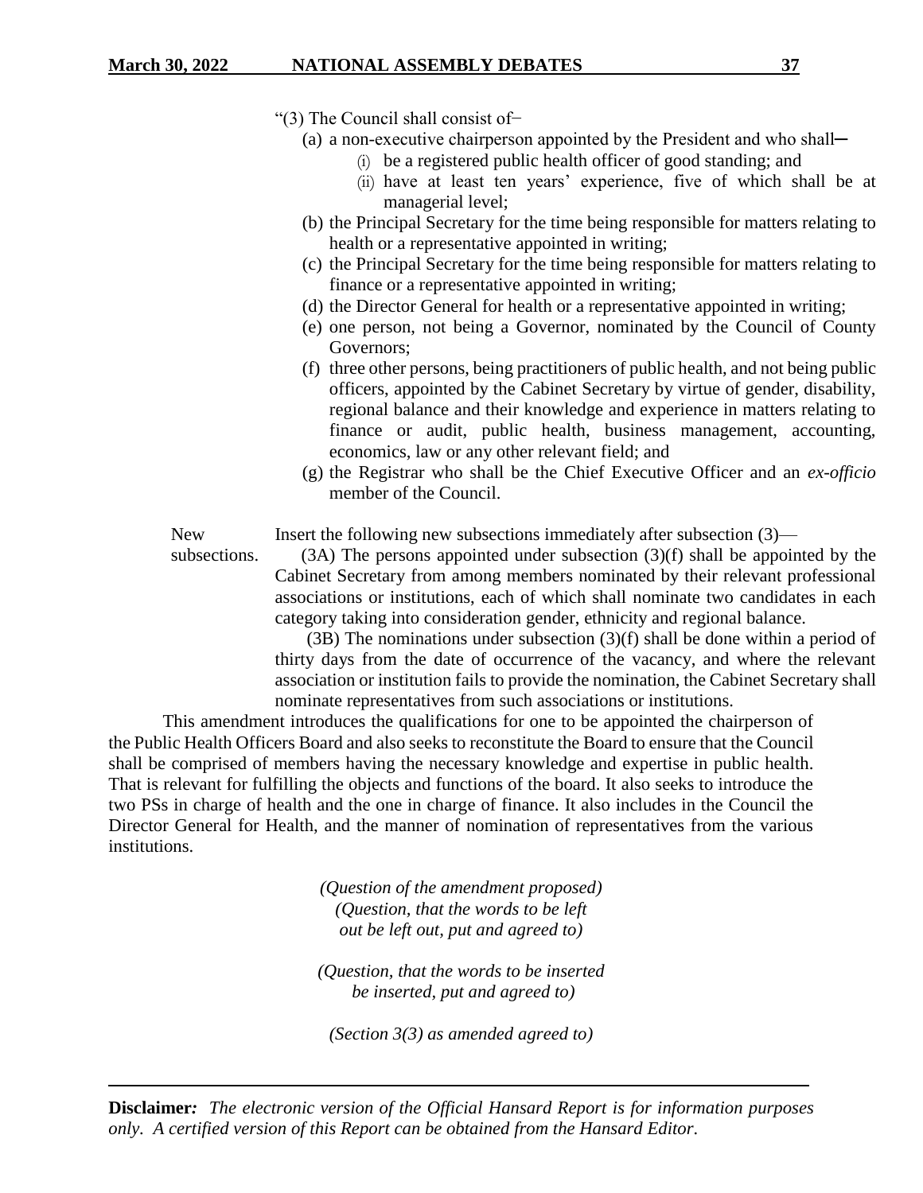"(3) The Council shall consist of–

(a) a non-executive chairperson appointed by the President and who shall─

(i) be a registered public health officer of good standing; and

(ii) have at least ten years' experience, five of which shall be at managerial level;

(b) the Principal Secretary for the time being responsible for matters relating to health or a representative appointed in writing;

(c) the Principal Secretary for the time being responsible for matters relating to finance or a representative appointed in writing;

(d) the Director General for health or a representative appointed in writing;

(e) one person, not being a Governor, nominated by the Council of County Governors;

(f) three other persons, being practitioners of public health, and not being public officers, appointed by the Cabinet Secretary by virtue of gender, disability, regional balance and their knowledge and experience in matters relating to finance or audit, public health, business management, accounting, economics, law or any other relevant field; and

(g) the Registrar who shall be the Chief Executive Officer and an *ex-officio* member of the Council.

New subsections. Insert the following new subsections immediately after subsection (3)—

(3A) The persons appointed under subsection (3)(f) shall be appointed by the Cabinet Secretary from among members nominated by their relevant professional associations or institutions, each of which shall nominate two candidates in each category taking into consideration gender, ethnicity and regional balance.

(3B) The nominations under subsection (3)(f) shall be done within a period of thirty days from the date of occurrence of the vacancy, and where the relevant association or institution fails to provide the nomination, the Cabinet Secretary shall nominate representatives from such associations or institutions.

This amendment introduces the qualifications for one to be appointed the chairperson of the Public Health Officers Board and also seeks to reconstitute the Board to ensure that the Council shall be comprised of members having the necessary knowledge and expertise in public health. That is relevant for fulfilling the objects and functions of the board. It also seeks to introduce the two PSs in charge of health and the one in charge of finance. It also includes in the Council the Director General for Health, and the manner of nomination of representatives from the various institutions.

*(Question of the amendment proposed)*
*(Question, that the words to be left out be left out, put and agreed to)*

*(Question, that the words to be inserted be inserted, put and agreed to)*

*(Section 3(3) as amended agreed to)*

**Disclaimer***:* *The electronic version of the Official Hansard Report is for information purposes only. A certified version of this Report can be obtained from the Hansard Editor.*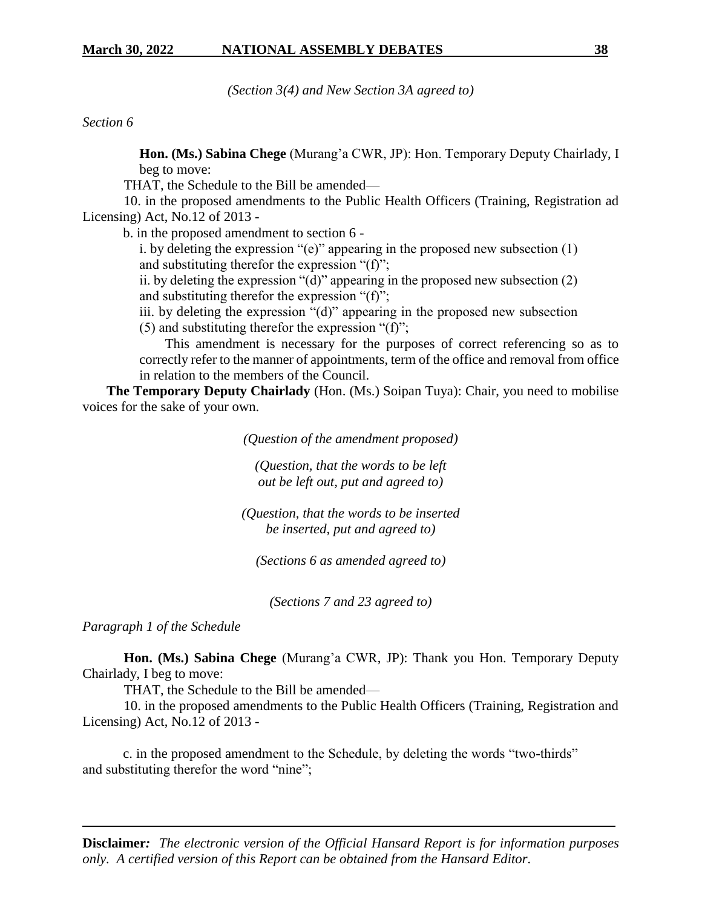*(Section 3(4) and New Section 3A agreed to)*

*Section 6*

**Hon. (Ms.) Sabina Chege** (Murang'a CWR, JP): Hon. Temporary Deputy Chairlady, I beg to move:

THAT, the Schedule to the Bill be amended—

10. in the proposed amendments to the Public Health Officers (Training, Registration ad Licensing) Act, No.12 of 2013 -

b. in the proposed amendment to section 6 -

i. by deleting the expression "(e)" appearing in the proposed new subsection (1) and substituting therefor the expression "(f)";

ii. by deleting the expression "(d)" appearing in the proposed new subsection (2) and substituting therefor the expression "(f)";

iii. by deleting the expression "(d)" appearing in the proposed new subsection (5) and substituting therefor the expression "(f)";

This amendment is necessary for the purposes of correct referencing so as to correctly refer to the manner of appointments, term of the office and removal from office in relation to the members of the Council.

**The Temporary Deputy Chairlady** (Hon. (Ms.) Soipan Tuya): Chair, you need to mobilise voices for the sake of your own.

*(Question of the amendment proposed)*

*(Question, that the words to be left out be left out, put and agreed to)*

*(Question, that the words to be inserted be inserted, put and agreed to)*

*(Sections 6 as amended agreed to)*

*(Sections 7 and 23 agreed to)*

*Paragraph 1 of the Schedule*

**Hon. (Ms.) Sabina Chege** (Murang'a CWR, JP): Thank you Hon. Temporary Deputy Chairlady, I beg to move:

THAT, the Schedule to the Bill be amended—

10. in the proposed amendments to the Public Health Officers (Training, Registration and Licensing) Act, No.12 of 2013 -

c. in the proposed amendment to the Schedule, by deleting the words "two-thirds" and substituting therefor the word "nine";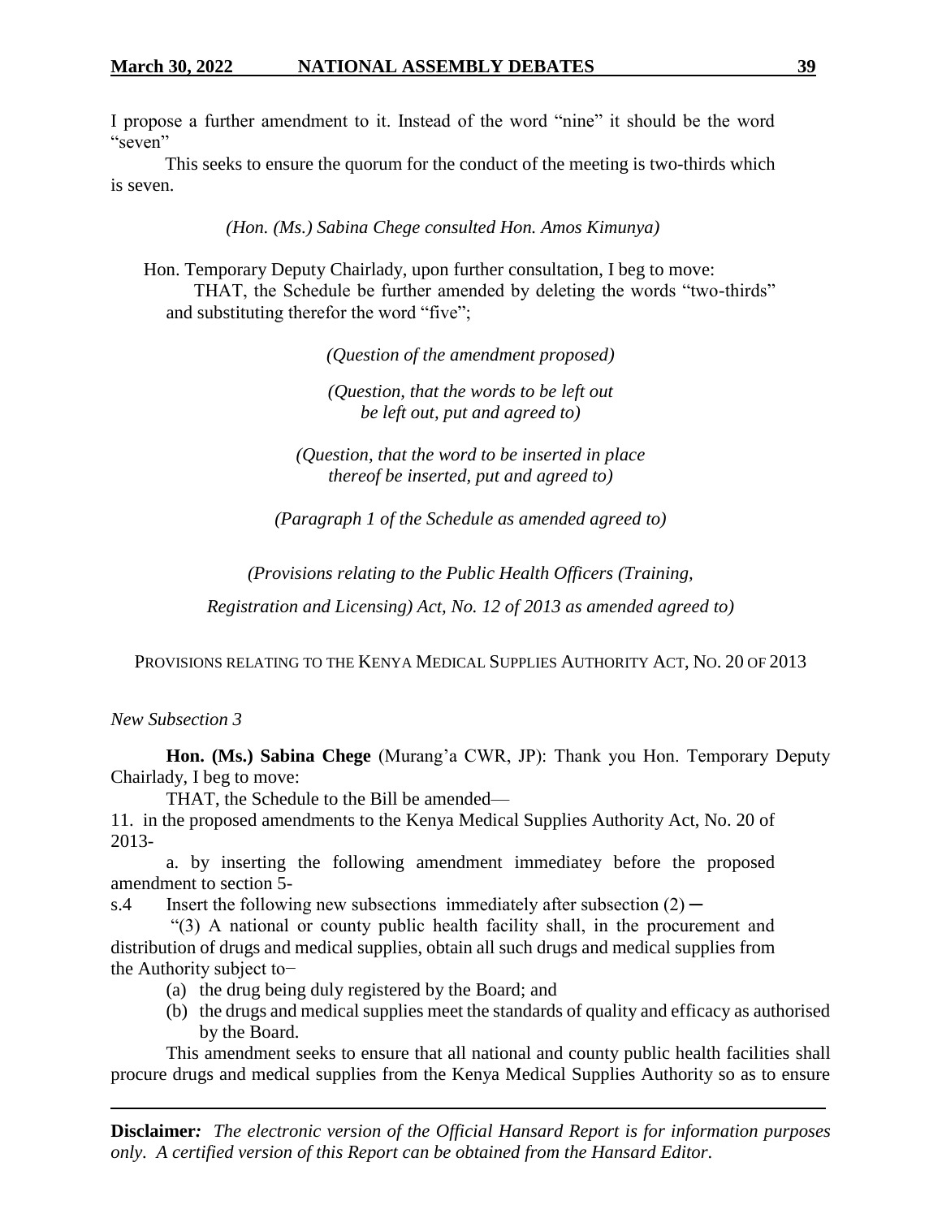I propose a further amendment to it. Instead of the word "nine" it should be the word "seven"

This seeks to ensure the quorum for the conduct of the meeting is two-thirds which is seven.

*(Hon. (Ms.) Sabina Chege consulted Hon. Amos Kimunya)*

Hon. Temporary Deputy Chairlady, upon further consultation, I beg to move:

THAT, the Schedule be further amended by deleting the words "two-thirds" and substituting therefor the word "five";

*(Question of the amendment proposed)*

*(Question, that the words to be left out be left out, put and agreed to)*

*(Question, that the word to be inserted in place thereof be inserted, put and agreed to)*

*(Paragraph 1 of the Schedule as amended agreed to)*

*(Provisions relating to the Public Health Officers (Training, Registration and Licensing) Act, No. 12 of 2013 as amended agreed to)*

PROVISIONS RELATING TO THE KENYA MEDICAL SUPPLIES AUTHORITY ACT, NO. 20 OF 2013

*New Subsection 3*

**Hon. (Ms.) Sabina Chege** (Murang'a CWR, JP): Thank you Hon. Temporary Deputy Chairlady, I beg to move:

THAT, the Schedule to the Bill be amended—

11. in the proposed amendments to the Kenya Medical Supplies Authority Act, No. 20 of 2013-

a. by inserting the following amendment immediatey before the proposed amendment to section 5-

s.4 Insert the following new subsections immediately after subsection (2) ─

"(3) A national or county public health facility shall, in the procurement and distribution of drugs and medical supplies, obtain all such drugs and medical supplies from the Authority subject to−

(a) the drug being duly registered by the Board; and
(b) the drugs and medical supplies meet the standards of quality and efficacy as authorised by the Board.

This amendment seeks to ensure that all national and county public health facilities shall procure drugs and medical supplies from the Kenya Medical Supplies Authority so as to ensure

**Disclaimer***:* *The electronic version of the Official Hansard Report is for information purposes only. A certified version of this Report can be obtained from the Hansard Editor.*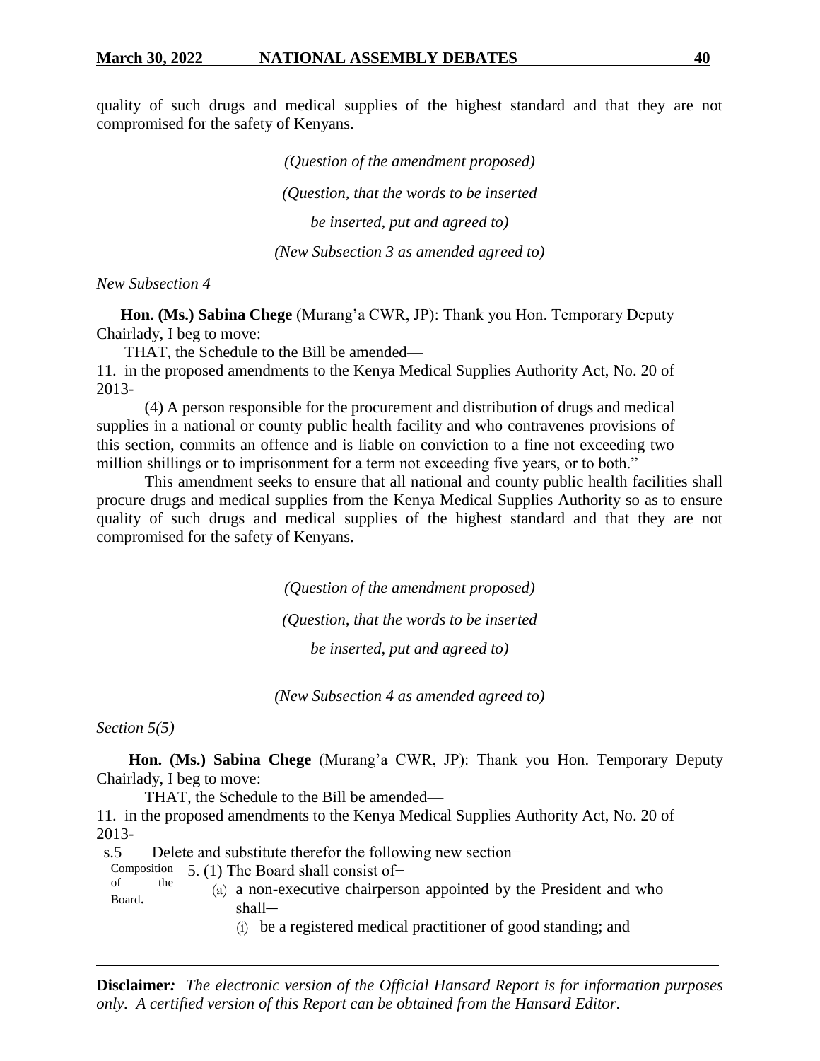quality of such drugs and medical supplies of the highest standard and that they are not compromised for the safety of Kenyans.

*(Question of the amendment proposed)*

*(Question, that the words to be inserted*

*be inserted, put and agreed to)*

*(New Subsection 3 as amended agreed to)*

*New Subsection 4*

**Hon. (Ms.) Sabina Chege** (Murang'a CWR, JP): Thank you Hon. Temporary Deputy Chairlady, I beg to move:

THAT, the Schedule to the Bill be amended—

11. in the proposed amendments to the Kenya Medical Supplies Authority Act, No. 20 of 2013-

(4) A person responsible for the procurement and distribution of drugs and medical supplies in a national or county public health facility and who contravenes provisions of this section, commits an offence and is liable on conviction to a fine not exceeding two million shillings or to imprisonment for a term not exceeding five years, or to both."

This amendment seeks to ensure that all national and county public health facilities shall procure drugs and medical supplies from the Kenya Medical Supplies Authority so as to ensure quality of such drugs and medical supplies of the highest standard and that they are not compromised for the safety of Kenyans.

*(Question of the amendment proposed)*

*(Question, that the words to be inserted*

*be inserted, put and agreed to)*

*(New Subsection 4 as amended agreed to)*

*Section 5(5)*

**Hon. (Ms.) Sabina Chege** (Murang'a CWR, JP): Thank you Hon. Temporary Deputy Chairlady, I beg to move:

THAT, the Schedule to the Bill be amended—

11. in the proposed amendments to the Kenya Medical Supplies Authority Act, No. 20 of 2013-

s.5 Delete and substitute therefor the following new section−

Composition of the Board.

5. (1) The Board shall consist of−

(a) a non-executive chairperson appointed by the President and who shall─

(i) be a registered medical practitioner of good standing; and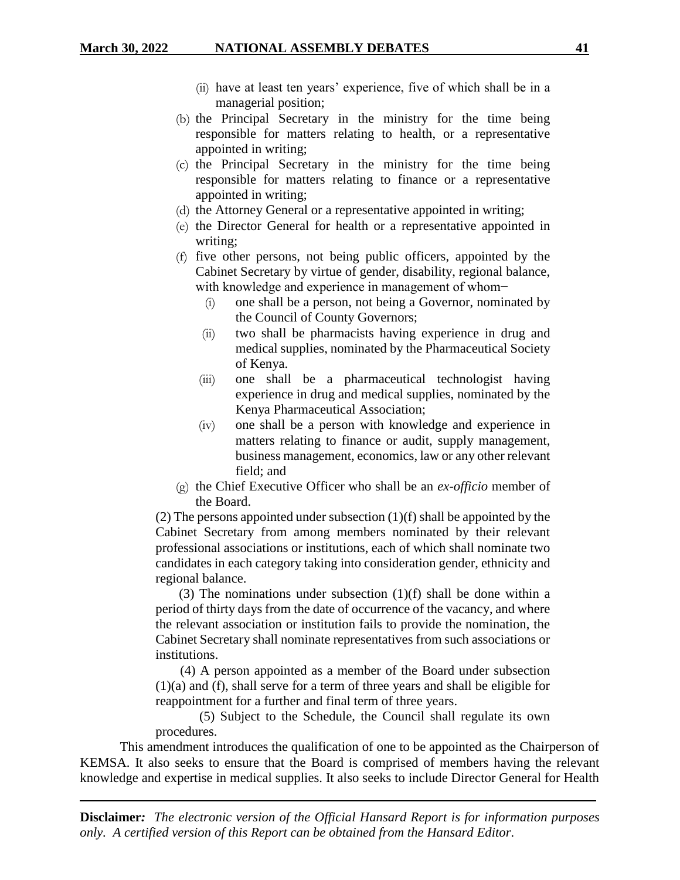(ii) have at least ten years' experience, five of which shall be in a managerial position;

(b) the Principal Secretary in the ministry for the time being responsible for matters relating to health, or a representative appointed in writing;

(c) the Principal Secretary in the ministry for the time being responsible for matters relating to finance or a representative appointed in writing;

(d) the Attorney General or a representative appointed in writing;

(e) the Director General for health or a representative appointed in writing;

(f) five other persons, not being public officers, appointed by the Cabinet Secretary by virtue of gender, disability, regional balance, with knowledge and experience in management of whom−

(i) one shall be a person, not being a Governor, nominated by the Council of County Governors;

(ii) two shall be pharmacists having experience in drug and medical supplies, nominated by the Pharmaceutical Society of Kenya.

(iii) one shall be a pharmaceutical technologist having experience in drug and medical supplies, nominated by the Kenya Pharmaceutical Association;

(iv) one shall be a person with knowledge and experience in matters relating to finance or audit, supply management, business management, economics, law or any other relevant field; and

(g) the Chief Executive Officer who shall be an *ex-officio* member of the Board.

(2) The persons appointed under subsection (1)(f) shall be appointed by the Cabinet Secretary from among members nominated by their relevant professional associations or institutions, each of which shall nominate two candidates in each category taking into consideration gender, ethnicity and regional balance.

(3) The nominations under subsection (1)(f) shall be done within a period of thirty days from the date of occurrence of the vacancy, and where the relevant association or institution fails to provide the nomination, the Cabinet Secretary shall nominate representatives from such associations or institutions.

(4) A person appointed as a member of the Board under subsection (1)(a) and (f), shall serve for a term of three years and shall be eligible for reappointment for a further and final term of three years.

(5) Subject to the Schedule, the Council shall regulate its own procedures.

This amendment introduces the qualification of one to be appointed as the Chairperson of KEMSA. It also seeks to ensure that the Board is comprised of members having the relevant knowledge and expertise in medical supplies. It also seeks to include Director General for Health

**Disclaimer***:* *The electronic version of the Official Hansard Report is for information purposes only. A certified version of this Report can be obtained from the Hansard Editor.*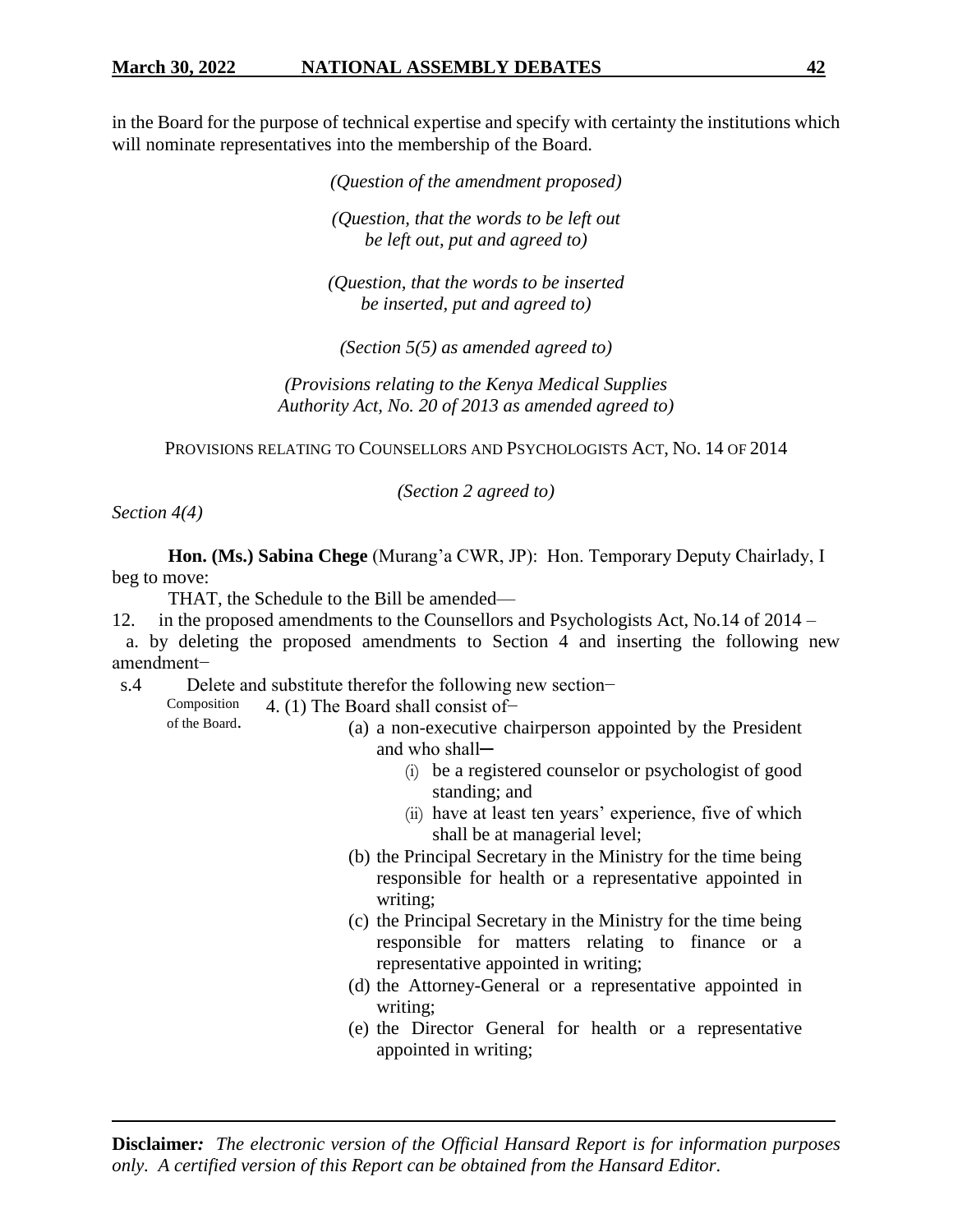in the Board for the purpose of technical expertise and specify with certainty the institutions which will nominate representatives into the membership of the Board.

*(Question of the amendment proposed)*

*(Question, that the words to be left out be left out, put and agreed to)*

*(Question, that the words to be inserted be inserted, put and agreed to)*

*(Section 5(5) as amended agreed to)*

*(Provisions relating to the Kenya Medical Supplies Authority Act, No. 20 of 2013 as amended agreed to)*

PROVISIONS RELATING TO COUNSELLORS AND PSYCHOLOGISTS ACT, NO. 14 OF 2014

*(Section 2 agreed to)*

*Section 4(4)*

**Hon. (Ms.) Sabina Chege** (Murang'a CWR, JP): Hon. Temporary Deputy Chairlady, I beg to move:

THAT, the Schedule to the Bill be amended—

12. in the proposed amendments to the Counsellors and Psychologists Act, No.14 of 2014 –

a. by deleting the proposed amendments to Section 4 and inserting the following new amendment−

s.4 Delete and substitute therefor the following new section−

Composition of the Board.

4. (1) The Board shall consist of−

(a) a non-executive chairperson appointed by the President and who shall─

(i) be a registered counselor or psychologist of good standing; and

(ii) have at least ten years' experience, five of which shall be at managerial level;

(b) the Principal Secretary in the Ministry for the time being responsible for health or a representative appointed in writing;

(c) the Principal Secretary in the Ministry for the time being responsible for matters relating to finance or a representative appointed in writing;

(d) the Attorney-General or a representative appointed in writing;

(e) the Director General for health or a representative appointed in writing;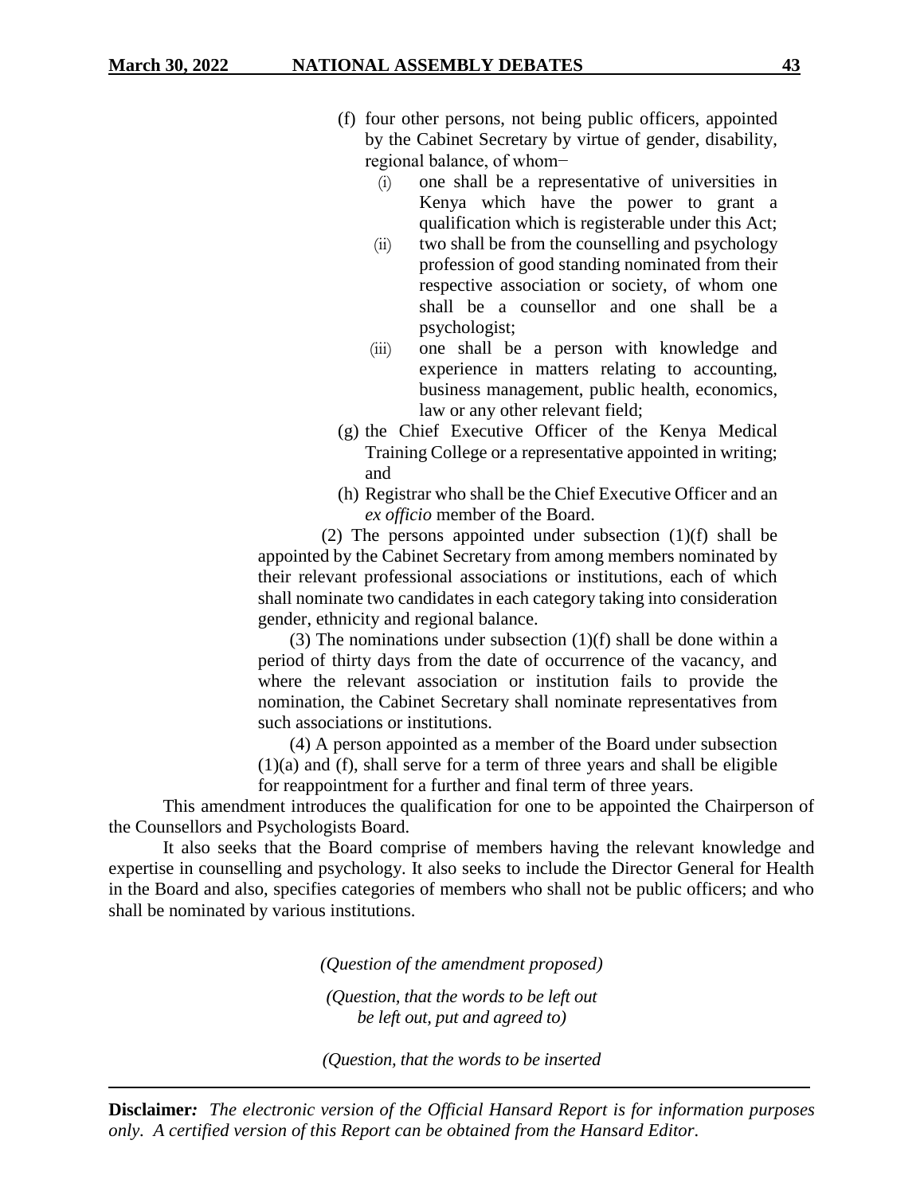(f) four other persons, not being public officers, appointed by the Cabinet Secretary by virtue of gender, disability, regional balance, of whom−

(i) one shall be a representative of universities in Kenya which have the power to grant a qualification which is registerable under this Act;

(ii) two shall be from the counselling and psychology profession of good standing nominated from their respective association or society, of whom one shall be a counsellor and one shall be a psychologist;

(iii) one shall be a person with knowledge and experience in matters relating to accounting, business management, public health, economics, law or any other relevant field;

(g) the Chief Executive Officer of the Kenya Medical Training College or a representative appointed in writing; and

(h) Registrar who shall be the Chief Executive Officer and an *ex officio* member of the Board.

(2) The persons appointed under subsection (1)(f) shall be appointed by the Cabinet Secretary from among members nominated by their relevant professional associations or institutions, each of which shall nominate two candidates in each category taking into consideration gender, ethnicity and regional balance.

(3) The nominations under subsection (1)(f) shall be done within a period of thirty days from the date of occurrence of the vacancy, and where the relevant association or institution fails to provide the nomination, the Cabinet Secretary shall nominate representatives from such associations or institutions.

(4) A person appointed as a member of the Board under subsection (1)(a) and (f), shall serve for a term of three years and shall be eligible for reappointment for a further and final term of three years.

This amendment introduces the qualification for one to be appointed the Chairperson of the Counsellors and Psychologists Board.

It also seeks that the Board comprise of members having the relevant knowledge and expertise in counselling and psychology. It also seeks to include the Director General for Health in the Board and also, specifies categories of members who shall not be public officers; and who shall be nominated by various institutions.

*(Question of the amendment proposed)*

*(Question, that the words to be left out be left out, put and agreed to)*

*(Question, that the words to be inserted*

**Disclaimer***:* *The electronic version of the Official Hansard Report is for information purposes only. A certified version of this Report can be obtained from the Hansard Editor.*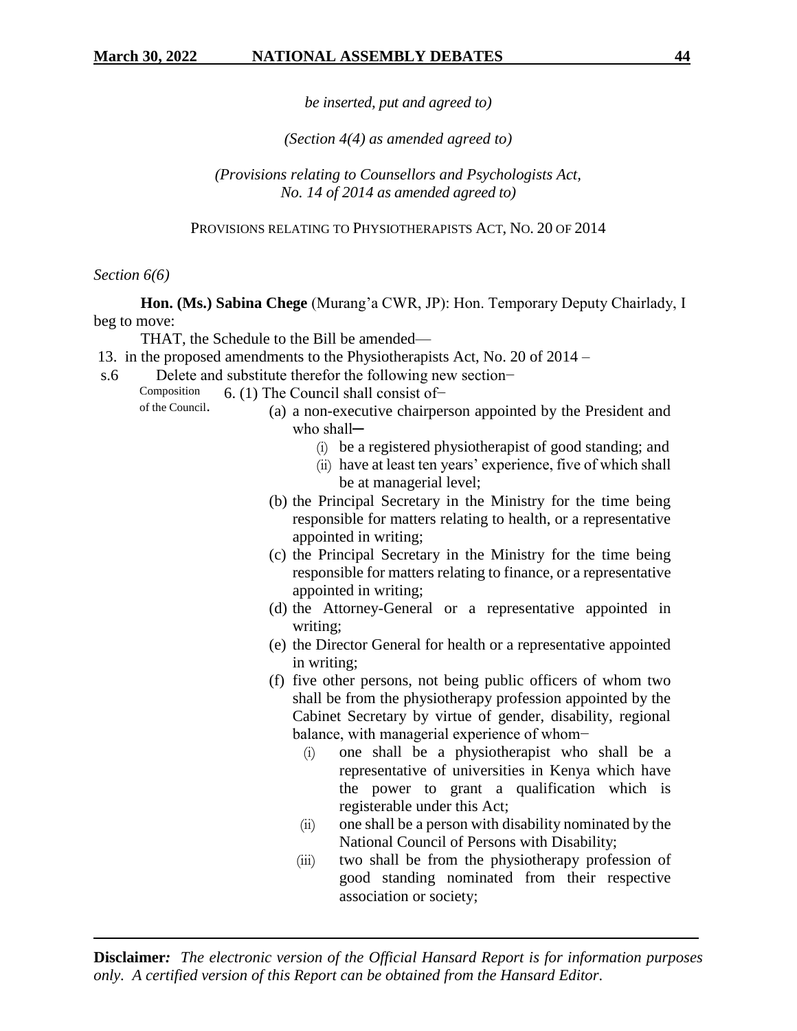*be inserted, put and agreed to)*

*(Section 4(4) as amended agreed to)*

*(Provisions relating to Counsellors and Psychologists Act, No. 14 of 2014 as amended agreed to)*

PROVISIONS RELATING TO PHYSIOTHERAPISTS ACT, NO. 20 OF 2014

*Section 6(6)*

**Hon. (Ms.) Sabina Chege** (Murang'a CWR, JP): Hon. Temporary Deputy Chairlady, I beg to move:

THAT, the Schedule to the Bill be amended—

13. in the proposed amendments to the Physiotherapists Act, No. 20 of 2014 –

s.6 Delete and substitute therefor the following new section−

Composition of the Council.

6. (1) The Council shall consist of−

(a) a non-executive chairperson appointed by the President and who shall─
   - (i) be a registered physiotherapist of good standing; and
   - (ii) have at least ten years' experience, five of which shall be at managerial level;

(b) the Principal Secretary in the Ministry for the time being responsible for matters relating to health, or a representative appointed in writing;

(c) the Principal Secretary in the Ministry for the time being responsible for matters relating to finance, or a representative appointed in writing;

(d) the Attorney-General or a representative appointed in writing;

(e) the Director General for health or a representative appointed in writing;

(f) five other persons, not being public officers of whom two shall be from the physiotherapy profession appointed by the Cabinet Secretary by virtue of gender, disability, regional balance, with managerial experience of whom−
   - (i) one shall be a physiotherapist who shall be a representative of universities in Kenya which have the power to grant a qualification which is registerable under this Act;
   - (ii) one shall be a person with disability nominated by the National Council of Persons with Disability;
   - (iii) two shall be from the physiotherapy profession of good standing nominated from their respective association or society;

**Disclaimer***:* *The electronic version of the Official Hansard Report is for information purposes only. A certified version of this Report can be obtained from the Hansard Editor.*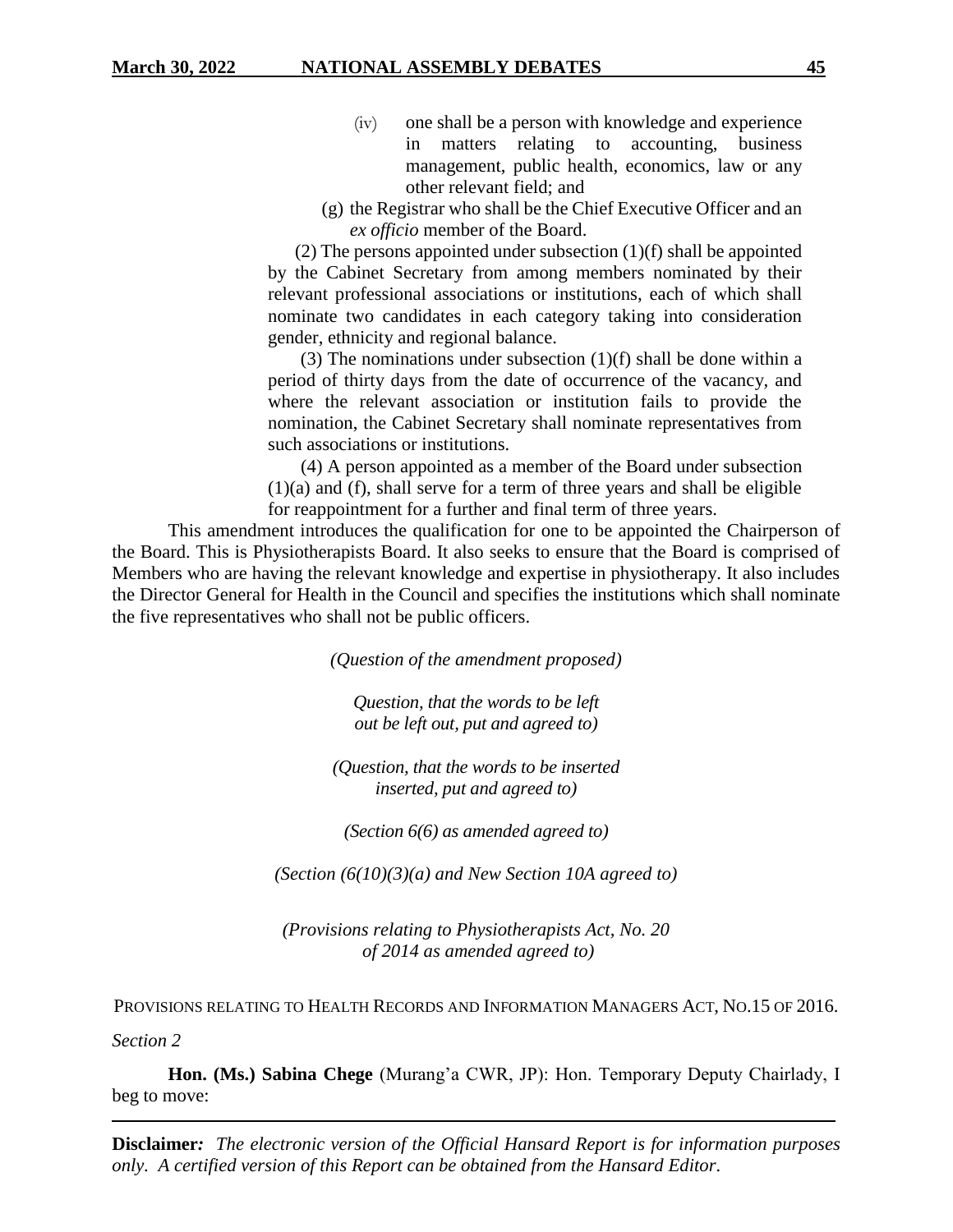(iv) one shall be a person with knowledge and experience in matters relating to accounting, business management, public health, economics, law or any other relevant field; and

(g) the Registrar who shall be the Chief Executive Officer and an *ex officio* member of the Board.

(2) The persons appointed under subsection (1)(f) shall be appointed by the Cabinet Secretary from among members nominated by their relevant professional associations or institutions, each of which shall nominate two candidates in each category taking into consideration gender, ethnicity and regional balance.

(3) The nominations under subsection (1)(f) shall be done within a period of thirty days from the date of occurrence of the vacancy, and where the relevant association or institution fails to provide the nomination, the Cabinet Secretary shall nominate representatives from such associations or institutions.

(4) A person appointed as a member of the Board under subsection (1)(a) and (f), shall serve for a term of three years and shall be eligible for reappointment for a further and final term of three years.

This amendment introduces the qualification for one to be appointed the Chairperson of the Board. This is Physiotherapists Board. It also seeks to ensure that the Board is comprised of Members who are having the relevant knowledge and expertise in physiotherapy. It also includes the Director General for Health in the Council and specifies the institutions which shall nominate the five representatives who shall not be public officers.

*(Question of the amendment proposed)*

*Question, that the words to be left out be left out, put and agreed to)*

*(Question, that the words to be inserted inserted, put and agreed to)*

*(Section 6(6) as amended agreed to)*

*(Section (6(10)(3)(a) and New Section 10A agreed to)*

*(Provisions relating to Physiotherapists Act, No. 20 of 2014 as amended agreed to)*

PROVISIONS RELATING TO HEALTH RECORDS AND INFORMATION MANAGERS ACT, NO.15 OF 2016.

*Section 2*

**Hon. (Ms.) Sabina Chege** (Murang'a CWR, JP): Hon. Temporary Deputy Chairlady, I beg to move: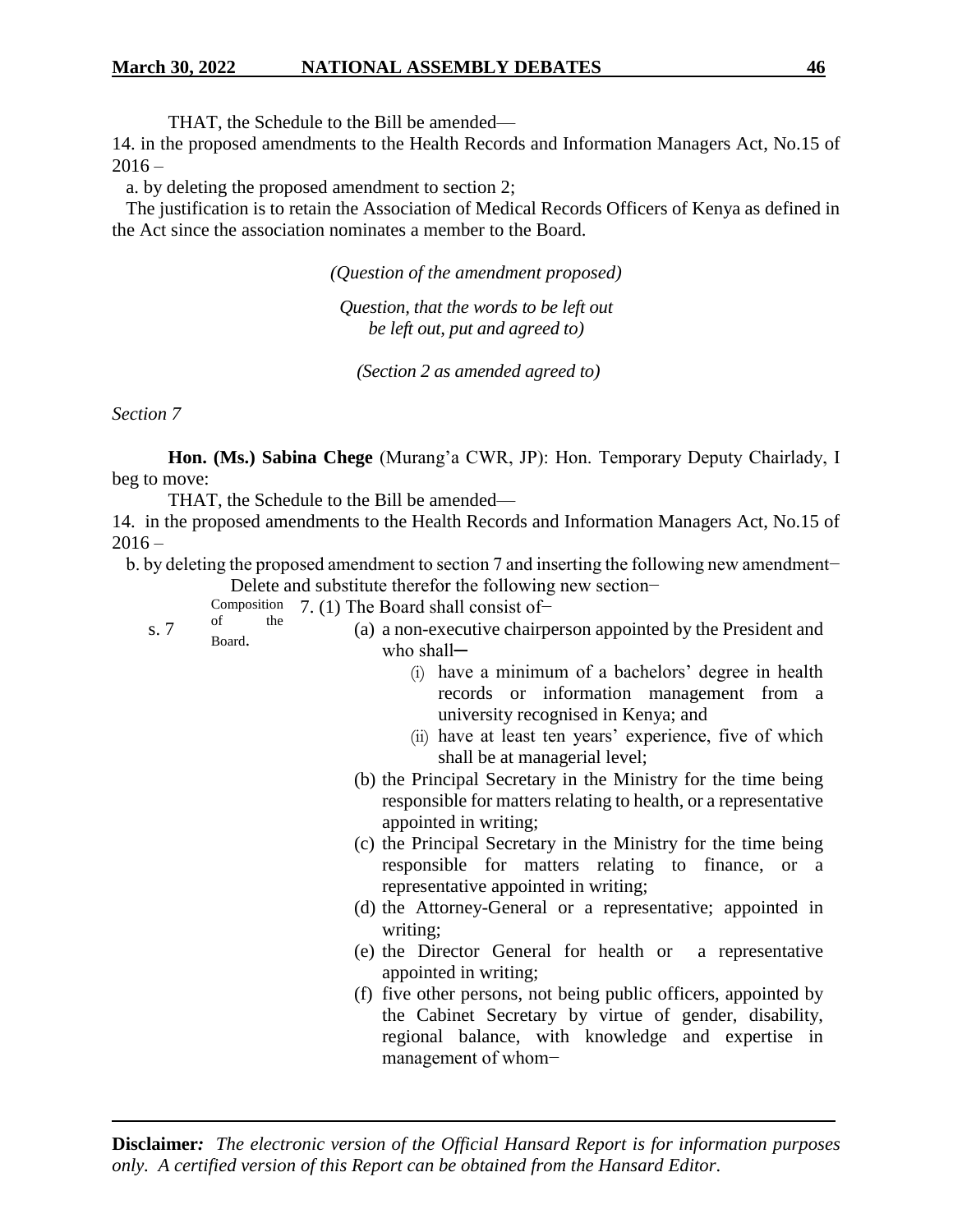THAT, the Schedule to the Bill be amended—

14. in the proposed amendments to the Health Records and Information Managers Act, No.15 of 2016 –

a. by deleting the proposed amendment to section 2;

The justification is to retain the Association of Medical Records Officers of Kenya as defined in the Act since the association nominates a member to the Board.

*(Question of the amendment proposed)*

*Question, that the words to be left out be left out, put and agreed to)*

*(Section 2 as amended agreed to)*

*Section 7*

**Hon. (Ms.) Sabina Chege** (Murang'a CWR, JP): Hon. Temporary Deputy Chairlady, I beg to move:

THAT, the Schedule to the Bill be amended—

14. in the proposed amendments to the Health Records and Information Managers Act, No.15 of 2016 –

b. by deleting the proposed amendment to section 7 and inserting the following new amendment−

Delete and substitute therefor the following new section−

s. 7 — Composition of the Board.

7. (1) The Board shall consist of−

(a) a non-executive chairperson appointed by the President and who shall—
   (i) have a minimum of a bachelors' degree in health records or information management from a university recognised in Kenya; and
   (ii) have at least ten years' experience, five of which shall be at managerial level;

(b) the Principal Secretary in the Ministry for the time being responsible for matters relating to health, or a representative appointed in writing;

(c) the Principal Secretary in the Ministry for the time being responsible for matters relating to finance, or a representative appointed in writing;

(d) the Attorney-General or a representative; appointed in writing;

(e) the Director General for health or a representative appointed in writing;

(f) five other persons, not being public officers, appointed by the Cabinet Secretary by virtue of gender, disability, regional balance, with knowledge and expertise in management of whom−

**Disclaimer***:* *The electronic version of the Official Hansard Report is for information purposes only. A certified version of this Report can be obtained from the Hansard Editor.*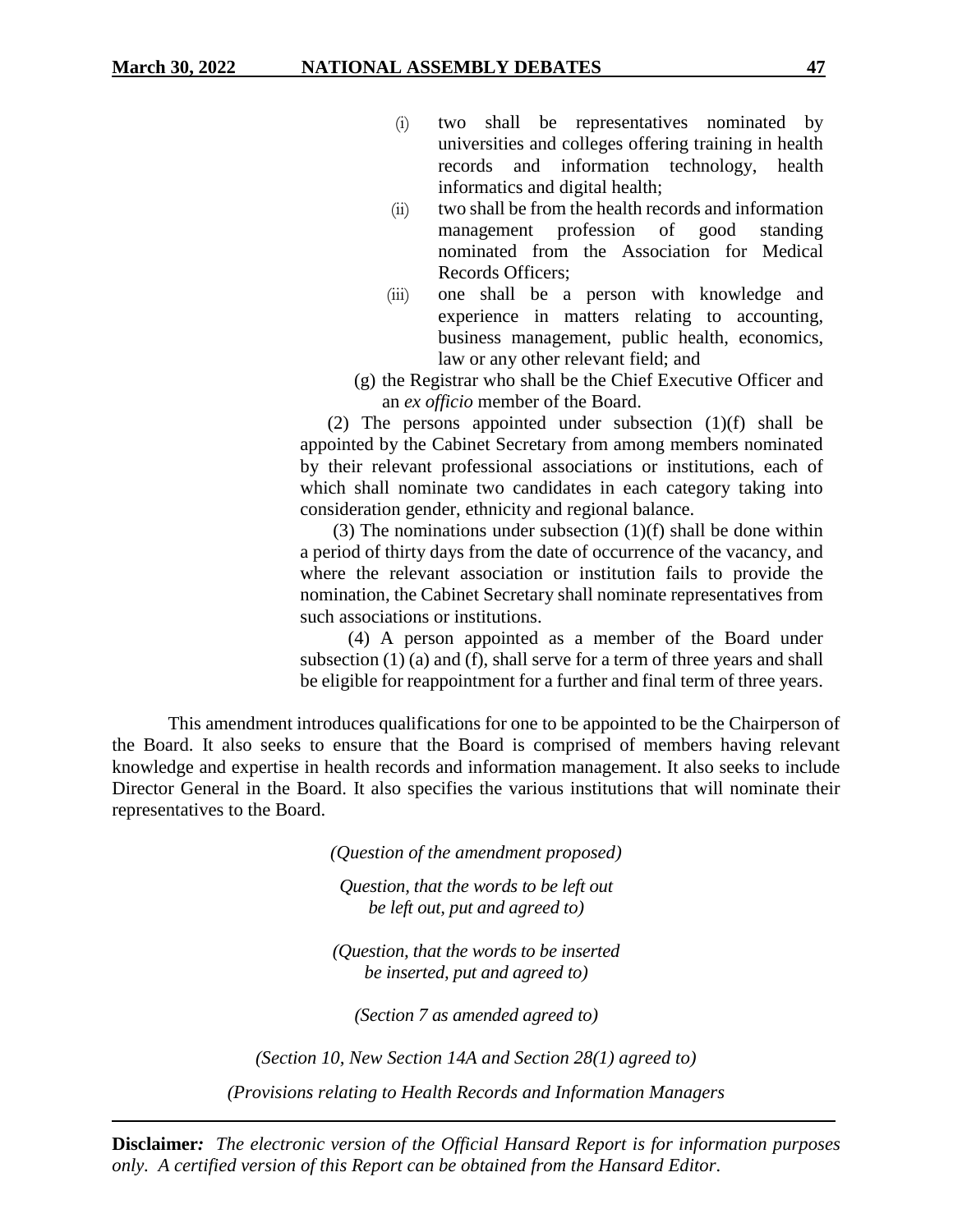(i) two shall be representatives nominated by universities and colleges offering training in health records and information technology, health informatics and digital health;

(ii) two shall be from the health records and information management profession of good standing nominated from the Association for Medical Records Officers;

(iii) one shall be a person with knowledge and experience in matters relating to accounting, business management, public health, economics, law or any other relevant field; and

(g) the Registrar who shall be the Chief Executive Officer and an *ex officio* member of the Board.

(2) The persons appointed under subsection (1)(f) shall be appointed by the Cabinet Secretary from among members nominated by their relevant professional associations or institutions, each of which shall nominate two candidates in each category taking into consideration gender, ethnicity and regional balance.

(3) The nominations under subsection (1)(f) shall be done within a period of thirty days from the date of occurrence of the vacancy, and where the relevant association or institution fails to provide the nomination, the Cabinet Secretary shall nominate representatives from such associations or institutions.

(4) A person appointed as a member of the Board under subsection (1) (a) and (f), shall serve for a term of three years and shall be eligible for reappointment for a further and final term of three years.

This amendment introduces qualifications for one to be appointed to be the Chairperson of the Board. It also seeks to ensure that the Board is comprised of members having relevant knowledge and expertise in health records and information management. It also seeks to include Director General in the Board. It also specifies the various institutions that will nominate their representatives to the Board.

*(Question of the amendment proposed)*

*Question, that the words to be left out be left out, put and agreed to)*

*(Question, that the words to be inserted be inserted, put and agreed to)*

*(Section 7 as amended agreed to)*

*(Section 10, New Section 14A and Section 28(1) agreed to)*

*(Provisions relating to Health Records and Information Managers*

**Disclaimer***: The electronic version of the Official Hansard Report is for information purposes only. A certified version of this Report can be obtained from the Hansard Editor.*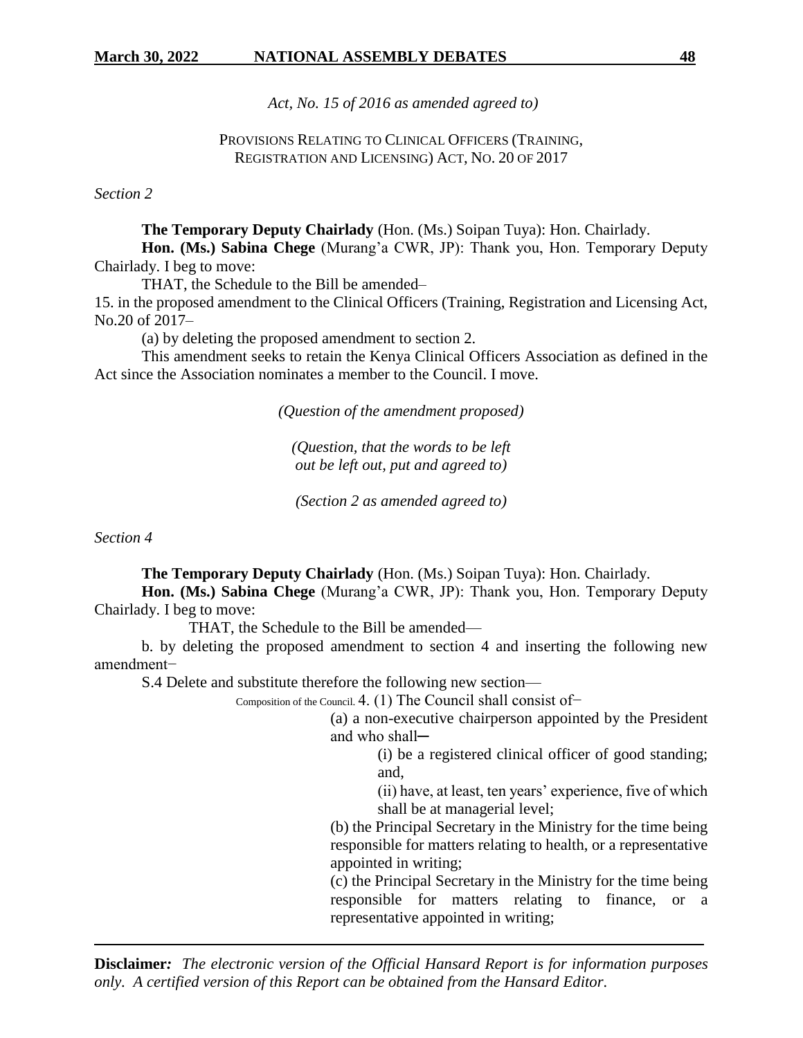*Act, No. 15 of 2016 as amended agreed to)*

PROVISIONS RELATING TO CLINICAL OFFICERS (TRAINING, REGISTRATION AND LICENSING) ACT, NO. 20 OF 2017

*Section 2*

**The Temporary Deputy Chairlady** (Hon. (Ms.) Soipan Tuya): Hon. Chairlady.

**Hon. (Ms.) Sabina Chege** (Murang'a CWR, JP): Thank you, Hon. Temporary Deputy Chairlady. I beg to move:

THAT, the Schedule to the Bill be amended–

15. in the proposed amendment to the Clinical Officers (Training, Registration and Licensing Act, No.20 of 2017–

(a) by deleting the proposed amendment to section 2.

This amendment seeks to retain the Kenya Clinical Officers Association as defined in the Act since the Association nominates a member to the Council. I move.

*(Question of the amendment proposed)*

*(Question, that the words to be left out be left out, put and agreed to)*

*(Section 2 as amended agreed to)*

*Section 4*

**The Temporary Deputy Chairlady** (Hon. (Ms.) Soipan Tuya): Hon. Chairlady.

**Hon. (Ms.) Sabina Chege** (Murang'a CWR, JP): Thank you, Hon. Temporary Deputy Chairlady. I beg to move:

THAT, the Schedule to the Bill be amended—

b. by deleting the proposed amendment to section 4 and inserting the following new amendment−

S.4 Delete and substitute therefore the following new section—

Composition of the Council. 4. (1) The Council shall consist of−

(a) a non-executive chairperson appointed by the President and who shall─

(i) be a registered clinical officer of good standing; and,

(ii) have, at least, ten years' experience, five of which shall be at managerial level;

(b) the Principal Secretary in the Ministry for the time being responsible for matters relating to health, or a representative appointed in writing;

(c) the Principal Secretary in the Ministry for the time being responsible for matters relating to finance, or a representative appointed in writing;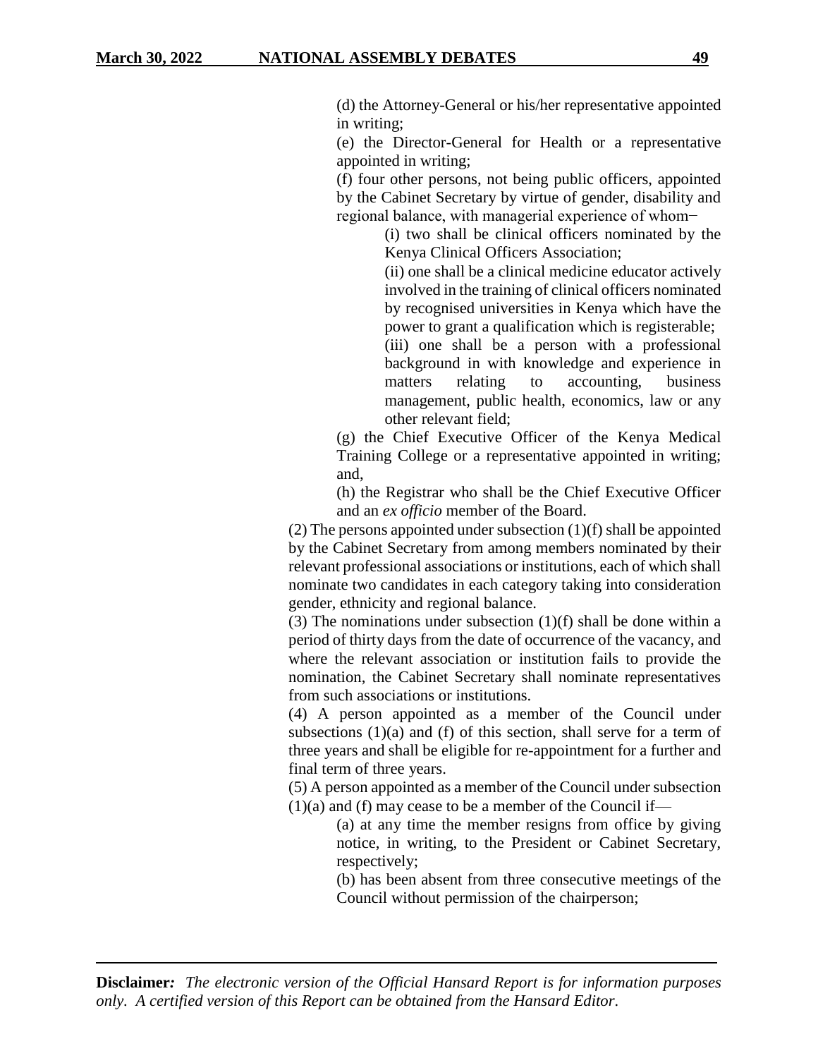(d) the Attorney-General or his/her representative appointed in writing;

(e) the Director-General for Health or a representative appointed in writing;

(f) four other persons, not being public officers, appointed by the Cabinet Secretary by virtue of gender, disability and regional balance, with managerial experience of whom−

(i) two shall be clinical officers nominated by the Kenya Clinical Officers Association;

(ii) one shall be a clinical medicine educator actively involved in the training of clinical officers nominated by recognised universities in Kenya which have the power to grant a qualification which is registerable;

(iii) one shall be a person with a professional background in with knowledge and experience in matters relating to accounting, business management, public health, economics, law or any other relevant field;

(g) the Chief Executive Officer of the Kenya Medical Training College or a representative appointed in writing; and,

(h) the Registrar who shall be the Chief Executive Officer and an *ex officio* member of the Board.

(2) The persons appointed under subsection (1)(f) shall be appointed by the Cabinet Secretary from among members nominated by their relevant professional associations or institutions, each of which shall nominate two candidates in each category taking into consideration gender, ethnicity and regional balance.

(3) The nominations under subsection (1)(f) shall be done within a period of thirty days from the date of occurrence of the vacancy, and where the relevant association or institution fails to provide the nomination, the Cabinet Secretary shall nominate representatives from such associations or institutions.

(4) A person appointed as a member of the Council under subsections (1)(a) and (f) of this section, shall serve for a term of three years and shall be eligible for re-appointment for a further and final term of three years.

(5) A person appointed as a member of the Council under subsection (1)(a) and (f) may cease to be a member of the Council if—

(a) at any time the member resigns from office by giving notice, in writing, to the President or Cabinet Secretary, respectively;

(b) has been absent from three consecutive meetings of the Council without permission of the chairperson;

**Disclaimer***:* *The electronic version of the Official Hansard Report is for information purposes only. A certified version of this Report can be obtained from the Hansard Editor.*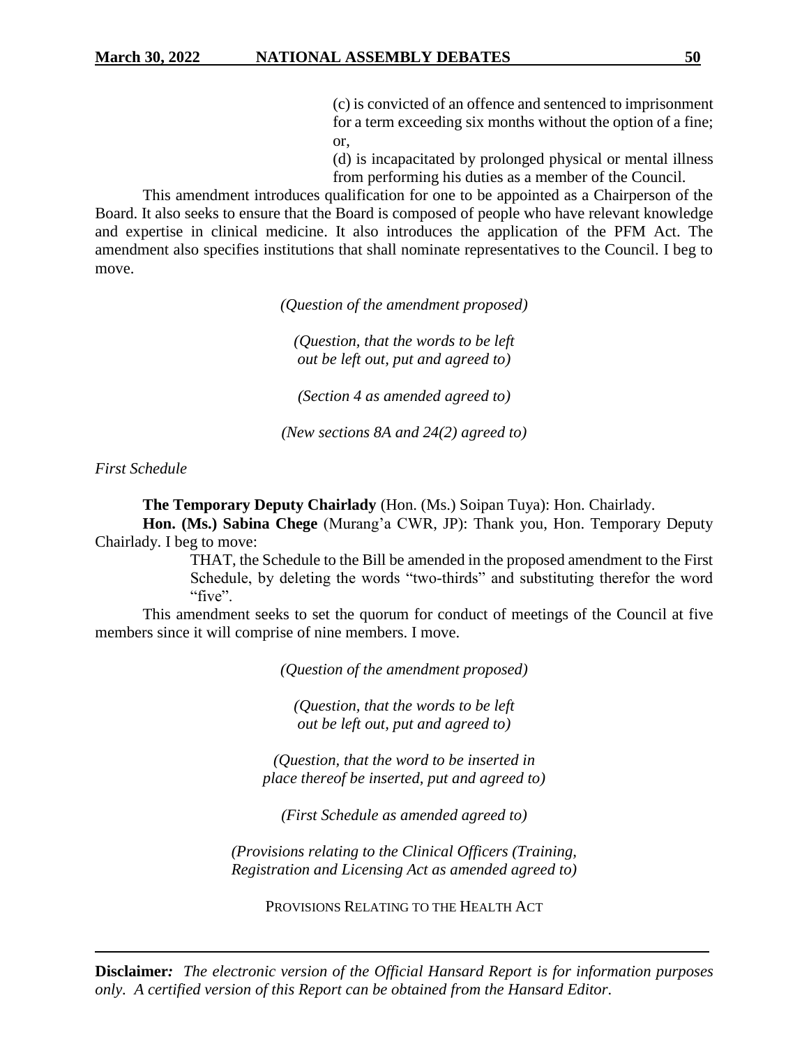(c) is convicted of an offence and sentenced to imprisonment for a term exceeding six months without the option of a fine; or,

(d) is incapacitated by prolonged physical or mental illness from performing his duties as a member of the Council.

This amendment introduces qualification for one to be appointed as a Chairperson of the Board. It also seeks to ensure that the Board is composed of people who have relevant knowledge and expertise in clinical medicine. It also introduces the application of the PFM Act. The amendment also specifies institutions that shall nominate representatives to the Council. I beg to move.

*(Question of the amendment proposed)*

*(Question, that the words to be left out be left out, put and agreed to)*

*(Section 4 as amended agreed to)*

*(New sections 8A and 24(2) agreed to)*

*First Schedule*

**The Temporary Deputy Chairlady** (Hon. (Ms.) Soipan Tuya): Hon. Chairlady.

**Hon. (Ms.) Sabina Chege** (Murang'a CWR, JP): Thank you, Hon. Temporary Deputy Chairlady. I beg to move:

> THAT, the Schedule to the Bill be amended in the proposed amendment to the First Schedule, by deleting the words "two-thirds" and substituting therefor the word "five".

This amendment seeks to set the quorum for conduct of meetings of the Council at five members since it will comprise of nine members. I move.

*(Question of the amendment proposed)*

*(Question, that the words to be left out be left out, put and agreed to)*

*(Question, that the word to be inserted in place thereof be inserted, put and agreed to)*

*(First Schedule as amended agreed to)*

*(Provisions relating to the Clinical Officers (Training, Registration and Licensing Act as amended agreed to)*

PROVISIONS RELATING TO THE HEALTH ACT

**Disclaimer***: The electronic version of the Official Hansard Report is for information purposes only. A certified version of this Report can be obtained from the Hansard Editor.*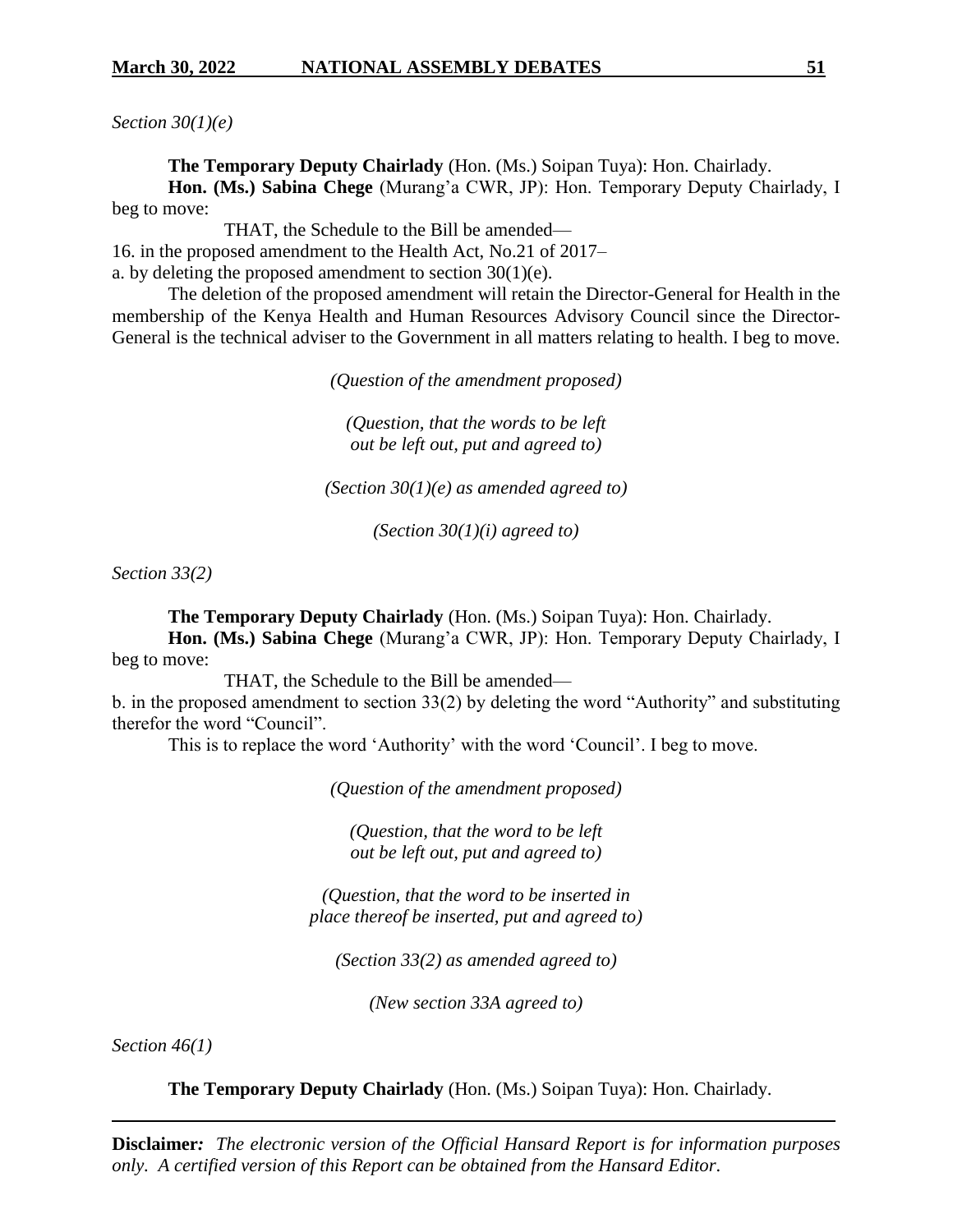*Section 30(1)(e)*

**The Temporary Deputy Chairlady** (Hon. (Ms.) Soipan Tuya): Hon. Chairlady.

**Hon. (Ms.) Sabina Chege** (Murang'a CWR, JP): Hon. Temporary Deputy Chairlady, I beg to move:

THAT, the Schedule to the Bill be amended—

16. in the proposed amendment to the Health Act, No.21 of 2017–

a. by deleting the proposed amendment to section 30(1)(e).

The deletion of the proposed amendment will retain the Director-General for Health in the membership of the Kenya Health and Human Resources Advisory Council since the Director-General is the technical adviser to the Government in all matters relating to health. I beg to move.

*(Question of the amendment proposed)*

*(Question, that the words to be left out be left out, put and agreed to)*

*(Section 30(1)(e) as amended agreed to)*

*(Section 30(1)(i) agreed to)*

*Section 33(2)*

**The Temporary Deputy Chairlady** (Hon. (Ms.) Soipan Tuya): Hon. Chairlady.

**Hon. (Ms.) Sabina Chege** (Murang'a CWR, JP): Hon. Temporary Deputy Chairlady, I beg to move:

THAT, the Schedule to the Bill be amended—

b. in the proposed amendment to section 33(2) by deleting the word "Authority" and substituting therefor the word "Council".

This is to replace the word 'Authority' with the word 'Council'. I beg to move.

*(Question of the amendment proposed)*

*(Question, that the word to be left out be left out, put and agreed to)*

*(Question, that the word to be inserted in place thereof be inserted, put and agreed to)*

*(Section 33(2) as amended agreed to)*

*(New section 33A agreed to)*

*Section 46(1)*

**The Temporary Deputy Chairlady** (Hon. (Ms.) Soipan Tuya): Hon. Chairlady.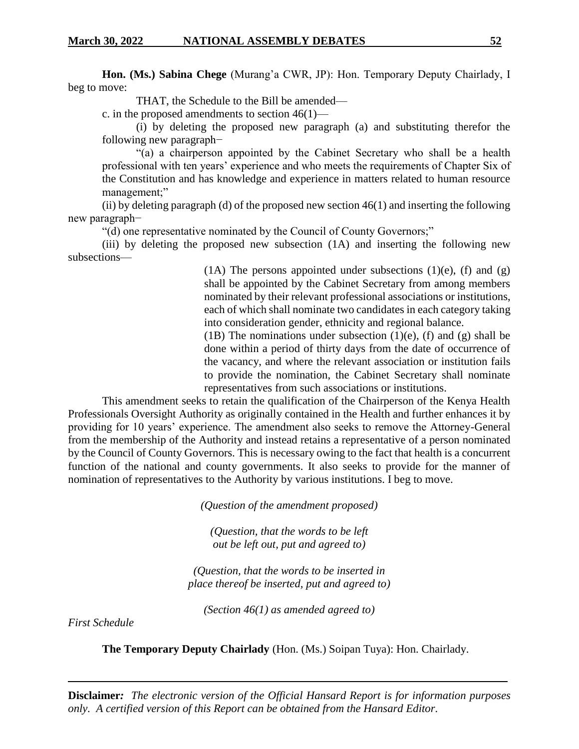**Hon. (Ms.) Sabina Chege** (Murang'a CWR, JP): Hon. Temporary Deputy Chairlady, I beg to move:

THAT, the Schedule to the Bill be amended—

c. in the proposed amendments to section 46(1)—

(i) by deleting the proposed new paragraph (a) and substituting therefor the following new paragraph−

"(a) a chairperson appointed by the Cabinet Secretary who shall be a health professional with ten years' experience and who meets the requirements of Chapter Six of the Constitution and has knowledge and experience in matters related to human resource management;"

(ii) by deleting paragraph (d) of the proposed new section 46(1) and inserting the following new paragraph−

"(d) one representative nominated by the Council of County Governors;"

(iii) by deleting the proposed new subsection (1A) and inserting the following new subsections—

> (1A) The persons appointed under subsections (1)(e), (f) and (g) shall be appointed by the Cabinet Secretary from among members nominated by their relevant professional associations or institutions, each of which shall nominate two candidates in each category taking into consideration gender, ethnicity and regional balance.
>
> (1B) The nominations under subsection (1)(e), (f) and (g) shall be done within a period of thirty days from the date of occurrence of the vacancy, and where the relevant association or institution fails to provide the nomination, the Cabinet Secretary shall nominate representatives from such associations or institutions.

This amendment seeks to retain the qualification of the Chairperson of the Kenya Health Professionals Oversight Authority as originally contained in the Health and further enhances it by providing for 10 years' experience. The amendment also seeks to remove the Attorney-General from the membership of the Authority and instead retains a representative of a person nominated by the Council of County Governors. This is necessary owing to the fact that health is a concurrent function of the national and county governments. It also seeks to provide for the manner of nomination of representatives to the Authority by various institutions. I beg to move.

*(Question of the amendment proposed)*

*(Question, that the words to be left out be left out, put and agreed to)*

*(Question, that the words to be inserted in place thereof be inserted, put and agreed to)*

*(Section 46(1) as amended agreed to)*

*First Schedule*

**The Temporary Deputy Chairlady** (Hon. (Ms.) Soipan Tuya): Hon. Chairlady.

**Disclaimer***:* *The electronic version of the Official Hansard Report is for information purposes only. A certified version of this Report can be obtained from the Hansard Editor.*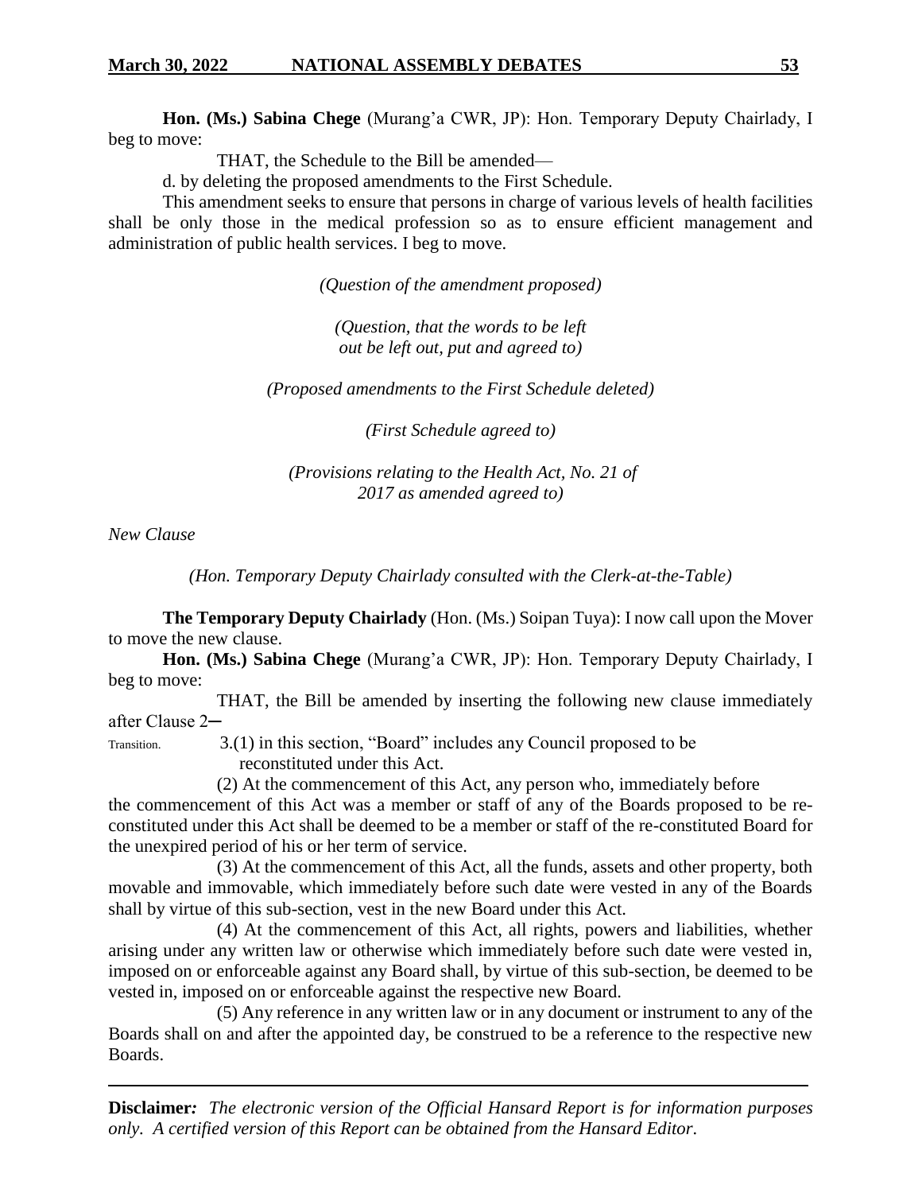**Hon. (Ms.) Sabina Chege** (Murang'a CWR, JP): Hon. Temporary Deputy Chairlady, I beg to move:

THAT, the Schedule to the Bill be amended—

d. by deleting the proposed amendments to the First Schedule.

This amendment seeks to ensure that persons in charge of various levels of health facilities shall be only those in the medical profession so as to ensure efficient management and administration of public health services. I beg to move.

*(Question of the amendment proposed)*

*(Question, that the words to be left out be left out, put and agreed to)*

*(Proposed amendments to the First Schedule deleted)*

*(First Schedule agreed to)*

*(Provisions relating to the Health Act, No. 21 of 2017 as amended agreed to)*

*New Clause*

*(Hon. Temporary Deputy Chairlady consulted with the Clerk-at-the-Table)*

**The Temporary Deputy Chairlady** (Hon. (Ms.) Soipan Tuya): I now call upon the Mover to move the new clause.

**Hon. (Ms.) Sabina Chege** (Murang'a CWR, JP): Hon. Temporary Deputy Chairlady, I beg to move:

THAT, the Bill be amended by inserting the following new clause immediately after Clause 2─

Transition. 3.(1) in this section, "Board" includes any Council proposed to be reconstituted under this Act.

(2) At the commencement of this Act, any person who, immediately before the commencement of this Act was a member or staff of any of the Boards proposed to be re-constituted under this Act shall be deemed to be a member or staff of the re-constituted Board for the unexpired period of his or her term of service.

(3) At the commencement of this Act, all the funds, assets and other property, both movable and immovable, which immediately before such date were vested in any of the Boards shall by virtue of this sub-section, vest in the new Board under this Act.

(4) At the commencement of this Act, all rights, powers and liabilities, whether arising under any written law or otherwise which immediately before such date were vested in, imposed on or enforceable against any Board shall, by virtue of this sub-section, be deemed to be vested in, imposed on or enforceable against the respective new Board.

(5) Any reference in any written law or in any document or instrument to any of the Boards shall on and after the appointed day, be construed to be a reference to the respective new Boards.

**Disclaimer***:* *The electronic version of the Official Hansard Report is for information purposes only. A certified version of this Report can be obtained from the Hansard Editor.*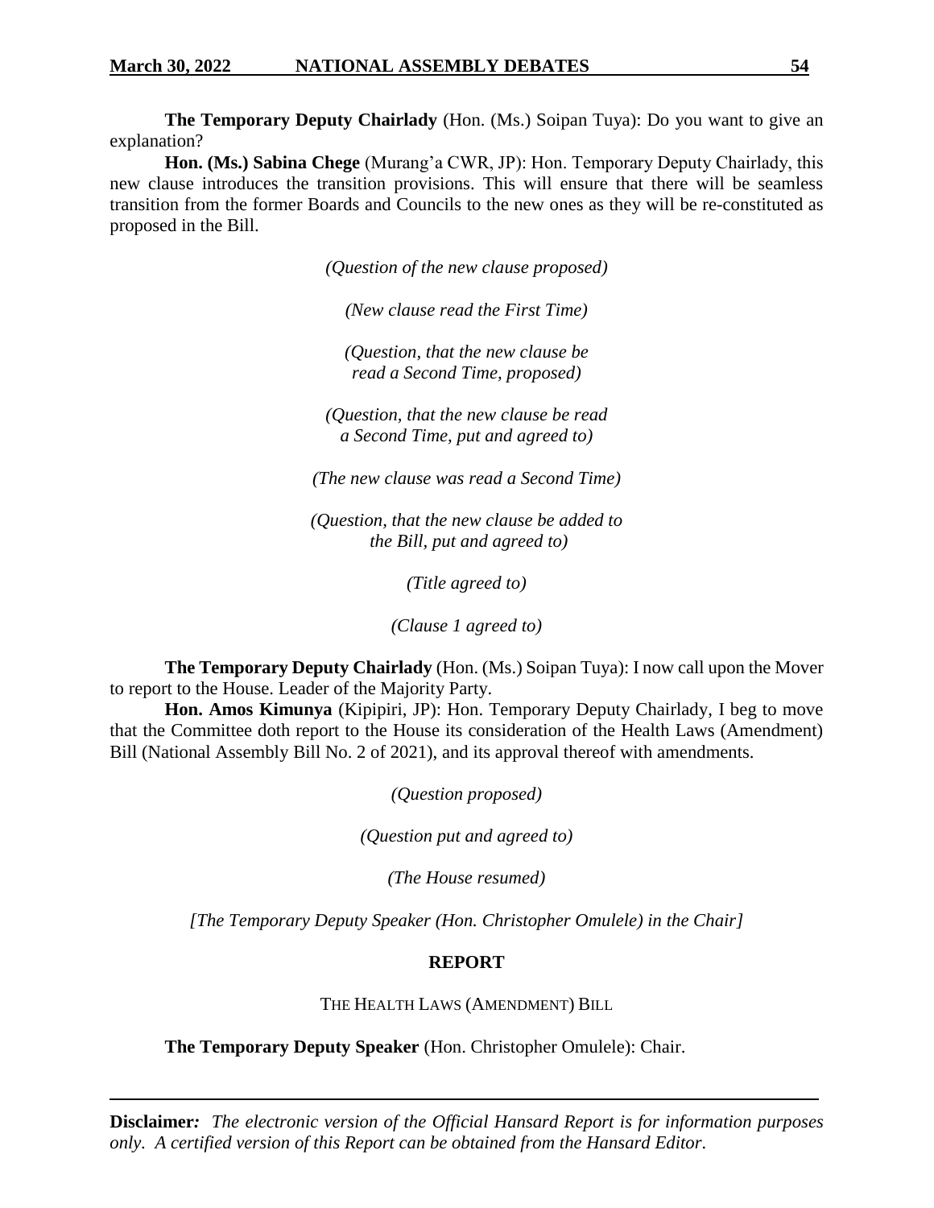**The Temporary Deputy Chairlady** (Hon. (Ms.) Soipan Tuya): Do you want to give an explanation?

**Hon. (Ms.) Sabina Chege** (Murang'a CWR, JP): Hon. Temporary Deputy Chairlady, this new clause introduces the transition provisions. This will ensure that there will be seamless transition from the former Boards and Councils to the new ones as they will be re-constituted as proposed in the Bill.

*(Question of the new clause proposed)*

*(New clause read the First Time)*

*(Question, that the new clause be read a Second Time, proposed)*

*(Question, that the new clause be read a Second Time, put and agreed to)*

*(The new clause was read a Second Time)*

*(Question, that the new clause be added to the Bill, put and agreed to)*

*(Title agreed to)*

*(Clause 1 agreed to)*

**The Temporary Deputy Chairlady** (Hon. (Ms.) Soipan Tuya): I now call upon the Mover to report to the House. Leader of the Majority Party.

**Hon. Amos Kimunya** (Kipipiri, JP): Hon. Temporary Deputy Chairlady, I beg to move that the Committee doth report to the House its consideration of the Health Laws (Amendment) Bill (National Assembly Bill No. 2 of 2021), and its approval thereof with amendments.

*(Question proposed)*

*(Question put and agreed to)*

*(The House resumed)*

*[The Temporary Deputy Speaker (Hon. Christopher Omulele) in the Chair]*

## REPORT

THE HEALTH LAWS (AMENDMENT) BILL

**The Temporary Deputy Speaker** (Hon. Christopher Omulele): Chair.

**Disclaimer***: The electronic version of the Official Hansard Report is for information purposes only. A certified version of this Report can be obtained from the Hansard Editor.*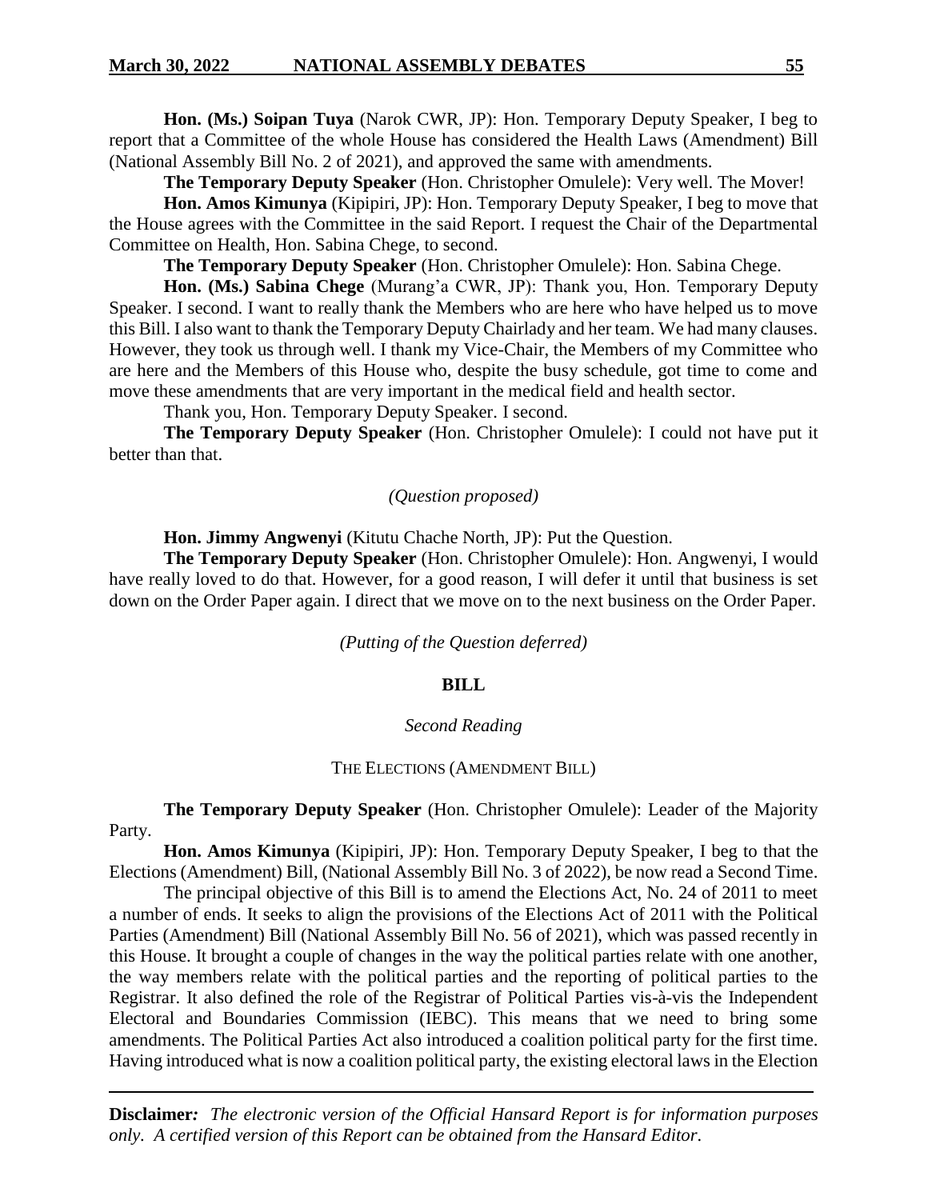**Hon. (Ms.) Soipan Tuya** (Narok CWR, JP): Hon. Temporary Deputy Speaker, I beg to report that a Committee of the whole House has considered the Health Laws (Amendment) Bill (National Assembly Bill No. 2 of 2021), and approved the same with amendments.

**The Temporary Deputy Speaker** (Hon. Christopher Omulele): Very well. The Mover!

**Hon. Amos Kimunya** (Kipipiri, JP): Hon. Temporary Deputy Speaker, I beg to move that the House agrees with the Committee in the said Report. I request the Chair of the Departmental Committee on Health, Hon. Sabina Chege, to second.

**The Temporary Deputy Speaker** (Hon. Christopher Omulele): Hon. Sabina Chege.

**Hon. (Ms.) Sabina Chege** (Murang'a CWR, JP): Thank you, Hon. Temporary Deputy Speaker. I second. I want to really thank the Members who are here who have helped us to move this Bill. I also want to thank the Temporary Deputy Chairlady and her team. We had many clauses. However, they took us through well. I thank my Vice-Chair, the Members of my Committee who are here and the Members of this House who, despite the busy schedule, got time to come and move these amendments that are very important in the medical field and health sector.

Thank you, Hon. Temporary Deputy Speaker. I second.

**The Temporary Deputy Speaker** (Hon. Christopher Omulele): I could not have put it better than that.

*(Question proposed)*

**Hon. Jimmy Angwenyi** (Kitutu Chache North, JP): Put the Question.

**The Temporary Deputy Speaker** (Hon. Christopher Omulele): Hon. Angwenyi, I would have really loved to do that. However, for a good reason, I will defer it until that business is set down on the Order Paper again. I direct that we move on to the next business on the Order Paper.

*(Putting of the Question deferred)*

## BILL

*Second Reading*

THE ELECTIONS (AMENDMENT BILL)

**The Temporary Deputy Speaker** (Hon. Christopher Omulele): Leader of the Majority Party.

**Hon. Amos Kimunya** (Kipipiri, JP): Hon. Temporary Deputy Speaker, I beg to that the Elections (Amendment) Bill, (National Assembly Bill No. 3 of 2022), be now read a Second Time.

The principal objective of this Bill is to amend the Elections Act, No. 24 of 2011 to meet a number of ends. It seeks to align the provisions of the Elections Act of 2011 with the Political Parties (Amendment) Bill (National Assembly Bill No. 56 of 2021), which was passed recently in this House. It brought a couple of changes in the way the political parties relate with one another, the way members relate with the political parties and the reporting of political parties to the Registrar. It also defined the role of the Registrar of Political Parties vis-à-vis the Independent Electoral and Boundaries Commission (IEBC). This means that we need to bring some amendments. The Political Parties Act also introduced a coalition political party for the first time. Having introduced what is now a coalition political party, the existing electoral laws in the Election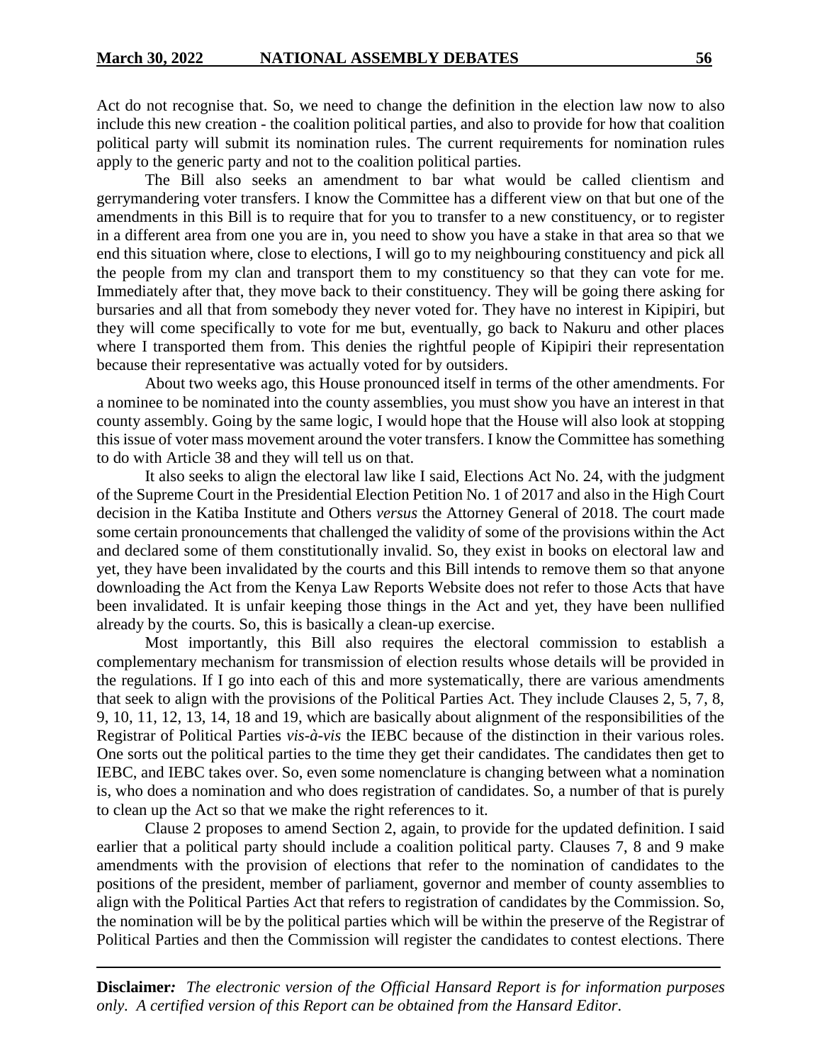Act do not recognise that. So, we need to change the definition in the election law now to also include this new creation - the coalition political parties, and also to provide for how that coalition political party will submit its nomination rules. The current requirements for nomination rules apply to the generic party and not to the coalition political parties.

The Bill also seeks an amendment to bar what would be called clientism and gerrymandering voter transfers. I know the Committee has a different view on that but one of the amendments in this Bill is to require that for you to transfer to a new constituency, or to register in a different area from one you are in, you need to show you have a stake in that area so that we end this situation where, close to elections, I will go to my neighbouring constituency and pick all the people from my clan and transport them to my constituency so that they can vote for me. Immediately after that, they move back to their constituency. They will be going there asking for bursaries and all that from somebody they never voted for. They have no interest in Kipipiri, but they will come specifically to vote for me but, eventually, go back to Nakuru and other places where I transported them from. This denies the rightful people of Kipipiri their representation because their representative was actually voted for by outsiders.

About two weeks ago, this House pronounced itself in terms of the other amendments. For a nominee to be nominated into the county assemblies, you must show you have an interest in that county assembly. Going by the same logic, I would hope that the House will also look at stopping this issue of voter mass movement around the voter transfers. I know the Committee has something to do with Article 38 and they will tell us on that.

It also seeks to align the electoral law like I said, Elections Act No. 24, with the judgment of the Supreme Court in the Presidential Election Petition No. 1 of 2017 and also in the High Court decision in the Katiba Institute and Others *versus* the Attorney General of 2018. The court made some certain pronouncements that challenged the validity of some of the provisions within the Act and declared some of them constitutionally invalid. So, they exist in books on electoral law and yet, they have been invalidated by the courts and this Bill intends to remove them so that anyone downloading the Act from the Kenya Law Reports Website does not refer to those Acts that have been invalidated. It is unfair keeping those things in the Act and yet, they have been nullified already by the courts. So, this is basically a clean-up exercise.

Most importantly, this Bill also requires the electoral commission to establish a complementary mechanism for transmission of election results whose details will be provided in the regulations. If I go into each of this and more systematically, there are various amendments that seek to align with the provisions of the Political Parties Act. They include Clauses 2, 5, 7, 8, 9, 10, 11, 12, 13, 14, 18 and 19, which are basically about alignment of the responsibilities of the Registrar of Political Parties *vis-à-vis* the IEBC because of the distinction in their various roles. One sorts out the political parties to the time they get their candidates. The candidates then get to IEBC, and IEBC takes over. So, even some nomenclature is changing between what a nomination is, who does a nomination and who does registration of candidates. So, a number of that is purely to clean up the Act so that we make the right references to it.

Clause 2 proposes to amend Section 2, again, to provide for the updated definition. I said earlier that a political party should include a coalition political party. Clauses 7, 8 and 9 make amendments with the provision of elections that refer to the nomination of candidates to the positions of the president, member of parliament, governor and member of county assemblies to align with the Political Parties Act that refers to registration of candidates by the Commission. So, the nomination will be by the political parties which will be within the preserve of the Registrar of Political Parties and then the Commission will register the candidates to contest elections. There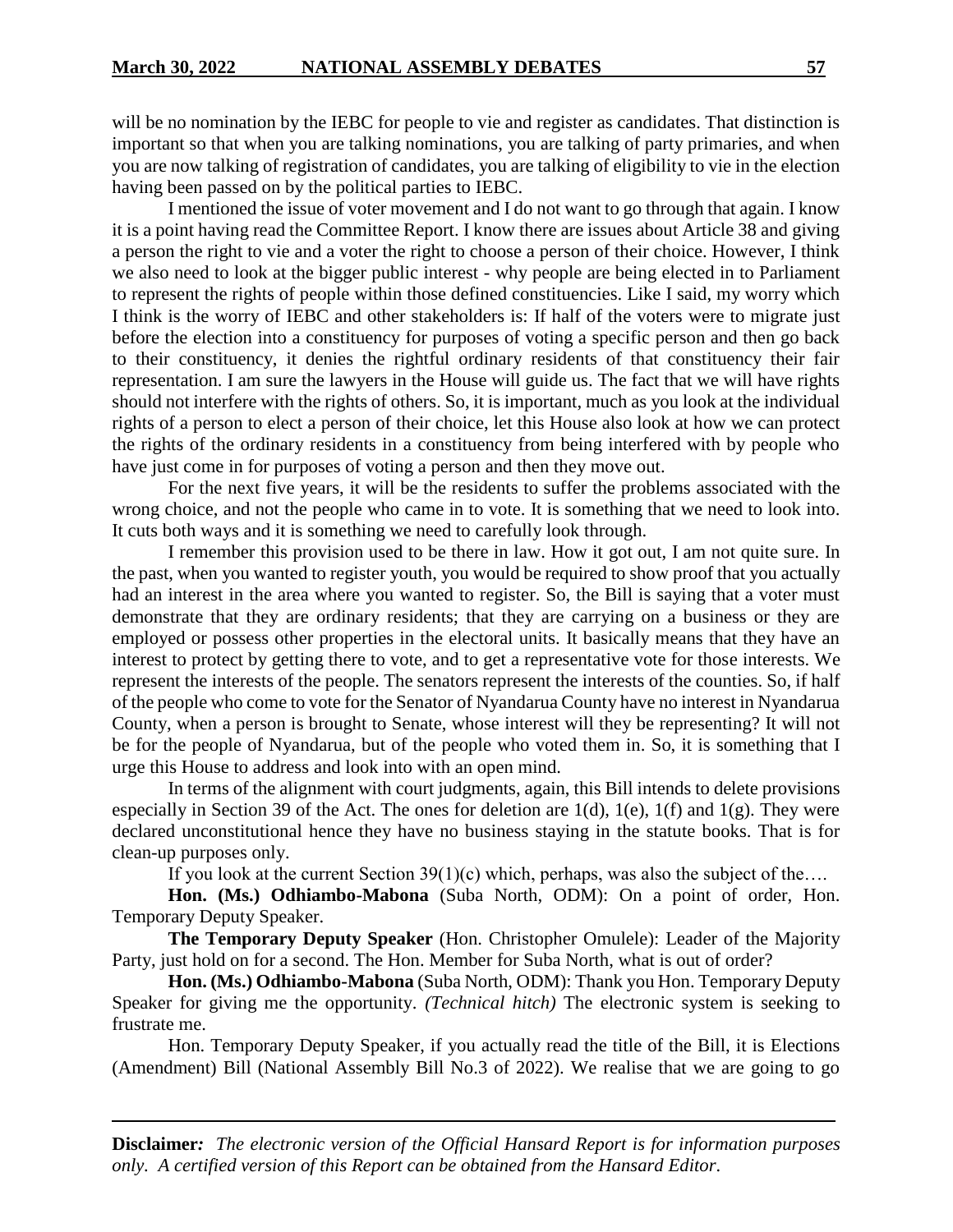will be no nomination by the IEBC for people to vie and register as candidates. That distinction is important so that when you are talking nominations, you are talking of party primaries, and when you are now talking of registration of candidates, you are talking of eligibility to vie in the election having been passed on by the political parties to IEBC.

I mentioned the issue of voter movement and I do not want to go through that again. I know it is a point having read the Committee Report. I know there are issues about Article 38 and giving a person the right to vie and a voter the right to choose a person of their choice. However, I think we also need to look at the bigger public interest - why people are being elected in to Parliament to represent the rights of people within those defined constituencies. Like I said, my worry which I think is the worry of IEBC and other stakeholders is: If half of the voters were to migrate just before the election into a constituency for purposes of voting a specific person and then go back to their constituency, it denies the rightful ordinary residents of that constituency their fair representation. I am sure the lawyers in the House will guide us. The fact that we will have rights should not interfere with the rights of others. So, it is important, much as you look at the individual rights of a person to elect a person of their choice, let this House also look at how we can protect the rights of the ordinary residents in a constituency from being interfered with by people who have just come in for purposes of voting a person and then they move out.

For the next five years, it will be the residents to suffer the problems associated with the wrong choice, and not the people who came in to vote. It is something that we need to look into. It cuts both ways and it is something we need to carefully look through.

I remember this provision used to be there in law. How it got out, I am not quite sure. In the past, when you wanted to register youth, you would be required to show proof that you actually had an interest in the area where you wanted to register. So, the Bill is saying that a voter must demonstrate that they are ordinary residents; that they are carrying on a business or they are employed or possess other properties in the electoral units. It basically means that they have an interest to protect by getting there to vote, and to get a representative vote for those interests. We represent the interests of the people. The senators represent the interests of the counties. So, if half of the people who come to vote for the Senator of Nyandarua County have no interest in Nyandarua County, when a person is brought to Senate, whose interest will they be representing? It will not be for the people of Nyandarua, but of the people who voted them in. So, it is something that I urge this House to address and look into with an open mind.

In terms of the alignment with court judgments, again, this Bill intends to delete provisions especially in Section 39 of the Act. The ones for deletion are 1(d), 1(e), 1(f) and 1(g). They were declared unconstitutional hence they have no business staying in the statute books. That is for clean-up purposes only.

If you look at the current Section 39(1)(c) which, perhaps, was also the subject of the….

**Hon. (Ms.) Odhiambo-Mabona** (Suba North, ODM): On a point of order, Hon. Temporary Deputy Speaker.

**The Temporary Deputy Speaker** (Hon. Christopher Omulele): Leader of the Majority Party, just hold on for a second. The Hon. Member for Suba North, what is out of order?

**Hon. (Ms.) Odhiambo-Mabona** (Suba North, ODM): Thank you Hon. Temporary Deputy Speaker for giving me the opportunity. *(Technical hitch)* The electronic system is seeking to frustrate me.

Hon. Temporary Deputy Speaker, if you actually read the title of the Bill, it is Elections (Amendment) Bill (National Assembly Bill No.3 of 2022). We realise that we are going to go

**Disclaimer:** *The electronic version of the Official Hansard Report is for information purposes only. A certified version of this Report can be obtained from the Hansard Editor.*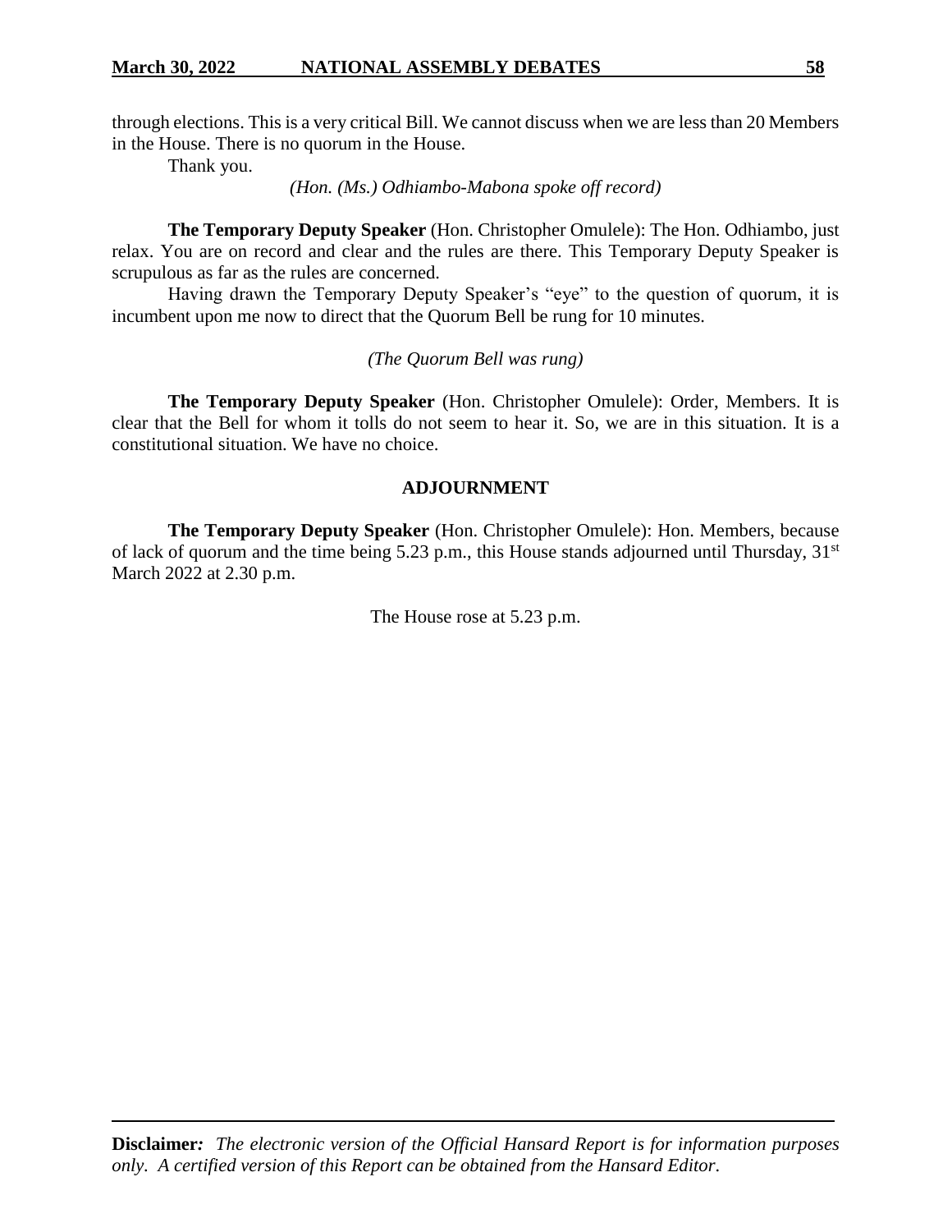through elections. This is a very critical Bill. We cannot discuss when we are less than 20 Members in the House. There is no quorum in the House.

Thank you.

*(Hon. (Ms.) Odhiambo-Mabona spoke off record)*

**The Temporary Deputy Speaker** (Hon. Christopher Omulele): The Hon. Odhiambo, just relax. You are on record and clear and the rules are there. This Temporary Deputy Speaker is scrupulous as far as the rules are concerned.

Having drawn the Temporary Deputy Speaker's "eye" to the question of quorum, it is incumbent upon me now to direct that the Quorum Bell be rung for 10 minutes.

*(The Quorum Bell was rung)*

**The Temporary Deputy Speaker** (Hon. Christopher Omulele): Order, Members. It is clear that the Bell for whom it tolls do not seem to hear it. So, we are in this situation. It is a constitutional situation. We have no choice.

## ADJOURNMENT

**The Temporary Deputy Speaker** (Hon. Christopher Omulele): Hon. Members, because of lack of quorum and the time being 5.23 p.m., this House stands adjourned until Thursday, 31st March 2022 at 2.30 p.m.

The House rose at 5.23 p.m.

**Disclaimer***:* *The electronic version of the Official Hansard Report is for information purposes only. A certified version of this Report can be obtained from the Hansard Editor.*